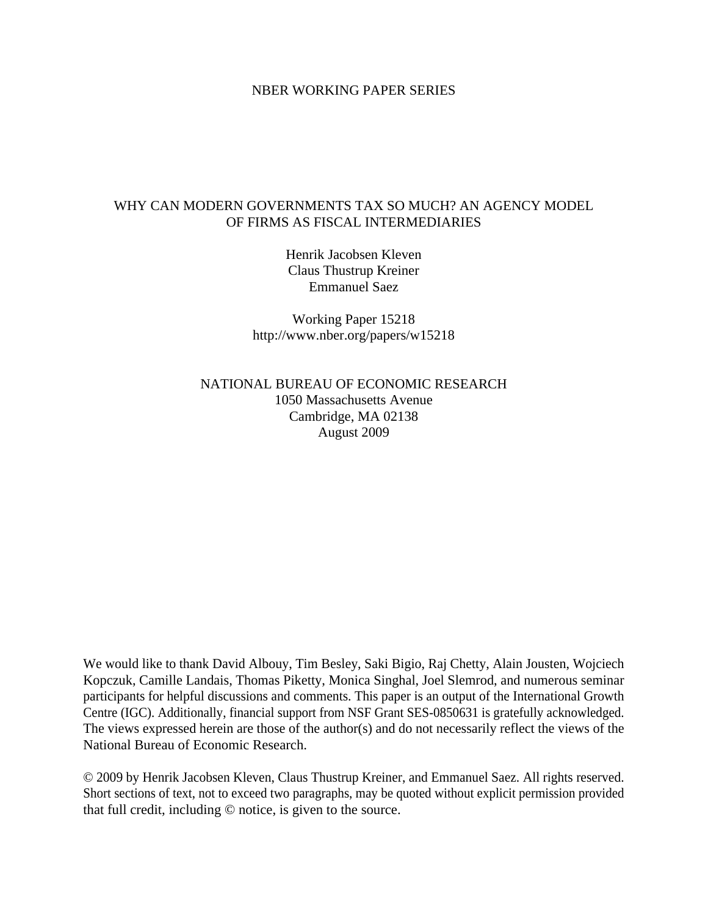NBER WORKING PAPER SERIES

# WHY CAN MODERN GOVERNMENTS TAX SO MUCH? AN AGENCY MODEL OF FIRMS AS FISCAL INTERMEDIARIES

Henrik Jacobsen Kleven
Claus Thustrup Kreiner
Emmanuel Saez

Working Paper 15218
http://www.nber.org/papers/w15218

NATIONAL BUREAU OF ECONOMIC RESEARCH
1050 Massachusetts Avenue
Cambridge, MA 02138
August 2009

We would like to thank David Albouy, Tim Besley, Saki Bigio, Raj Chetty, Alain Jousten, Wojciech Kopczuk, Camille Landais, Thomas Piketty, Monica Singhal, Joel Slemrod, and numerous seminar participants for helpful discussions and comments. This paper is an output of the International Growth Centre (IGC). Additionally, financial support from NSF Grant SES-0850631 is gratefully acknowledged. The views expressed herein are those of the author(s) and do not necessarily reflect the views of the National Bureau of Economic Research.

© 2009 by Henrik Jacobsen Kleven, Claus Thustrup Kreiner, and Emmanuel Saez. All rights reserved. Short sections of text, not to exceed two paragraphs, may be quoted without explicit permission provided that full credit, including © notice, is given to the source.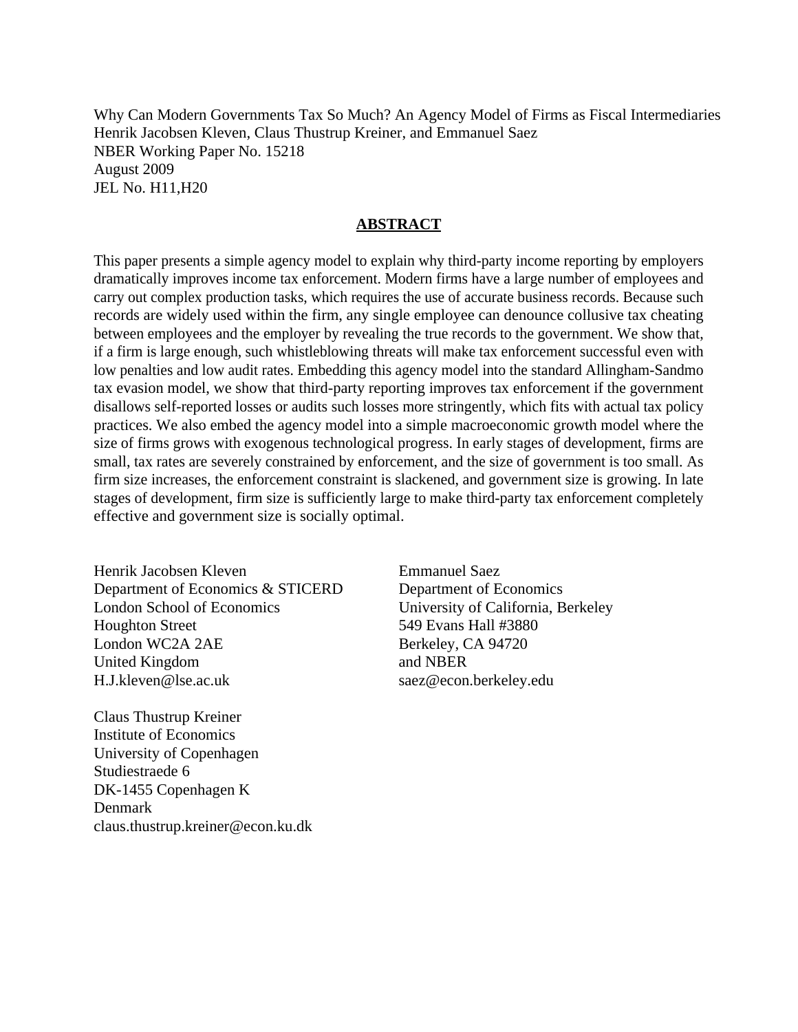Why Can Modern Governments Tax So Much? An Agency Model of Firms as Fiscal Intermediaries
Henrik Jacobsen Kleven, Claus Thustrup Kreiner, and Emmanuel Saez
NBER Working Paper No. 15218
August 2009
JEL No. H11,H20

## ABSTRACT

This paper presents a simple agency model to explain why third-party income reporting by employers dramatically improves income tax enforcement. Modern firms have a large number of employees and carry out complex production tasks, which requires the use of accurate business records. Because such records are widely used within the firm, any single employee can denounce collusive tax cheating between employees and the employer by revealing the true records to the government. We show that, if a firm is large enough, such whistleblowing threats will make tax enforcement successful even with low penalties and low audit rates. Embedding this agency model into the standard Allingham-Sandmo tax evasion model, we show that third-party reporting improves tax enforcement if the government disallows self-reported losses or audits such losses more stringently, which fits with actual tax policy practices. We also embed the agency model into a simple macroeconomic growth model where the size of firms grows with exogenous technological progress. In early stages of development, firms are small, tax rates are severely constrained by enforcement, and the size of government is too small. As firm size increases, the enforcement constraint is slackened, and government size is growing. In late stages of development, firm size is sufficiently large to make third-party tax enforcement completely effective and government size is socially optimal.

Henrik Jacobsen Kleven
Department of Economics & STICERD
London School of Economics
Houghton Street
London WC2A 2AE
United Kingdom
H.J.kleven@lse.ac.uk

Emmanuel Saez
Department of Economics
University of California, Berkeley
549 Evans Hall #3880
Berkeley, CA 94720
and NBER
saez@econ.berkeley.edu

Claus Thustrup Kreiner
Institute of Economics
University of Copenhagen
Studiestraede 6
DK-1455 Copenhagen K
Denmark
claus.thustrup.kreiner@econ.ku.dk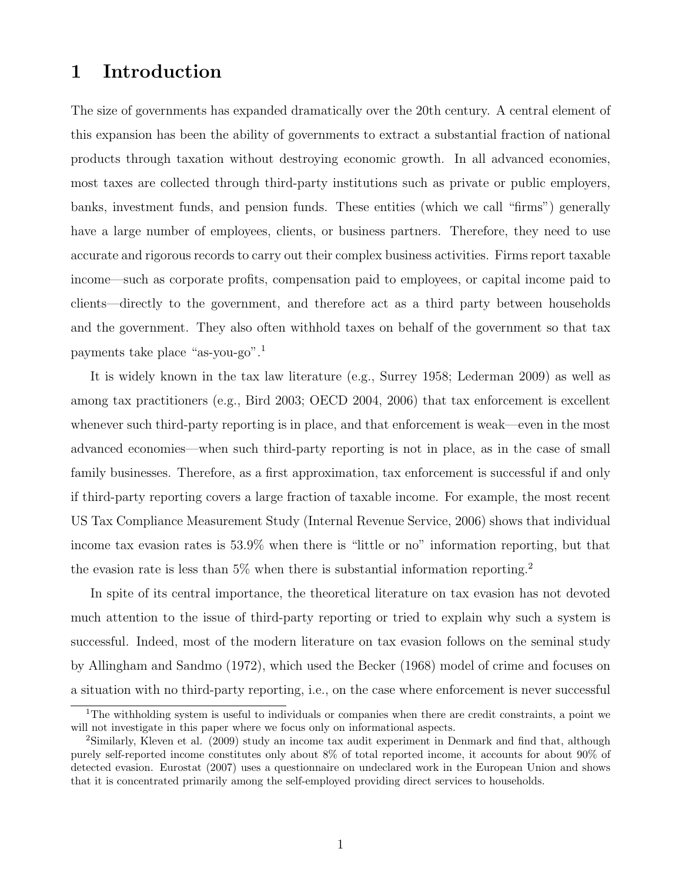# 1 Introduction

The size of governments has expanded dramatically over the 20th century. A central element of this expansion has been the ability of governments to extract a substantial fraction of national products through taxation without destroying economic growth. In all advanced economies, most taxes are collected through third-party institutions such as private or public employers, banks, investment funds, and pension funds. These entities (which we call "firms") generally have a large number of employees, clients, or business partners. Therefore, they need to use accurate and rigorous records to carry out their complex business activities. Firms report taxable income—such as corporate profits, compensation paid to employees, or capital income paid to clients—directly to the government, and therefore act as a third party between households and the government. They also often withhold taxes on behalf of the government so that tax payments take place "as-you-go".[1]

It is widely known in the tax law literature (e.g., Surrey 1958; Lederman 2009) as well as among tax practitioners (e.g., Bird 2003; OECD 2004, 2006) that tax enforcement is excellent whenever such third-party reporting is in place, and that enforcement is weak—even in the most advanced economies—when such third-party reporting is not in place, as in the case of small family businesses. Therefore, as a first approximation, tax enforcement is successful if and only if third-party reporting covers a large fraction of taxable income. For example, the most recent US Tax Compliance Measurement Study (Internal Revenue Service, 2006) shows that individual income tax evasion rates is 53.9% when there is "little or no" information reporting, but that the evasion rate is less than 5% when there is substantial information reporting.[2]

In spite of its central importance, the theoretical literature on tax evasion has not devoted much attention to the issue of third-party reporting or tried to explain why such a system is successful. Indeed, most of the modern literature on tax evasion follows on the seminal study by Allingham and Sandmo (1972), which used the Becker (1968) model of crime and focuses on a situation with no third-party reporting, i.e., on the case where enforcement is never successful

[1] The withholding system is useful to individuals or companies when there are credit constraints, a point we will not investigate in this paper where we focus only on informational aspects.

[2] Similarly, Kleven et al. (2009) study an income tax audit experiment in Denmark and find that, although purely self-reported income constitutes only about 8% of total reported income, it accounts for about 90% of detected evasion. Eurostat (2007) uses a questionnaire on undeclared work in the European Union and shows that it is concentrated primarily among the self-employed providing direct services to households.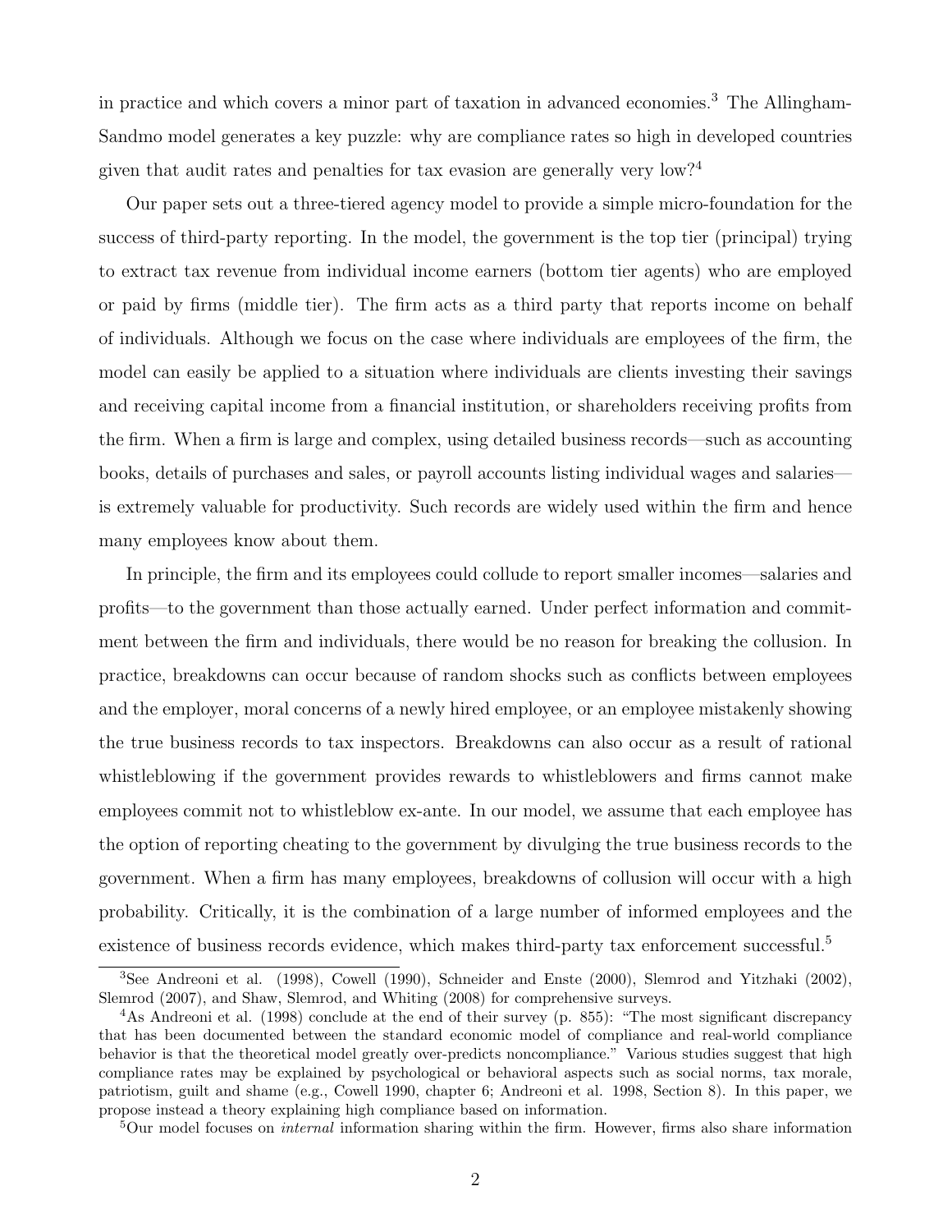in practice and which covers a minor part of taxation in advanced economies.[3] The Allingham-Sandmo model generates a key puzzle: why are compliance rates so high in developed countries given that audit rates and penalties for tax evasion are generally very low?[4]

Our paper sets out a three-tiered agency model to provide a simple micro-foundation for the success of third-party reporting. In the model, the government is the top tier (principal) trying to extract tax revenue from individual income earners (bottom tier agents) who are employed or paid by firms (middle tier). The firm acts as a third party that reports income on behalf of individuals. Although we focus on the case where individuals are employees of the firm, the model can easily be applied to a situation where individuals are clients investing their savings and receiving capital income from a financial institution, or shareholders receiving profits from the firm. When a firm is large and complex, using detailed business records—such as accounting books, details of purchases and sales, or payroll accounts listing individual wages and salaries—is extremely valuable for productivity. Such records are widely used within the firm and hence many employees know about them.

In principle, the firm and its employees could collude to report smaller incomes—salaries and profits—to the government than those actually earned. Under perfect information and commitment between the firm and individuals, there would be no reason for breaking the collusion. In practice, breakdowns can occur because of random shocks such as conflicts between employees and the employer, moral concerns of a newly hired employee, or an employee mistakenly showing the true business records to tax inspectors. Breakdowns can also occur as a result of rational whistleblowing if the government provides rewards to whistleblowers and firms cannot make employees commit not to whistleblow ex-ante. In our model, we assume that each employee has the option of reporting cheating to the government by divulging the true business records to the government. When a firm has many employees, breakdowns of collusion will occur with a high probability. Critically, it is the combination of a large number of informed employees and the existence of business records evidence, which makes third-party tax enforcement successful.[5]

---

[3] See Andreoni et al. (1998), Cowell (1990), Schneider and Enste (2000), Slemrod and Yitzhaki (2002), Slemrod (2007), and Shaw, Slemrod, and Whiting (2008) for comprehensive surveys.

[4] As Andreoni et al. (1998) conclude at the end of their survey (p. 855): "The most significant discrepancy that has been documented between the standard economic model of compliance and real-world compliance behavior is that the theoretical model greatly over-predicts noncompliance." Various studies suggest that high compliance rates may be explained by psychological or behavioral aspects such as social norms, tax morale, patriotism, guilt and shame (e.g., Cowell 1990, chapter 6; Andreoni et al. 1998, Section 8). In this paper, we propose instead a theory explaining high compliance based on information.

[5] Our model focuses on *internal* information sharing within the firm. However, firms also share information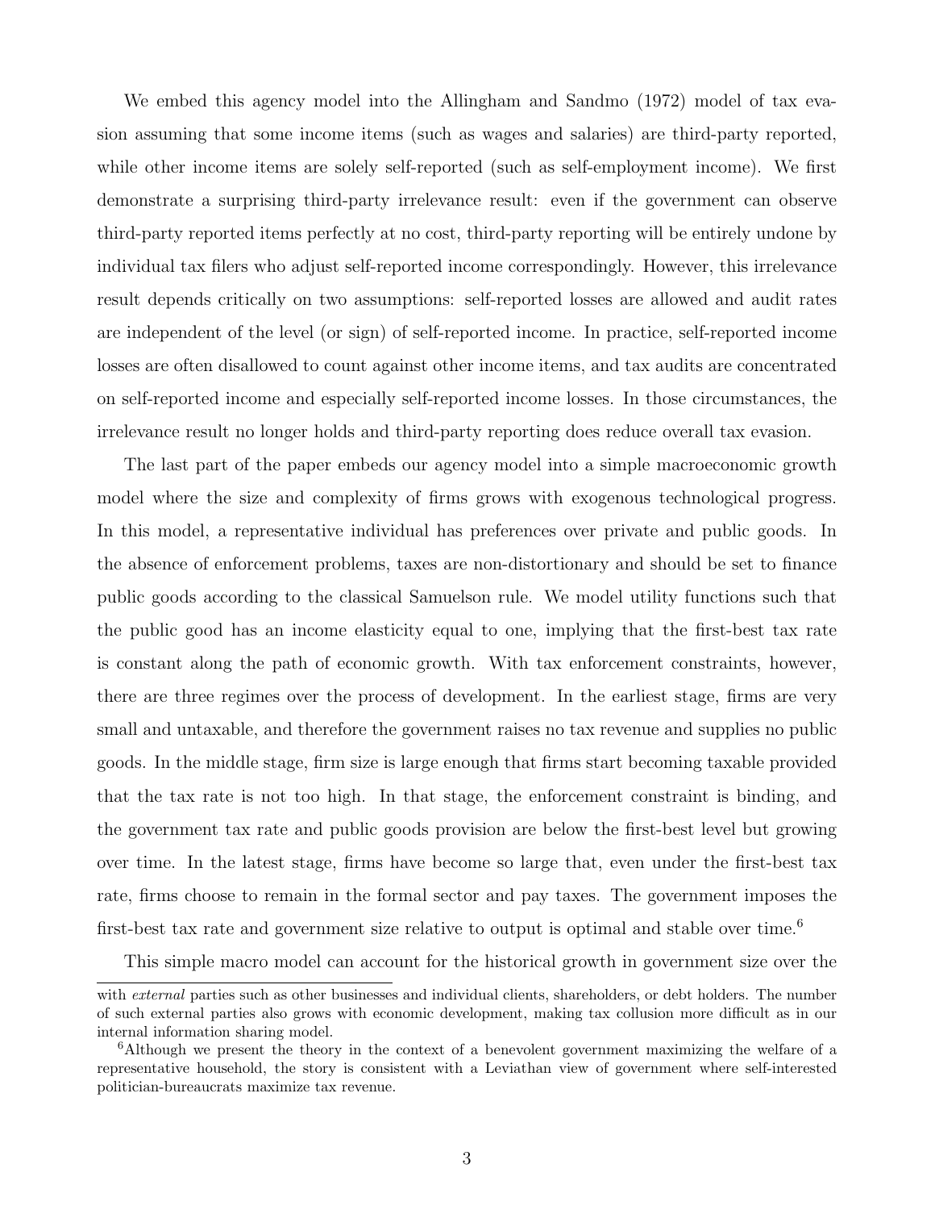We embed this agency model into the Allingham and Sandmo (1972) model of tax evasion assuming that some income items (such as wages and salaries) are third-party reported, while other income items are solely self-reported (such as self-employment income). We first demonstrate a surprising third-party irrelevance result: even if the government can observe third-party reported items perfectly at no cost, third-party reporting will be entirely undone by individual tax filers who adjust self-reported income correspondingly. However, this irrelevance result depends critically on two assumptions: self-reported losses are allowed and audit rates are independent of the level (or sign) of self-reported income. In practice, self-reported income losses are often disallowed to count against other income items, and tax audits are concentrated on self-reported income and especially self-reported income losses. In those circumstances, the irrelevance result no longer holds and third-party reporting does reduce overall tax evasion.

The last part of the paper embeds our agency model into a simple macroeconomic growth model where the size and complexity of firms grows with exogenous technological progress. In this model, a representative individual has preferences over private and public goods. In the absence of enforcement problems, taxes are non-distortionary and should be set to finance public goods according to the classical Samuelson rule. We model utility functions such that the public good has an income elasticity equal to one, implying that the first-best tax rate is constant along the path of economic growth. With tax enforcement constraints, however, there are three regimes over the process of development. In the earliest stage, firms are very small and untaxable, and therefore the government raises no tax revenue and supplies no public goods. In the middle stage, firm size is large enough that firms start becoming taxable provided that the tax rate is not too high. In that stage, the enforcement constraint is binding, and the government tax rate and public goods provision are below the first-best level but growing over time. In the latest stage, firms have become so large that, even under the first-best tax rate, firms choose to remain in the formal sector and pay taxes. The government imposes the first-best tax rate and government size relative to output is optimal and stable over time.[6]

This simple macro model can account for the historical growth in government size over the

with *external* parties such as other businesses and individual clients, shareholders, or debt holders. The number of such external parties also grows with economic development, making tax collusion more difficult as in our internal information sharing model.

[6] Although we present the theory in the context of a benevolent government maximizing the welfare of a representative household, the story is consistent with a Leviathan view of government where self-interested politician-bureaucrats maximize tax revenue.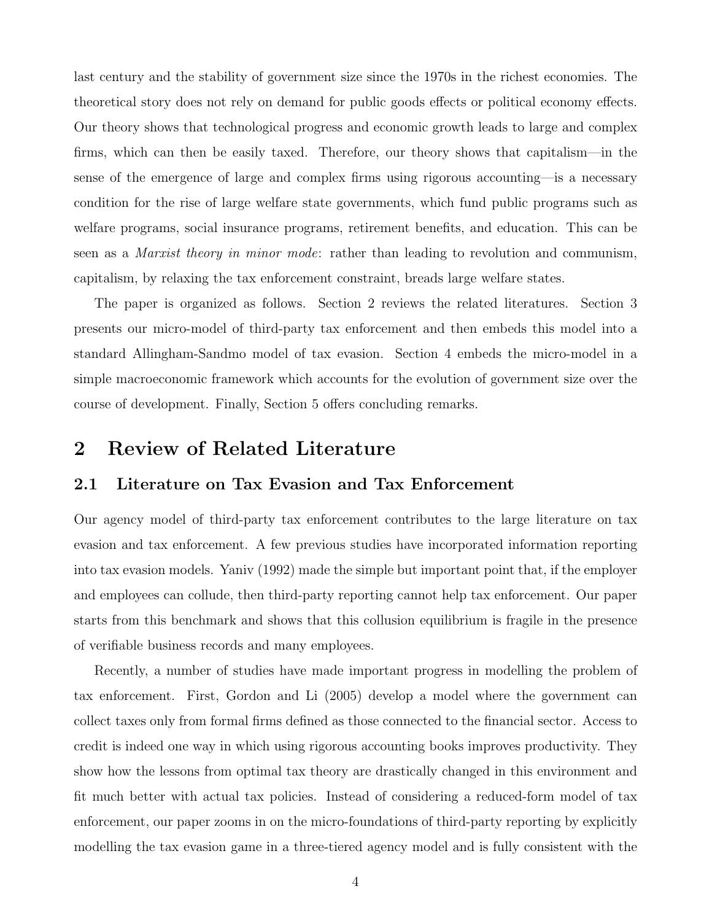last century and the stability of government size since the 1970s in the richest economies. The theoretical story does not rely on demand for public goods effects or political economy effects. Our theory shows that technological progress and economic growth leads to large and complex firms, which can then be easily taxed. Therefore, our theory shows that capitalism—in the sense of the emergence of large and complex firms using rigorous accounting—is a necessary condition for the rise of large welfare state governments, which fund public programs such as welfare programs, social insurance programs, retirement benefits, and education. This can be seen as a *Marxist theory in minor mode*: rather than leading to revolution and communism, capitalism, by relaxing the tax enforcement constraint, breads large welfare states.

The paper is organized as follows. Section 2 reviews the related literatures. Section 3 presents our micro-model of third-party tax enforcement and then embeds this model into a standard Allingham-Sandmo model of tax evasion. Section 4 embeds the micro-model in a simple macroeconomic framework which accounts for the evolution of government size over the course of development. Finally, Section 5 offers concluding remarks.

## 2 Review of Related Literature

### 2.1 Literature on Tax Evasion and Tax Enforcement

Our agency model of third-party tax enforcement contributes to the large literature on tax evasion and tax enforcement. A few previous studies have incorporated information reporting into tax evasion models. Yaniv (1992) made the simple but important point that, if the employer and employees can collude, then third-party reporting cannot help tax enforcement. Our paper starts from this benchmark and shows that this collusion equilibrium is fragile in the presence of verifiable business records and many employees.

Recently, a number of studies have made important progress in modelling the problem of tax enforcement. First, Gordon and Li (2005) develop a model where the government can collect taxes only from formal firms defined as those connected to the financial sector. Access to credit is indeed one way in which using rigorous accounting books improves productivity. They show how the lessons from optimal tax theory are drastically changed in this environment and fit much better with actual tax policies. Instead of considering a reduced-form model of tax enforcement, our paper zooms in on the micro-foundations of third-party reporting by explicitly modelling the tax evasion game in a three-tiered agency model and is fully consistent with the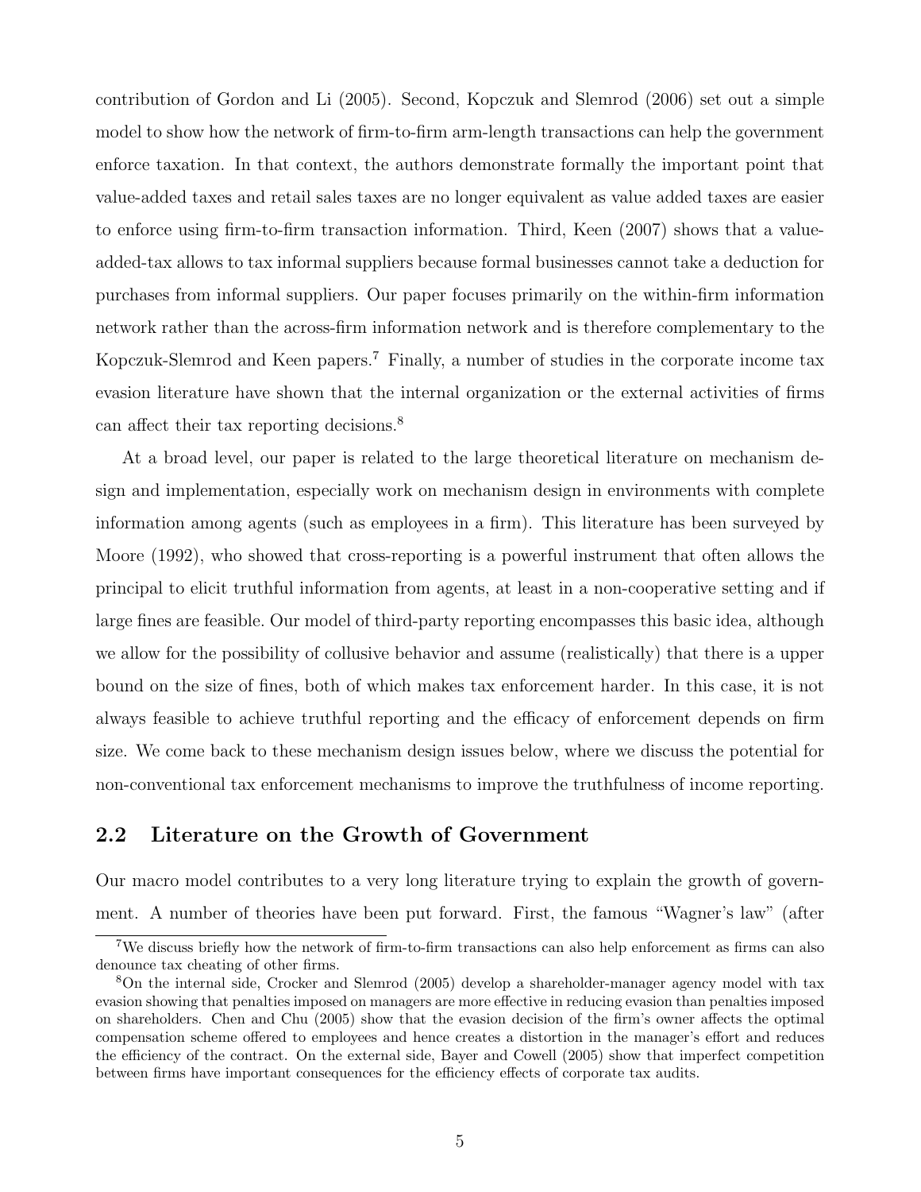contribution of Gordon and Li (2005). Second, Kopczuk and Slemrod (2006) set out a simple model to show how the network of firm-to-firm arm-length transactions can help the government enforce taxation. In that context, the authors demonstrate formally the important point that value-added taxes and retail sales taxes are no longer equivalent as value added taxes are easier to enforce using firm-to-firm transaction information. Third, Keen (2007) shows that a value-added-tax allows to tax informal suppliers because formal businesses cannot take a deduction for purchases from informal suppliers. Our paper focuses primarily on the within-firm information network rather than the across-firm information network and is therefore complementary to the Kopczuk-Slemrod and Keen papers.[7] Finally, a number of studies in the corporate income tax evasion literature have shown that the internal organization or the external activities of firms can affect their tax reporting decisions.[8]

At a broad level, our paper is related to the large theoretical literature on mechanism design and implementation, especially work on mechanism design in environments with complete information among agents (such as employees in a firm). This literature has been surveyed by Moore (1992), who showed that cross-reporting is a powerful instrument that often allows the principal to elicit truthful information from agents, at least in a non-cooperative setting and if large fines are feasible. Our model of third-party reporting encompasses this basic idea, although we allow for the possibility of collusive behavior and assume (realistically) that there is a upper bound on the size of fines, both of which makes tax enforcement harder. In this case, it is not always feasible to achieve truthful reporting and the efficacy of enforcement depends on firm size. We come back to these mechanism design issues below, where we discuss the potential for non-conventional tax enforcement mechanisms to improve the truthfulness of income reporting.

## 2.2 Literature on the Growth of Government

Our macro model contributes to a very long literature trying to explain the growth of government. A number of theories have been put forward. First, the famous "Wagner's law" (after

[7] We discuss briefly how the network of firm-to-firm transactions can also help enforcement as firms can also denounce tax cheating of other firms.

[8] On the internal side, Crocker and Slemrod (2005) develop a shareholder-manager agency model with tax evasion showing that penalties imposed on managers are more effective in reducing evasion than penalties imposed on shareholders. Chen and Chu (2005) show that the evasion decision of the firm's owner affects the optimal compensation scheme offered to employees and hence creates a distortion in the manager's effort and reduces the efficiency of the contract. On the external side, Bayer and Cowell (2005) show that imperfect competition between firms have important consequences for the efficiency effects of corporate tax audits.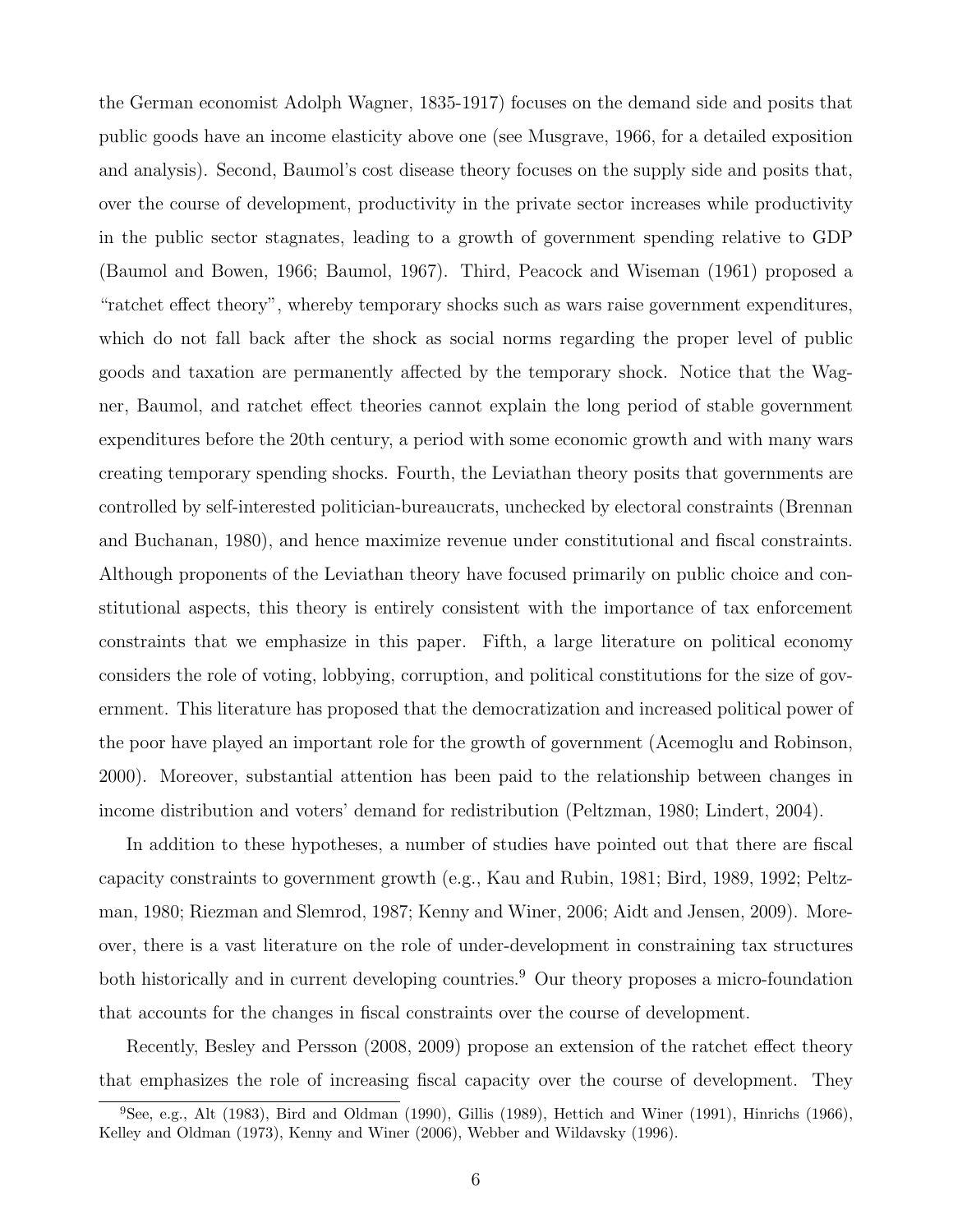the German economist Adolph Wagner, 1835-1917) focuses on the demand side and posits that public goods have an income elasticity above one (see Musgrave, 1966, for a detailed exposition and analysis). Second, Baumol's cost disease theory focuses on the supply side and posits that, over the course of development, productivity in the private sector increases while productivity in the public sector stagnates, leading to a growth of government spending relative to GDP (Baumol and Bowen, 1966; Baumol, 1967). Third, Peacock and Wiseman (1961) proposed a "ratchet effect theory", whereby temporary shocks such as wars raise government expenditures, which do not fall back after the shock as social norms regarding the proper level of public goods and taxation are permanently affected by the temporary shock. Notice that the Wagner, Baumol, and ratchet effect theories cannot explain the long period of stable government expenditures before the 20th century, a period with some economic growth and with many wars creating temporary spending shocks. Fourth, the Leviathan theory posits that governments are controlled by self-interested politician-bureaucrats, unchecked by electoral constraints (Brennan and Buchanan, 1980), and hence maximize revenue under constitutional and fiscal constraints. Although proponents of the Leviathan theory have focused primarily on public choice and constitutional aspects, this theory is entirely consistent with the importance of tax enforcement constraints that we emphasize in this paper. Fifth, a large literature on political economy considers the role of voting, lobbying, corruption, and political constitutions for the size of government. This literature has proposed that the democratization and increased political power of the poor have played an important role for the growth of government (Acemoglu and Robinson, 2000). Moreover, substantial attention has been paid to the relationship between changes in income distribution and voters' demand for redistribution (Peltzman, 1980; Lindert, 2004).

In addition to these hypotheses, a number of studies have pointed out that there are fiscal capacity constraints to government growth (e.g., Kau and Rubin, 1981; Bird, 1989, 1992; Peltzman, 1980; Riezman and Slemrod, 1987; Kenny and Winer, 2006; Aidt and Jensen, 2009). Moreover, there is a vast literature on the role of under-development in constraining tax structures both historically and in current developing countries.[9] Our theory proposes a micro-foundation that accounts for the changes in fiscal constraints over the course of development.

Recently, Besley and Persson (2008, 2009) propose an extension of the ratchet effect theory that emphasizes the role of increasing fiscal capacity over the course of development. They

[9] See, e.g., Alt (1983), Bird and Oldman (1990), Gillis (1989), Hettich and Winer (1991), Hinrichs (1966), Kelley and Oldman (1973), Kenny and Winer (2006), Webber and Wildavsky (1996).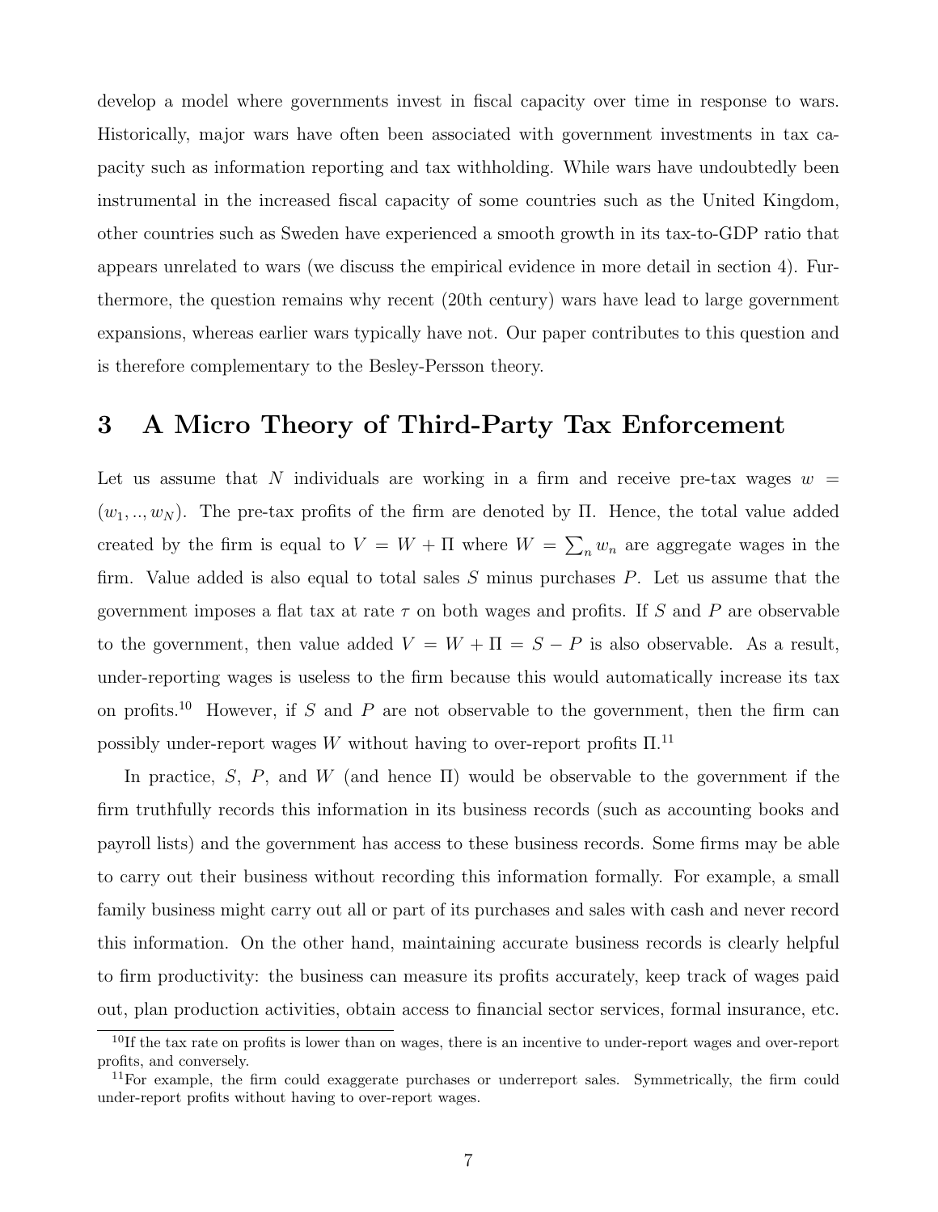develop a model where governments invest in fiscal capacity over time in response to wars. Historically, major wars have often been associated with government investments in tax capacity such as information reporting and tax withholding. While wars have undoubtedly been instrumental in the increased fiscal capacity of some countries such as the United Kingdom, other countries such as Sweden have experienced a smooth growth in its tax-to-GDP ratio that appears unrelated to wars (we discuss the empirical evidence in more detail in section 4). Furthermore, the question remains why recent (20th century) wars have lead to large government expansions, whereas earlier wars typically have not. Our paper contributes to this question and is therefore complementary to the Besley-Persson theory.

## 3 A Micro Theory of Third-Party Tax Enforcement

Let us assume that $N$ individuals are working in a firm and receive pre-tax wages $w = (w_1, .., w_N)$. The pre-tax profits of the firm are denoted by $\Pi$. Hence, the total value added created by the firm is equal to $V = W + \Pi$ where $W = \sum_n w_n$ are aggregate wages in the firm. Value added is also equal to total sales $S$ minus purchases $P$. Let us assume that the government imposes a flat tax at rate $\tau$ on both wages and profits. If $S$ and $P$ are observable to the government, then value added $V = W + \Pi = S - P$ is also observable. As a result, under-reporting wages is useless to the firm because this would automatically increase its tax on profits.[10] However, if $S$ and $P$ are not observable to the government, then the firm can possibly under-report wages $W$ without having to over-report profits $\Pi$.[11]

In practice, $S$, $P$, and $W$ (and hence $\Pi$) would be observable to the government if the firm truthfully records this information in its business records (such as accounting books and payroll lists) and the government has access to these business records. Some firms may be able to carry out their business without recording this information formally. For example, a small family business might carry out all or part of its purchases and sales with cash and never record this information. On the other hand, maintaining accurate business records is clearly helpful to firm productivity: the business can measure its profits accurately, keep track of wages paid out, plan production activities, obtain access to financial sector services, formal insurance, etc.

[10] If the tax rate on profits is lower than on wages, there is an incentive to under-report wages and over-report profits, and conversely.

[11] For example, the firm could exaggerate purchases or underreport sales. Symmetrically, the firm could under-report profits without having to over-report wages.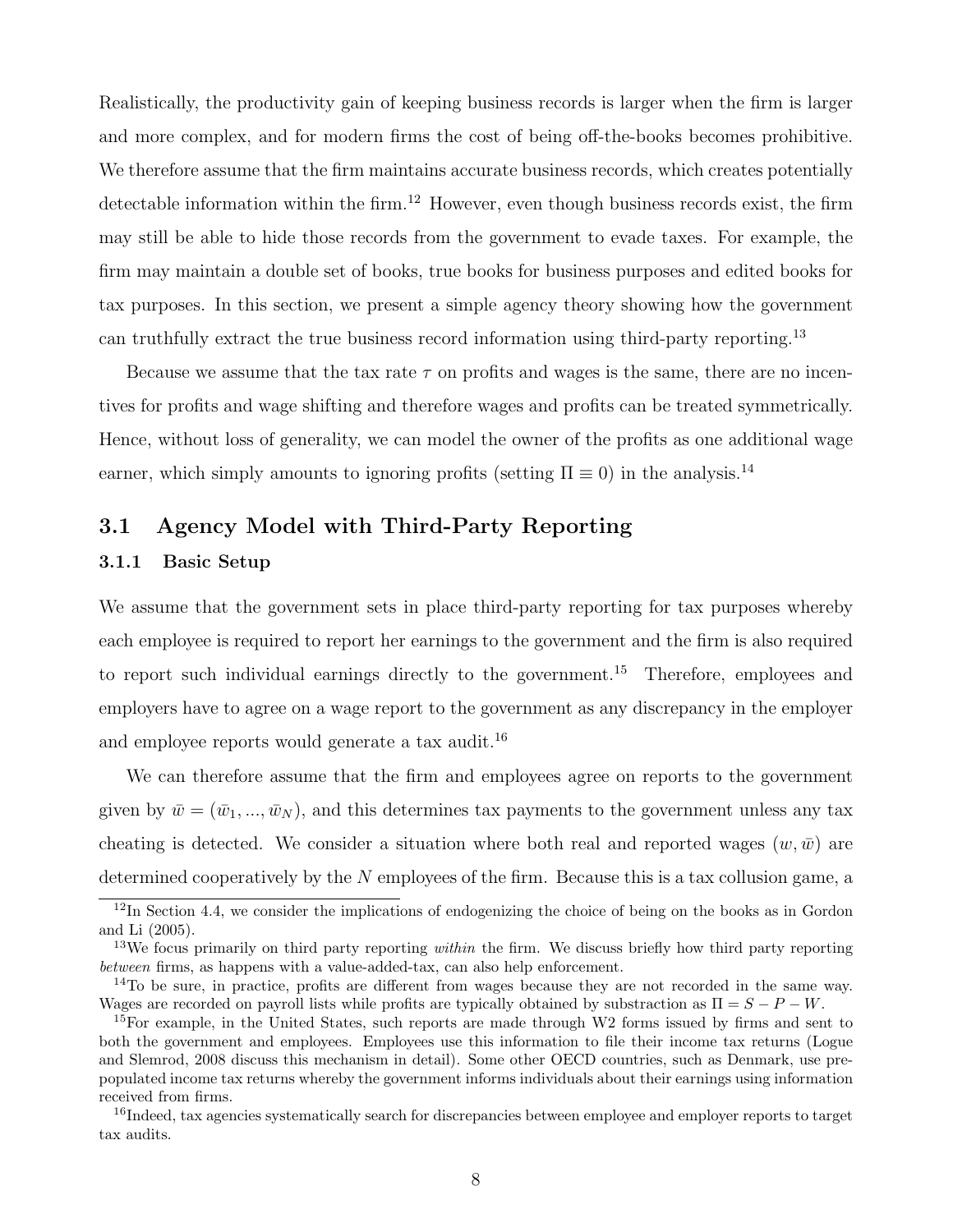Realistically, the productivity gain of keeping business records is larger when the firm is larger and more complex, and for modern firms the cost of being off-the-books becomes prohibitive. We therefore assume that the firm maintains accurate business records, which creates potentially detectable information within the firm.[12] However, even though business records exist, the firm may still be able to hide those records from the government to evade taxes. For example, the firm may maintain a double set of books, true books for business purposes and edited books for tax purposes. In this section, we present a simple agency theory showing how the government can truthfully extract the true business record information using third-party reporting.[13]

Because we assume that the tax rate $\tau$ on profits and wages is the same, there are no incentives for profits and wage shifting and therefore wages and profits can be treated symmetrically. Hence, without loss of generality, we can model the owner of the profits as one additional wage earner, which simply amounts to ignoring profits (setting $\Pi \equiv 0$) in the analysis.[14]

## 3.1 Agency Model with Third-Party Reporting

### 3.1.1 Basic Setup

We assume that the government sets in place third-party reporting for tax purposes whereby each employee is required to report her earnings to the government and the firm is also required to report such individual earnings directly to the government.[15] Therefore, employees and employers have to agree on a wage report to the government as any discrepancy in the employer and employee reports would generate a tax audit.[16]

We can therefore assume that the firm and employees agree on reports to the government given by $\bar{w} = (\bar{w}_1, ..., \bar{w}_N)$, and this determines tax payments to the government unless any tax cheating is detected. We consider a situation where both real and reported wages $(w, \bar{w})$ are determined cooperatively by the $N$ employees of the firm. Because this is a tax collusion game, a

[12] In Section 4.4, we consider the implications of endogenizing the choice of being on the books as in Gordon and Li (2005).

[13] We focus primarily on third party reporting *within* the firm. We discuss briefly how third party reporting *between* firms, as happens with a value-added-tax, can also help enforcement.

[14] To be sure, in practice, profits are different from wages because they are not recorded in the same way. Wages are recorded on payroll lists while profits are typically obtained by substraction as $\Pi = S - P - W$.

[15] For example, in the United States, such reports are made through W2 forms issued by firms and sent to both the government and employees. Employees use this information to file their income tax returns (Logue and Slemrod, 2008 discuss this mechanism in detail). Some other OECD countries, such as Denmark, use pre-populated income tax returns whereby the government informs individuals about their earnings using information received from firms.

[16] Indeed, tax agencies systematically search for discrepancies between employee and employer reports to target tax audits.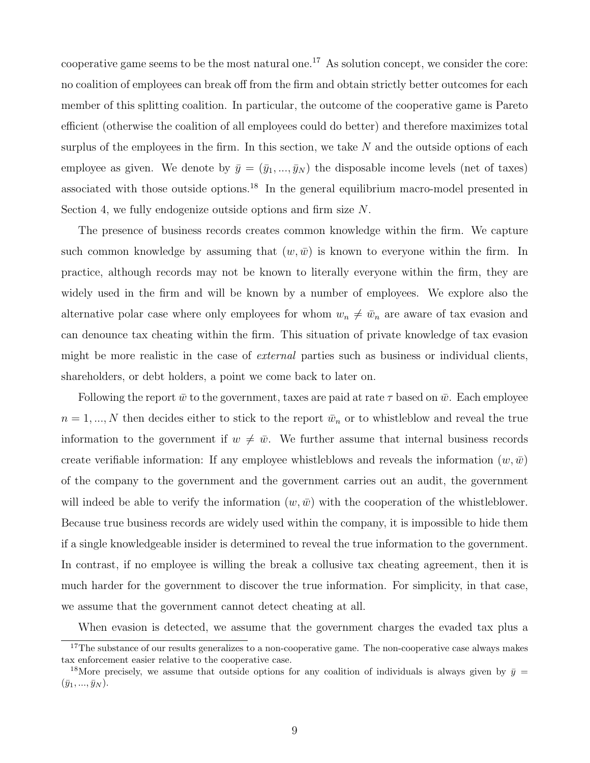cooperative game seems to be the most natural one.[17] As solution concept, we consider the core: no coalition of employees can break off from the firm and obtain strictly better outcomes for each member of this splitting coalition. In particular, the outcome of the cooperative game is Pareto efficient (otherwise the coalition of all employees could do better) and therefore maximizes total surplus of the employees in the firm. In this section, we take $N$ and the outside options of each employee as given. We denote by $\bar{y} = (\bar{y}_1, ..., \bar{y}_N)$ the disposable income levels (net of taxes) associated with those outside options.[18] In the general equilibrium macro-model presented in Section 4, we fully endogenize outside options and firm size $N$.

The presence of business records creates common knowledge within the firm. We capture such common knowledge by assuming that $(w, \bar{w})$ is known to everyone within the firm. In practice, although records may not be known to literally everyone within the firm, they are widely used in the firm and will be known by a number of employees. We explore also the alternative polar case where only employees for whom $w_n \neq \bar{w}_n$ are aware of tax evasion and can denounce tax cheating within the firm. This situation of private knowledge of tax evasion might be more realistic in the case of *external* parties such as business or individual clients, shareholders, or debt holders, a point we come back to later on.

Following the report $\bar{w}$ to the government, taxes are paid at rate $\tau$ based on $\bar{w}$. Each employee $n = 1, ..., N$ then decides either to stick to the report $\bar{w}_n$ or to whistleblow and reveal the true information to the government if $w \neq \bar{w}$. We further assume that internal business records create verifiable information: If any employee whistleblows and reveals the information $(w, \bar{w})$ of the company to the government and the government carries out an audit, the government will indeed be able to verify the information $(w, \bar{w})$ with the cooperation of the whistleblower. Because true business records are widely used within the company, it is impossible to hide them if a single knowledgeable insider is determined to reveal the true information to the government. In contrast, if no employee is willing the break a collusive tax cheating agreement, then it is much harder for the government to discover the true information. For simplicity, in that case, we assume that the government cannot detect cheating at all.

When evasion is detected, we assume that the government charges the evaded tax plus a

[17] The substance of our results generalizes to a non-cooperative game. The non-cooperative case always makes tax enforcement easier relative to the cooperative case.

[18] More precisely, we assume that outside options for any coalition of individuals is always given by $\bar{y} = (\bar{y}_1, ..., \bar{y}_N)$.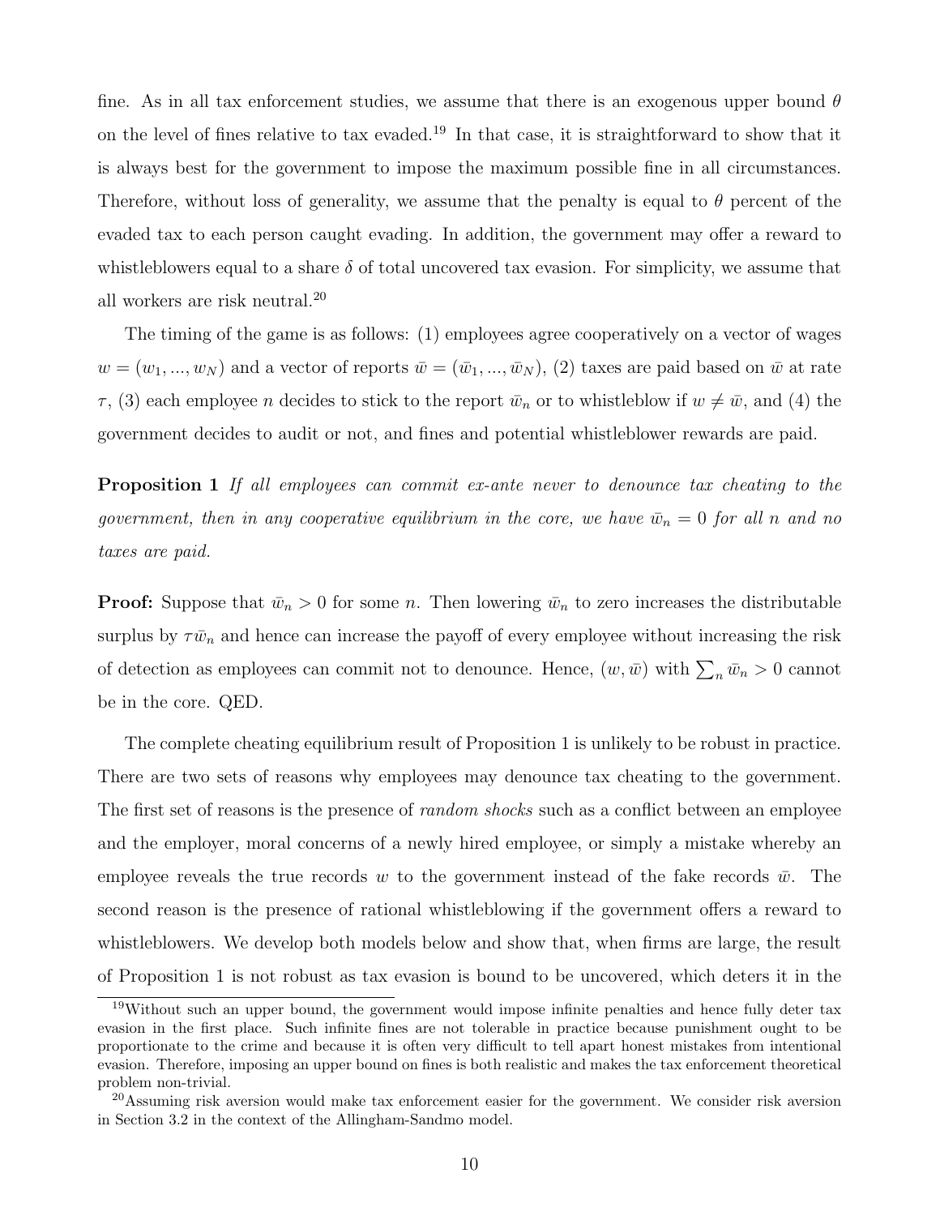fine. As in all tax enforcement studies, we assume that there is an exogenous upper bound $\theta$ on the level of fines relative to tax evaded.[19] In that case, it is straightforward to show that it is always best for the government to impose the maximum possible fine in all circumstances. Therefore, without loss of generality, we assume that the penalty is equal to $\theta$ percent of the evaded tax to each person caught evading. In addition, the government may offer a reward to whistleblowers equal to a share $\delta$ of total uncovered tax evasion. For simplicity, we assume that all workers are risk neutral.[20]

The timing of the game is as follows: (1) employees agree cooperatively on a vector of wages $w = (w_1, ..., w_N)$ and a vector of reports $\bar{w} = (\bar{w}_1, ..., \bar{w}_N)$, (2) taxes are paid based on $\bar{w}$ at rate $\tau$, (3) each employee $n$ decides to stick to the report $\bar{w}_n$ or to whistleblow if $w \neq \bar{w}$, and (4) the government decides to audit or not, and fines and potential whistleblower rewards are paid.

**Proposition 1** *If all employees can commit ex-ante never to denounce tax cheating to the government, then in any cooperative equilibrium in the core, we have $\bar{w}_n = 0$ for all $n$ and no taxes are paid.*

**Proof:** Suppose that $\bar{w}_n > 0$ for some $n$. Then lowering $\bar{w}_n$ to zero increases the distributable surplus by $\tau \bar{w}_n$ and hence can increase the payoff of every employee without increasing the risk of detection as employees can commit not to denounce. Hence, $(w, \bar{w})$ with $\sum_n \bar{w}_n > 0$ cannot be in the core. QED.

The complete cheating equilibrium result of Proposition 1 is unlikely to be robust in practice. There are two sets of reasons why employees may denounce tax cheating to the government. The first set of reasons is the presence of *random shocks* such as a conflict between an employee and the employer, moral concerns of a newly hired employee, or simply a mistake whereby an employee reveals the true records $w$ to the government instead of the fake records $\bar{w}$. The second reason is the presence of rational whistleblowing if the government offers a reward to whistleblowers. We develop both models below and show that, when firms are large, the result of Proposition 1 is not robust as tax evasion is bound to be uncovered, which deters it in the

[19] Without such an upper bound, the government would impose infinite penalties and hence fully deter tax evasion in the first place. Such infinite fines are not tolerable in practice because punishment ought to be proportionate to the crime and because it is often very difficult to tell apart honest mistakes from intentional evasion. Therefore, imposing an upper bound on fines is both realistic and makes the tax enforcement theoretical problem non-trivial.

[20] Assuming risk aversion would make tax enforcement easier for the government. We consider risk aversion in Section 3.2 in the context of the Allingham-Sandmo model.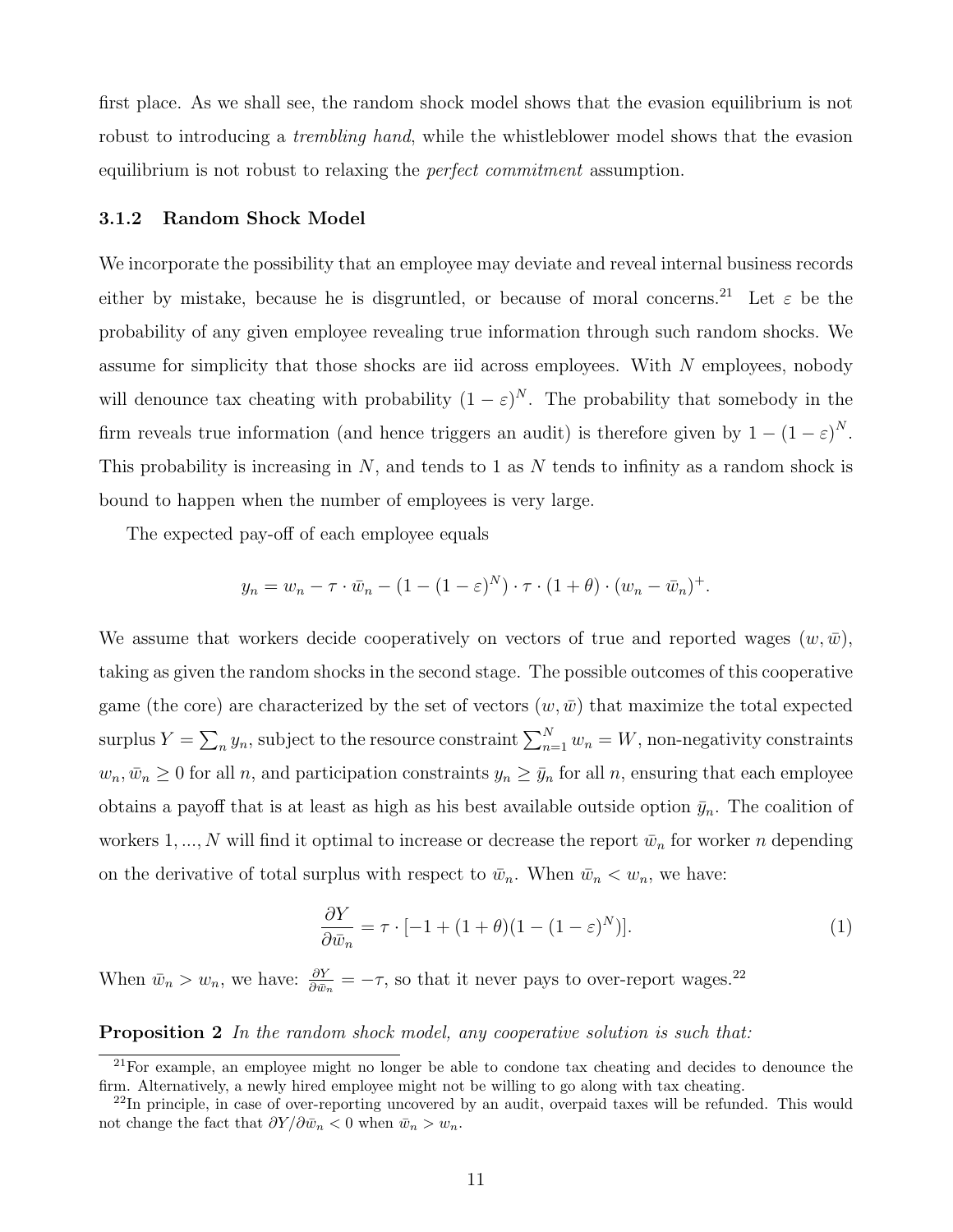first place. As we shall see, the random shock model shows that the evasion equilibrium is not robust to introducing a *trembling hand*, while the whistleblower model shows that the evasion equilibrium is not robust to relaxing the *perfect commitment* assumption.

### 3.1.2 Random Shock Model

We incorporate the possibility that an employee may deviate and reveal internal business records either by mistake, because he is disgruntled, or because of moral concerns.[21] Let $\varepsilon$ be the probability of any given employee revealing true information through such random shocks. We assume for simplicity that those shocks are iid across employees. With $N$ employees, nobody will denounce tax cheating with probability $(1-\varepsilon)^N$. The probability that somebody in the firm reveals true information (and hence triggers an audit) is therefore given by $1-(1-\varepsilon)^N$. This probability is increasing in $N$, and tends to 1 as $N$ tends to infinity as a random shock is bound to happen when the number of employees is very large.

The expected pay-off of each employee equals

$$y_n = w_n - \tau \cdot \bar{w}_n - (1-(1-\varepsilon)^N) \cdot \tau \cdot (1+\theta) \cdot (w_n - \bar{w}_n)^+.$$

We assume that workers decide cooperatively on vectors of true and reported wages $(w, \bar{w})$, taking as given the random shocks in the second stage. The possible outcomes of this cooperative game (the core) are characterized by the set of vectors $(w, \bar{w})$ that maximize the total expected surplus $Y = \sum_n y_n$, subject to the resource constraint $\sum_{n=1}^{N} w_n = W$, non-negativity constraints $w_n, \bar{w}_n \geq 0$ for all $n$, and participation constraints $y_n \geq \bar{y}_n$ for all $n$, ensuring that each employee obtains a payoff that is at least as high as his best available outside option $\bar{y}_n$. The coalition of workers $1, ..., N$ will find it optimal to increase or decrease the report $\bar{w}_n$ for worker $n$ depending on the derivative of total surplus with respect to $\bar{w}_n$. When $\bar{w}_n < w_n$, we have:

$$\frac{\partial Y}{\partial \bar{w}_n} = \tau \cdot [-1 + (1+\theta)(1-(1-\varepsilon)^N)]. \tag{1}$$

When $\bar{w}_n > w_n$, we have: $\frac{\partial Y}{\partial \bar{w}_n} = -\tau$, so that it never pays to over-report wages.[22]

**Proposition 2** *In the random shock model, any cooperative solution is such that:*

[21] For example, an employee might no longer be able to condone tax cheating and decides to denounce the firm. Alternatively, a newly hired employee might not be willing to go along with tax cheating.

[22] In principle, in case of over-reporting uncovered by an audit, overpaid taxes will be refunded. This would not change the fact that $\partial Y / \partial \bar{w}_n < 0$ when $\bar{w}_n > w_n$.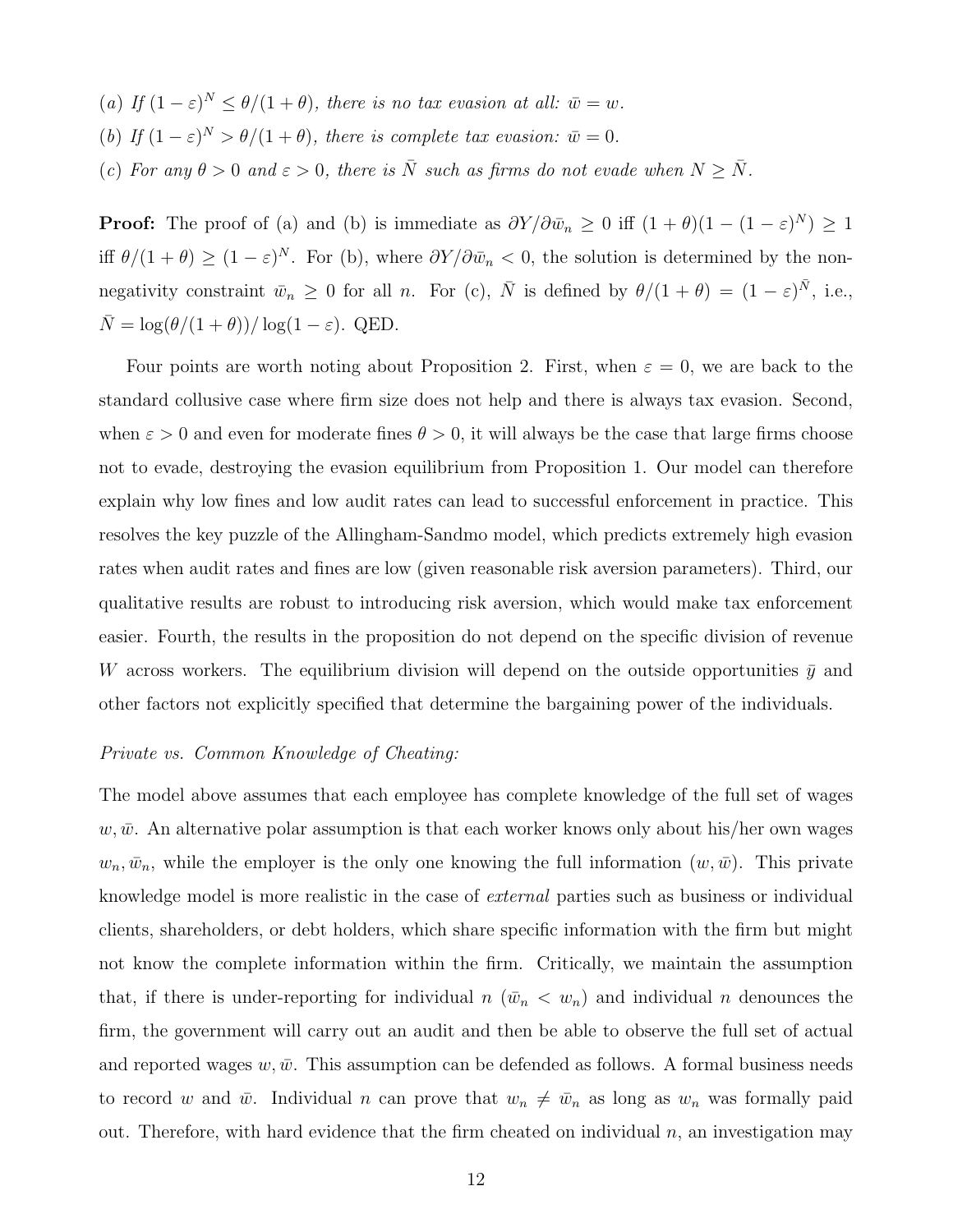(*a*) *If* $(1-\varepsilon)^N \le \theta/(1+\theta)$*, there is no tax evasion at all:* $\bar{w} = w$.

(*b*) *If* $(1-\varepsilon)^N > \theta/(1+\theta)$*, there is complete tax evasion:* $\bar{w} = 0$.

(*c*) *For any* $\theta > 0$ *and* $\varepsilon > 0$*, there is* $\bar{N}$ *such as firms do not evade when* $N \ge \bar{N}$.

**Proof:** The proof of (a) and (b) is immediate as $\partial Y/\partial \bar{w}_n \ge 0$ iff $(1+\theta)(1-(1-\varepsilon)^N) \ge 1$ iff $\theta/(1+\theta) \ge (1-\varepsilon)^N$. For (b), where $\partial Y/\partial \bar{w}_n < 0$, the solution is determined by the non-negativity constraint $\bar{w}_n \ge 0$ for all $n$. For (c), $\bar{N}$ is defined by $\theta/(1+\theta) = (1-\varepsilon)^{\bar{N}}$, i.e., $\bar{N} = \log(\theta/(1+\theta))/\log(1-\varepsilon)$. QED.

Four points are worth noting about Proposition 2. First, when $\varepsilon = 0$, we are back to the standard collusive case where firm size does not help and there is always tax evasion. Second, when $\varepsilon > 0$ and even for moderate fines $\theta > 0$, it will always be the case that large firms choose not to evade, destroying the evasion equilibrium from Proposition 1. Our model can therefore explain why low fines and low audit rates can lead to successful enforcement in practice. This resolves the key puzzle of the Allingham-Sandmo model, which predicts extremely high evasion rates when audit rates and fines are low (given reasonable risk aversion parameters). Third, our qualitative results are robust to introducing risk aversion, which would make tax enforcement easier. Fourth, the results in the proposition do not depend on the specific division of revenue $W$ across workers. The equilibrium division will depend on the outside opportunities $\bar{y}$ and other factors not explicitly specified that determine the bargaining power of the individuals.

*Private vs. Common Knowledge of Cheating:*

The model above assumes that each employee has complete knowledge of the full set of wages $w, \bar{w}$. An alternative polar assumption is that each worker knows only about his/her own wages $w_n, \bar{w}_n$, while the employer is the only one knowing the full information $(w, \bar{w})$. This private knowledge model is more realistic in the case of *external* parties such as business or individual clients, shareholders, or debt holders, which share specific information with the firm but might not know the complete information within the firm. Critically, we maintain the assumption that, if there is under-reporting for individual $n$ ($\bar{w}_n < w_n$) and individual $n$ denounces the firm, the government will carry out an audit and then be able to observe the full set of actual and reported wages $w, \bar{w}$. This assumption can be defended as follows. A formal business needs to record $w$ and $\bar{w}$. Individual $n$ can prove that $w_n \ne \bar{w}_n$ as long as $w_n$ was formally paid out. Therefore, with hard evidence that the firm cheated on individual $n$, an investigation may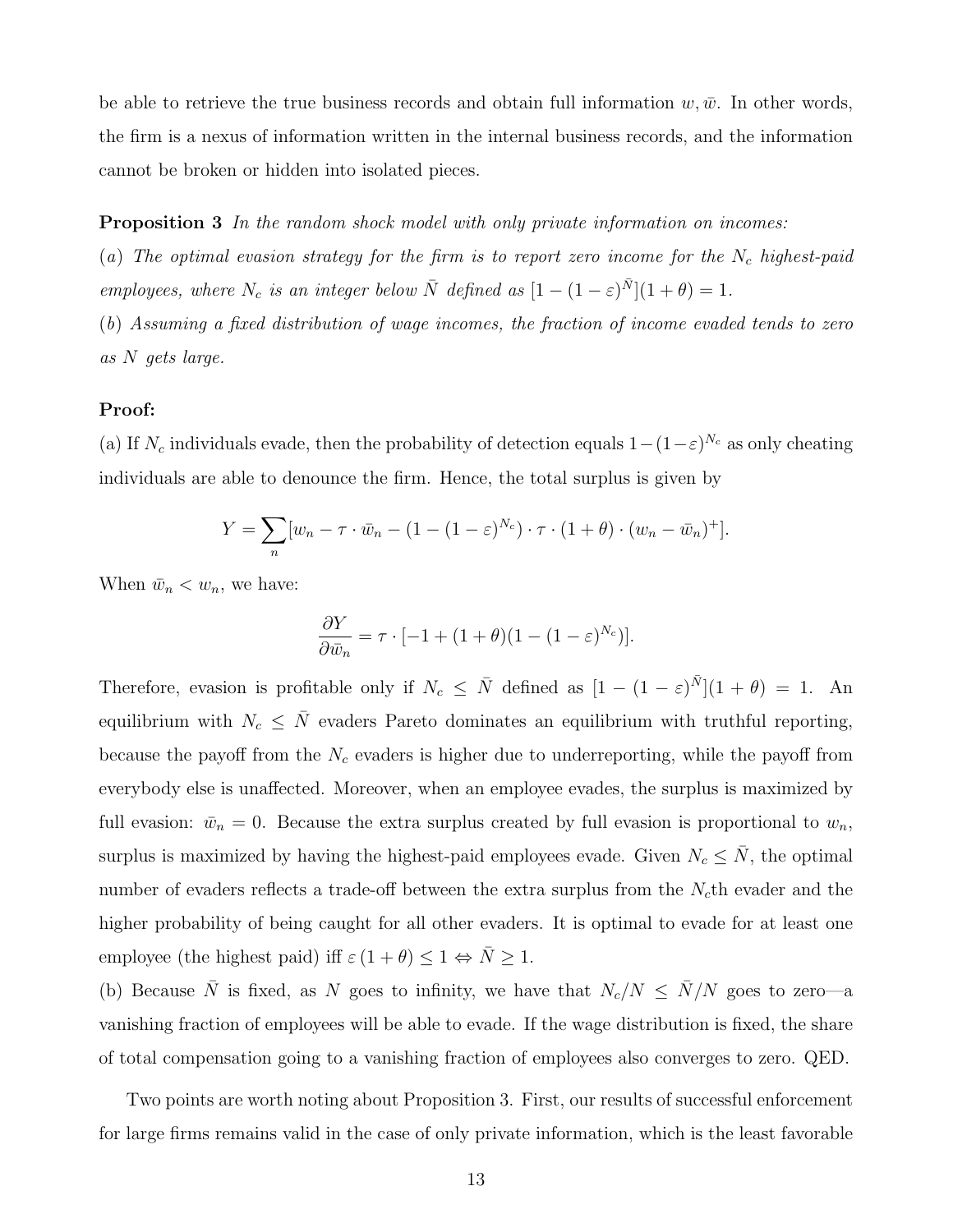be able to retrieve the true business records and obtain full information $w, \bar{w}$. In other words, the firm is a nexus of information written in the internal business records, and the information cannot be broken or hidden into isolated pieces.

**Proposition 3** *In the random shock model with only private information on incomes:*

(*a*) *The optimal evasion strategy for the firm is to report zero income for the $N_c$ highest-paid employees, where $N_c$ is an integer below $\bar{N}$ defined as $[1-(1-\varepsilon)^{\bar{N}}](1+\theta)=1$.*

(*b*) *Assuming a fixed distribution of wage incomes, the fraction of income evaded tends to zero as $N$ gets large.*

**Proof:**

(a) If $N_c$ individuals evade, then the probability of detection equals $1-(1-\varepsilon)^{N_c}$ as only cheating individuals are able to denounce the firm. Hence, the total surplus is given by

$$Y = \sum_n [w_n - \tau \cdot \bar{w}_n - (1-(1-\varepsilon)^{N_c}) \cdot \tau \cdot (1+\theta) \cdot (w_n - \bar{w}_n)^+].$$

When $\bar{w}_n < w_n$, we have:

$$\frac{\partial Y}{\partial \bar{w}_n} = \tau \cdot [-1 + (1+\theta)(1-(1-\varepsilon)^{N_c})].$$

Therefore, evasion is profitable only if $N_c \leq \bar{N}$ defined as $[1-(1-\varepsilon)^{\bar{N}}](1+\theta) = 1$. An equilibrium with $N_c \leq \bar{N}$ evaders Pareto dominates an equilibrium with truthful reporting, because the payoff from the $N_c$ evaders is higher due to underreporting, while the payoff from everybody else is unaffected. Moreover, when an employee evades, the surplus is maximized by full evasion: $\bar{w}_n = 0$. Because the extra surplus created by full evasion is proportional to $w_n$, surplus is maximized by having the highest-paid employees evade. Given $N_c \leq \bar{N}$, the optimal number of evaders reflects a trade-off between the extra surplus from the $N_c$th evader and the higher probability of being caught for all other evaders. It is optimal to evade for at least one employee (the highest paid) iff $\varepsilon(1+\theta) \leq 1 \Leftrightarrow \bar{N} \geq 1$.

(b) Because $\bar{N}$ is fixed, as $N$ goes to infinity, we have that $N_c/N \leq \bar{N}/N$ goes to zero—a vanishing fraction of employees will be able to evade. If the wage distribution is fixed, the share of total compensation going to a vanishing fraction of employees also converges to zero. QED.

Two points are worth noting about Proposition 3. First, our results of successful enforcement for large firms remains valid in the case of only private information, which is the least favorable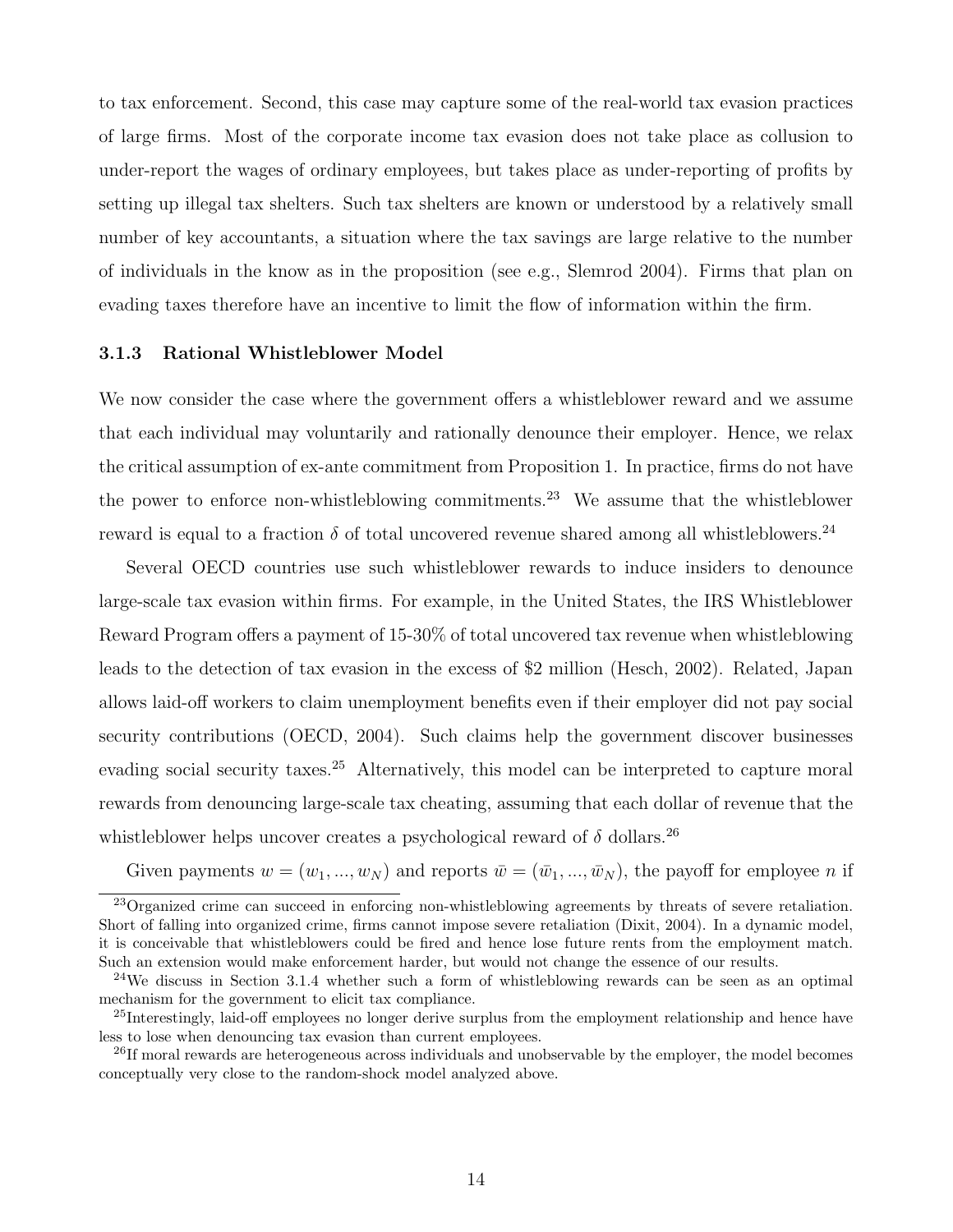to tax enforcement. Second, this case may capture some of the real-world tax evasion practices of large firms. Most of the corporate income tax evasion does not take place as collusion to under-report the wages of ordinary employees, but takes place as under-reporting of profits by setting up illegal tax shelters. Such tax shelters are known or understood by a relatively small number of key accountants, a situation where the tax savings are large relative to the number of individuals in the know as in the proposition (see e.g., Slemrod 2004). Firms that plan on evading taxes therefore have an incentive to limit the flow of information within the firm.

### 3.1.3 Rational Whistleblower Model

We now consider the case where the government offers a whistleblower reward and we assume that each individual may voluntarily and rationally denounce their employer. Hence, we relax the critical assumption of ex-ante commitment from Proposition 1. In practice, firms do not have the power to enforce non-whistleblowing commitments.[23] We assume that the whistleblower reward is equal to a fraction $\delta$ of total uncovered revenue shared among all whistleblowers.[24]

Several OECD countries use such whistleblower rewards to induce insiders to denounce large-scale tax evasion within firms. For example, in the United States, the IRS Whistleblower Reward Program offers a payment of 15-30% of total uncovered tax revenue when whistleblowing leads to the detection of tax evasion in the excess of \$2 million (Hesch, 2002). Related, Japan allows laid-off workers to claim unemployment benefits even if their employer did not pay social security contributions (OECD, 2004). Such claims help the government discover businesses evading social security taxes.[25] Alternatively, this model can be interpreted to capture moral rewards from denouncing large-scale tax cheating, assuming that each dollar of revenue that the whistleblower helps uncover creates a psychological reward of $\delta$ dollars.[26]

Given payments $w = (w_1, ..., w_N)$ and reports $\bar{w} = (\bar{w}_1, ..., \bar{w}_N)$, the payoff for employee $n$ if

[23] Organized crime can succeed in enforcing non-whistleblowing agreements by threats of severe retaliation. Short of falling into organized crime, firms cannot impose severe retaliation (Dixit, 2004). In a dynamic model, it is conceivable that whistleblowers could be fired and hence lose future rents from the employment match. Such an extension would make enforcement harder, but would not change the essence of our results.

[24] We discuss in Section 3.1.4 whether such a form of whistleblowing rewards can be seen as an optimal mechanism for the government to elicit tax compliance.

[25] Interestingly, laid-off employees no longer derive surplus from the employment relationship and hence have less to lose when denouncing tax evasion than current employees.

[26] If moral rewards are heterogeneous across individuals and unobservable by the employer, the model becomes conceptually very close to the random-shock model analyzed above.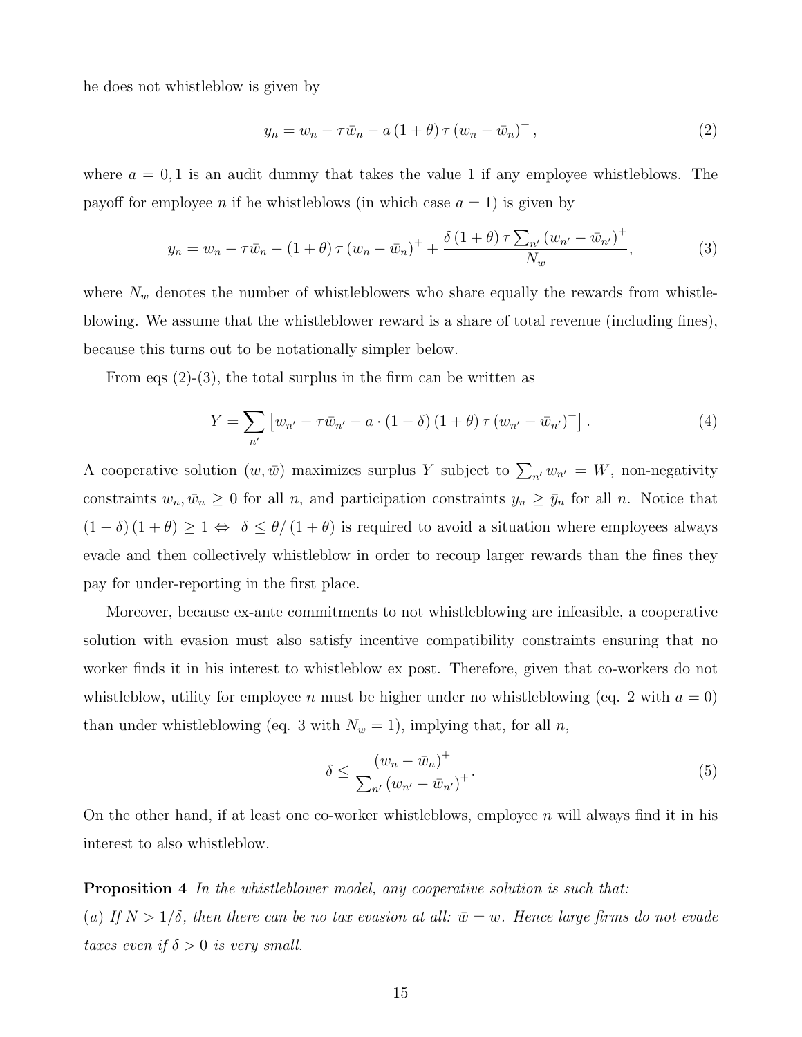he does not whistleblow is given by

$$y_n = w_n - \tau \bar{w}_n - a\,(1+\theta)\,\tau\,(w_n - \bar{w}_n)^+\,, \tag{2}$$

where $a = 0, 1$ is an audit dummy that takes the value 1 if any employee whistleblows. The payoff for employee $n$ if he whistleblows (in which case $a = 1$) is given by

$$y_n = w_n - \tau \bar{w}_n - (1+\theta)\,\tau\,(w_n - \bar{w}_n)^+ + \frac{\delta\,(1+\theta)\,\tau \sum_{n'} (w_{n'} - \bar{w}_{n'})^+}{N_w}, \tag{3}$$

where $N_w$ denotes the number of whistleblowers who share equally the rewards from whistleblowing. We assume that the whistleblower reward is a share of total revenue (including fines), because this turns out to be notationally simpler below.

From eqs (2)-(3), the total surplus in the firm can be written as

$$Y = \sum_{n'} \left[ w_{n'} - \tau \bar{w}_{n'} - a \cdot (1-\delta)\,(1+\theta)\,\tau\,(w_{n'} - \bar{w}_{n'})^+ \right]. \tag{4}$$

A cooperative solution $(w, \bar{w})$ maximizes surplus $Y$ subject to $\sum_{n'} w_{n'} = W$, non-negativity constraints $w_n, \bar{w}_n \geq 0$ for all $n$, and participation constraints $y_n \geq \bar{y}_n$ for all $n$. Notice that $(1-\delta)(1+\theta) \geq 1 \Leftrightarrow \delta \leq \theta/(1+\theta)$ is required to avoid a situation where employees always evade and then collectively whistleblow in order to recoup larger rewards than the fines they pay for under-reporting in the first place.

Moreover, because ex-ante commitments to not whistleblowing are infeasible, a cooperative solution with evasion must also satisfy incentive compatibility constraints ensuring that no worker finds it in his interest to whistleblow ex post. Therefore, given that co-workers do not whistleblow, utility for employee $n$ must be higher under no whistleblowing (eq. 2 with $a = 0$) than under whistleblowing (eq. 3 with $N_w = 1$), implying that, for all $n$,

$$\delta \leq \frac{(w_n - \bar{w}_n)^+}{\sum_{n'} (w_{n'} - \bar{w}_{n'})^+}. \tag{5}$$

On the other hand, if at least one co-worker whistleblows, employee $n$ will always find it in his interest to also whistleblow.

**Proposition 4** *In the whistleblower model, any cooperative solution is such that:*

*(a) If $N > 1/\delta$, then there can be no tax evasion at all: $\bar{w} = w$. Hence large firms do not evade taxes even if $\delta > 0$ is very small.*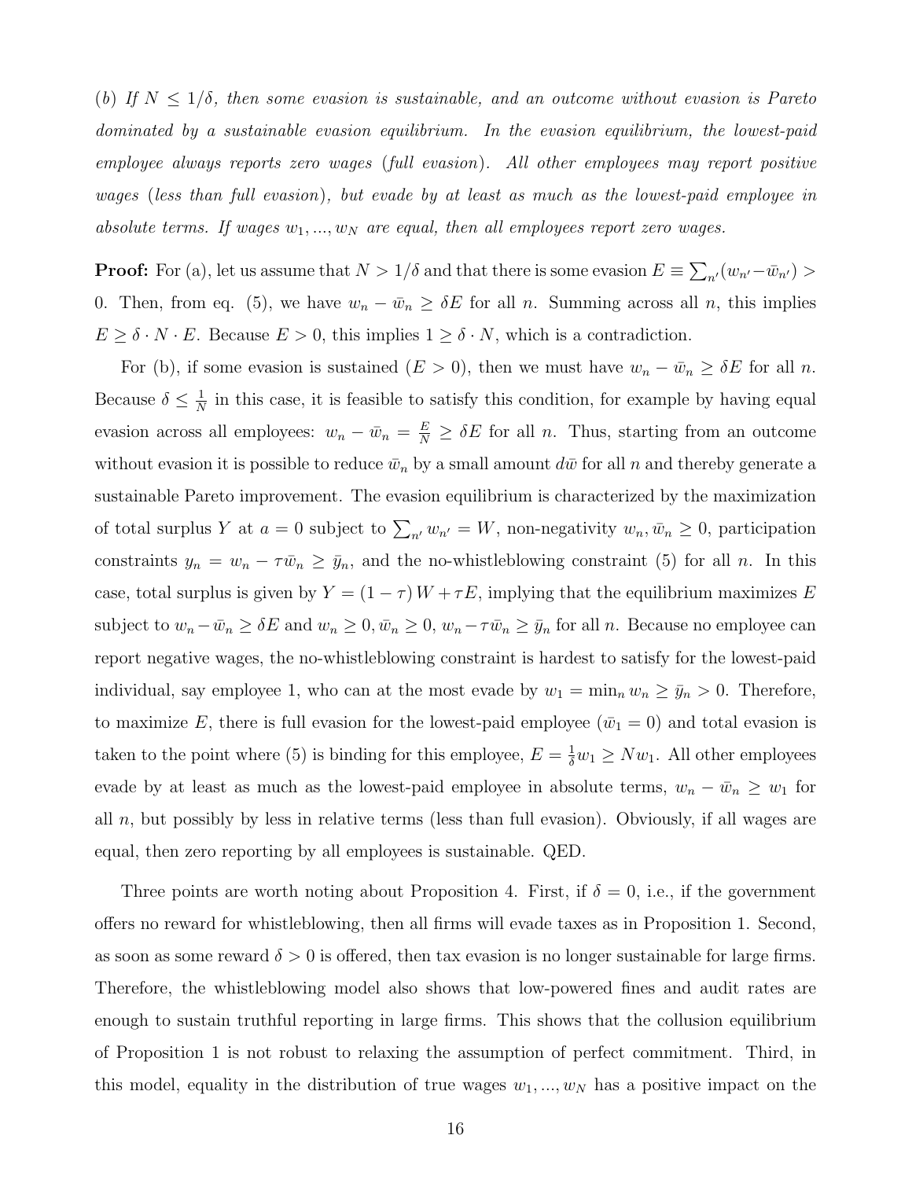*(b) If $N \leq 1/\delta$, then some evasion is sustainable, and an outcome without evasion is Pareto dominated by a sustainable evasion equilibrium. In the evasion equilibrium, the lowest-paid employee always reports zero wages (full evasion). All other employees may report positive wages (less than full evasion), but evade by at least as much as the lowest-paid employee in absolute terms. If wages $w_1, ..., w_N$ are equal, then all employees report zero wages.*

**Proof:** For (a), let us assume that $N > 1/\delta$ and that there is some evasion $E \equiv \sum_{n'}(w_{n'} - \bar{w}_{n'}) > 0$. Then, from eq. (5), we have $w_n - \bar{w}_n \geq \delta E$ for all $n$. Summing across all $n$, this implies $E \geq \delta \cdot N \cdot E$. Because $E > 0$, this implies $1 \geq \delta \cdot N$, which is a contradiction.

For (b), if some evasion is sustained ($E > 0$), then we must have $w_n - \bar{w}_n \geq \delta E$ for all $n$. Because $\delta \leq \frac{1}{N}$ in this case, it is feasible to satisfy this condition, for example by having equal evasion across all employees: $w_n - \bar{w}_n = \frac{E}{N} \geq \delta E$ for all $n$. Thus, starting from an outcome without evasion it is possible to reduce $\bar{w}_n$ by a small amount $d\bar{w}$ for all $n$ and thereby generate a sustainable Pareto improvement. The evasion equilibrium is characterized by the maximization of total surplus $Y$ at $a = 0$ subject to $\sum_{n'} w_{n'} = W$, non-negativity $w_n, \bar{w}_n \geq 0$, participation constraints $y_n = w_n - \tau \bar{w}_n \geq \bar{y}_n$, and the no-whistleblowing constraint (5) for all $n$. In this case, total surplus is given by $Y = (1 - \tau) W + \tau E$, implying that the equilibrium maximizes $E$ subject to $w_n - \bar{w}_n \geq \delta E$ and $w_n \geq 0, \bar{w}_n \geq 0, w_n - \tau \bar{w}_n \geq \bar{y}_n$ for all $n$. Because no employee can report negative wages, the no-whistleblowing constraint is hardest to satisfy for the lowest-paid individual, say employee 1, who can at the most evade by $w_1 = \min_n w_n \geq \bar{y}_n > 0$. Therefore, to maximize $E$, there is full evasion for the lowest-paid employee ($\bar{w}_1 = 0$) and total evasion is taken to the point where (5) is binding for this employee, $E = \frac{1}{\delta} w_1 \geq N w_1$. All other employees evade by at least as much as the lowest-paid employee in absolute terms, $w_n - \bar{w}_n \geq w_1$ for all $n$, but possibly by less in relative terms (less than full evasion). Obviously, if all wages are equal, then zero reporting by all employees is sustainable. QED.

Three points are worth noting about Proposition 4. First, if $\delta = 0$, i.e., if the government offers no reward for whistleblowing, then all firms will evade taxes as in Proposition 1. Second, as soon as some reward $\delta > 0$ is offered, then tax evasion is no longer sustainable for large firms. Therefore, the whistleblowing model also shows that low-powered fines and audit rates are enough to sustain truthful reporting in large firms. This shows that the collusion equilibrium of Proposition 1 is not robust to relaxing the assumption of perfect commitment. Third, in this model, equality in the distribution of true wages $w_1, ..., w_N$ has a positive impact on the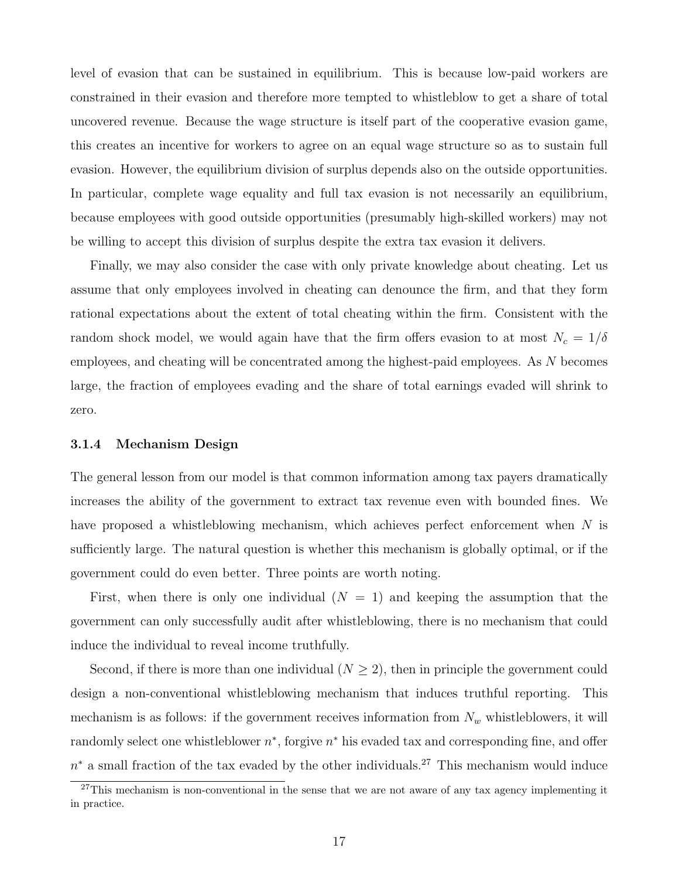level of evasion that can be sustained in equilibrium. This is because low-paid workers are constrained in their evasion and therefore more tempted to whistleblow to get a share of total uncovered revenue. Because the wage structure is itself part of the cooperative evasion game, this creates an incentive for workers to agree on an equal wage structure so as to sustain full evasion. However, the equilibrium division of surplus depends also on the outside opportunities. In particular, complete wage equality and full tax evasion is not necessarily an equilibrium, because employees with good outside opportunities (presumably high-skilled workers) may not be willing to accept this division of surplus despite the extra tax evasion it delivers.

Finally, we may also consider the case with only private knowledge about cheating. Let us assume that only employees involved in cheating can denounce the firm, and that they form rational expectations about the extent of total cheating within the firm. Consistent with the random shock model, we would again have that the firm offers evasion to at most $N_c = 1/\delta$ employees, and cheating will be concentrated among the highest-paid employees. As $N$ becomes large, the fraction of employees evading and the share of total earnings evaded will shrink to zero.

### 3.1.4 Mechanism Design

The general lesson from our model is that common information among tax payers dramatically increases the ability of the government to extract tax revenue even with bounded fines. We have proposed a whistleblowing mechanism, which achieves perfect enforcement when $N$ is sufficiently large. The natural question is whether this mechanism is globally optimal, or if the government could do even better. Three points are worth noting.

First, when there is only one individual ($N = 1$) and keeping the assumption that the government can only successfully audit after whistleblowing, there is no mechanism that could induce the individual to reveal income truthfully.

Second, if there is more than one individual ($N \geq 2$), then in principle the government could design a non-conventional whistleblowing mechanism that induces truthful reporting. This mechanism is as follows: if the government receives information from $N_w$ whistleblowers, it will randomly select one whistleblower $n^*$, forgive $n^*$ his evaded tax and corresponding fine, and offer $n^*$ a small fraction of the tax evaded by the other individuals.[27] This mechanism would induce

[27] This mechanism is non-conventional in the sense that we are not aware of any tax agency implementing it in practice.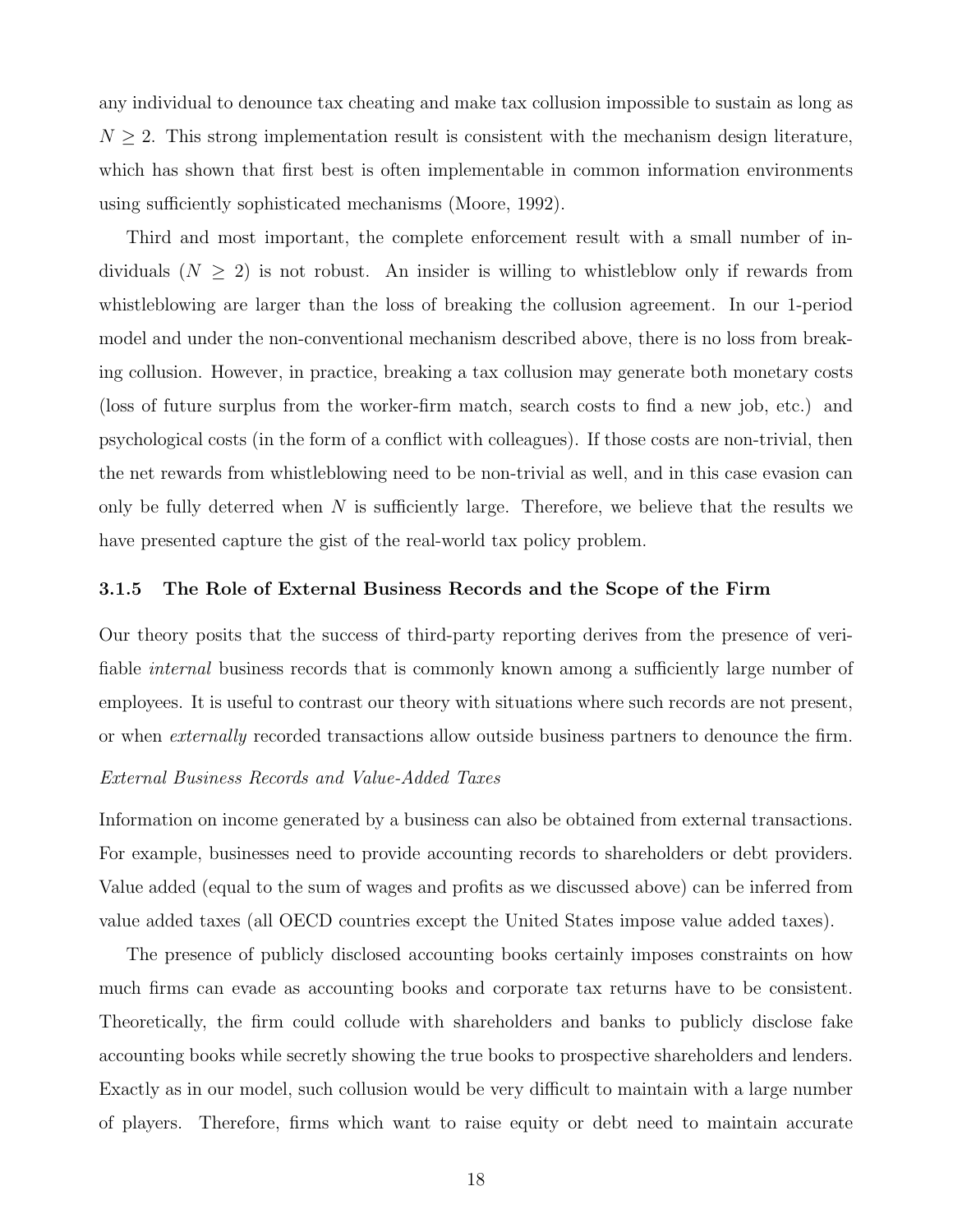any individual to denounce tax cheating and make tax collusion impossible to sustain as long as $N \geq 2$. This strong implementation result is consistent with the mechanism design literature, which has shown that first best is often implementable in common information environments using sufficiently sophisticated mechanisms (Moore, 1992).

Third and most important, the complete enforcement result with a small number of individuals ($N \geq 2$) is not robust. An insider is willing to whistleblow only if rewards from whistleblowing are larger than the loss of breaking the collusion agreement. In our 1-period model and under the non-conventional mechanism described above, there is no loss from breaking collusion. However, in practice, breaking a tax collusion may generate both monetary costs (loss of future surplus from the worker-firm match, search costs to find a new job, etc.) and psychological costs (in the form of a conflict with colleagues). If those costs are non-trivial, then the net rewards from whistleblowing need to be non-trivial as well, and in this case evasion can only be fully deterred when $N$ is sufficiently large. Therefore, we believe that the results we have presented capture the gist of the real-world tax policy problem.

### 3.1.5 The Role of External Business Records and the Scope of the Firm

Our theory posits that the success of third-party reporting derives from the presence of verifiable *internal* business records that is commonly known among a sufficiently large number of employees. It is useful to contrast our theory with situations where such records are not present, or when *externally* recorded transactions allow outside business partners to denounce the firm.

*External Business Records and Value-Added Taxes*

Information on income generated by a business can also be obtained from external transactions. For example, businesses need to provide accounting records to shareholders or debt providers. Value added (equal to the sum of wages and profits as we discussed above) can be inferred from value added taxes (all OECD countries except the United States impose value added taxes).

The presence of publicly disclosed accounting books certainly imposes constraints on how much firms can evade as accounting books and corporate tax returns have to be consistent. Theoretically, the firm could collude with shareholders and banks to publicly disclose fake accounting books while secretly showing the true books to prospective shareholders and lenders. Exactly as in our model, such collusion would be very difficult to maintain with a large number of players. Therefore, firms which want to raise equity or debt need to maintain accurate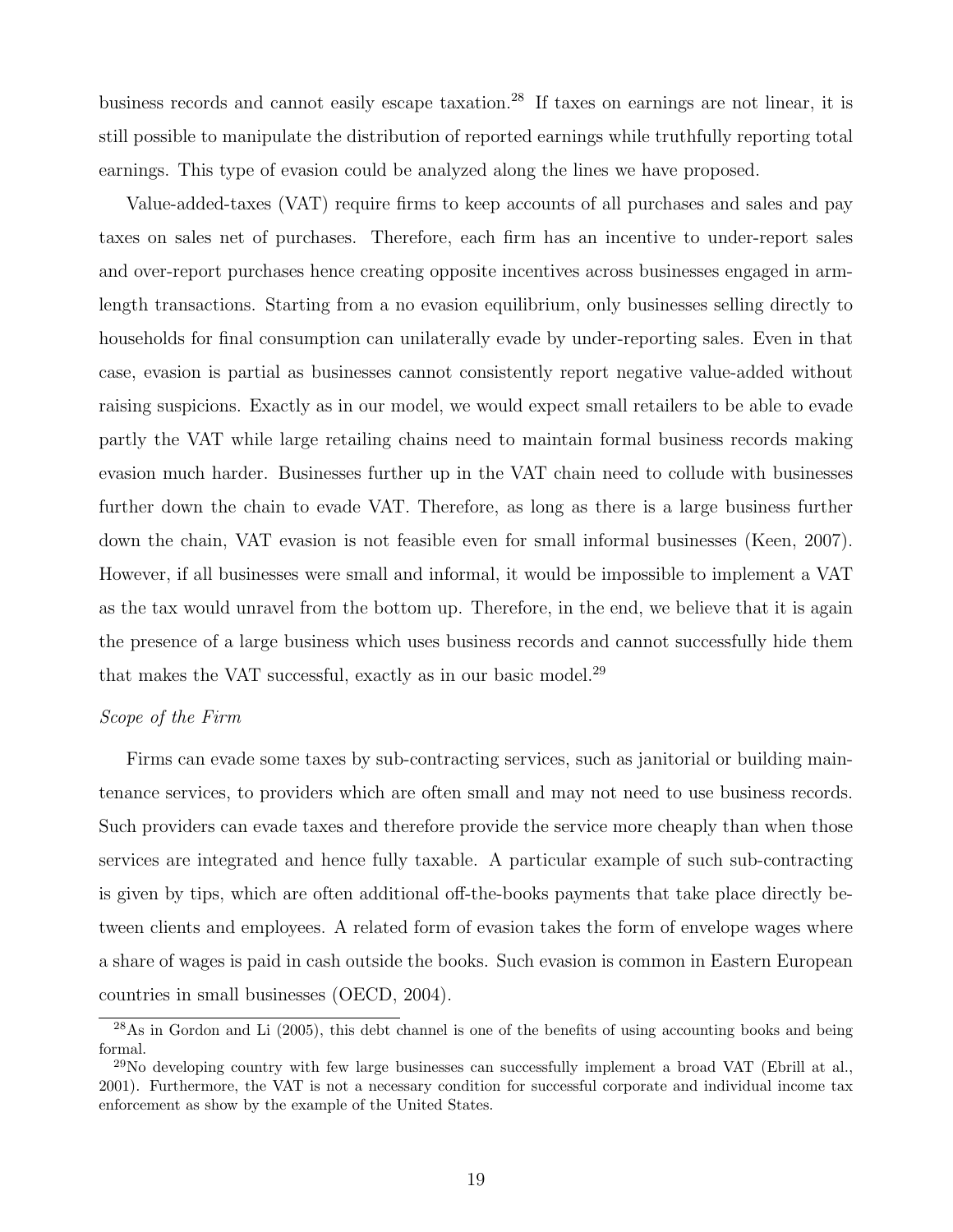business records and cannot easily escape taxation.[28] If taxes on earnings are not linear, it is still possible to manipulate the distribution of reported earnings while truthfully reporting total earnings. This type of evasion could be analyzed along the lines we have proposed.

Value-added-taxes (VAT) require firms to keep accounts of all purchases and sales and pay taxes on sales net of purchases. Therefore, each firm has an incentive to under-report sales and over-report purchases hence creating opposite incentives across businesses engaged in arm-length transactions. Starting from a no evasion equilibrium, only businesses selling directly to households for final consumption can unilaterally evade by under-reporting sales. Even in that case, evasion is partial as businesses cannot consistently report negative value-added without raising suspicions. Exactly as in our model, we would expect small retailers to be able to evade partly the VAT while large retailing chains need to maintain formal business records making evasion much harder. Businesses further up in the VAT chain need to collude with businesses further down the chain to evade VAT. Therefore, as long as there is a large business further down the chain, VAT evasion is not feasible even for small informal businesses (Keen, 2007). However, if all businesses were small and informal, it would be impossible to implement a VAT as the tax would unravel from the bottom up. Therefore, in the end, we believe that it is again the presence of a large business which uses business records and cannot successfully hide them that makes the VAT successful, exactly as in our basic model.[29]

*Scope of the Firm*

Firms can evade some taxes by sub-contracting services, such as janitorial or building maintenance services, to providers which are often small and may not need to use business records. Such providers can evade taxes and therefore provide the service more cheaply than when those services are integrated and hence fully taxable. A particular example of such sub-contracting is given by tips, which are often additional off-the-books payments that take place directly between clients and employees. A related form of evasion takes the form of envelope wages where a share of wages is paid in cash outside the books. Such evasion is common in Eastern European countries in small businesses (OECD, 2004).

[28] As in Gordon and Li (2005), this debt channel is one of the benefits of using accounting books and being formal.

[29] No developing country with few large businesses can successfully implement a broad VAT (Ebrill at al., 2001). Furthermore, the VAT is not a necessary condition for successful corporate and individual income tax enforcement as show by the example of the United States.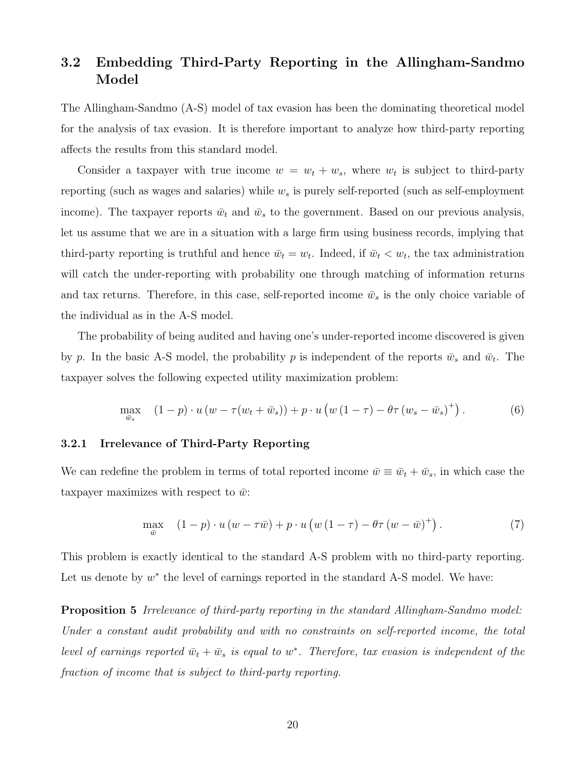## 3.2 Embedding Third-Party Reporting in the Allingham-Sandmo Model

The Allingham-Sandmo (A-S) model of tax evasion has been the dominating theoretical model for the analysis of tax evasion. It is therefore important to analyze how third-party reporting affects the results from this standard model.

Consider a taxpayer with true income $w = w_t + w_s$, where $w_t$ is subject to third-party reporting (such as wages and salaries) while $w_s$ is purely self-reported (such as self-employment income). The taxpayer reports $\bar{w}_t$ and $\bar{w}_s$ to the government. Based on our previous analysis, let us assume that we are in a situation with a large firm using business records, implying that third-party reporting is truthful and hence $\bar{w}_t = w_t$. Indeed, if $\bar{w}_t < w_t$, the tax administration will catch the under-reporting with probability one through matching of information returns and tax returns. Therefore, in this case, self-reported income $\bar{w}_s$ is the only choice variable of the individual as in the A-S model.

The probability of being audited and having one's under-reported income discovered is given by $p$. In the basic A-S model, the probability $p$ is independent of the reports $\bar{w}_s$ and $\bar{w}_t$. The taxpayer solves the following expected utility maximization problem:

$$\max_{\bar{w}_s} \quad (1-p) \cdot u\left(w - \tau(w_t + \bar{w}_s)\right) + p \cdot u\left(w\left(1-\tau\right) - \theta\tau\left(w_s - \bar{w}_s\right)^{+}\right). \tag{6}$$

### 3.2.1 Irrelevance of Third-Party Reporting

We can redefine the problem in terms of total reported income $\bar{w} \equiv \bar{w}_t + \bar{w}_s$, in which case the taxpayer maximizes with respect to $\bar{w}$:

$$\max_{\bar{w}} \quad (1-p) \cdot u\left(w - \tau\bar{w}\right) + p \cdot u\left(w\left(1-\tau\right) - \theta\tau\left(w - \bar{w}\right)^{+}\right). \tag{7}$$

This problem is exactly identical to the standard A-S problem with no third-party reporting. Let us denote by $w^*$ the level of earnings reported in the standard A-S model. We have:

**Proposition 5** *Irrelevance of third-party reporting in the standard Allingham-Sandmo model: Under a constant audit probability and with no constraints on self-reported income, the total level of earnings reported $\bar{w}_t + \bar{w}_s$ is equal to $w^*$. Therefore, tax evasion is independent of the fraction of income that is subject to third-party reporting.*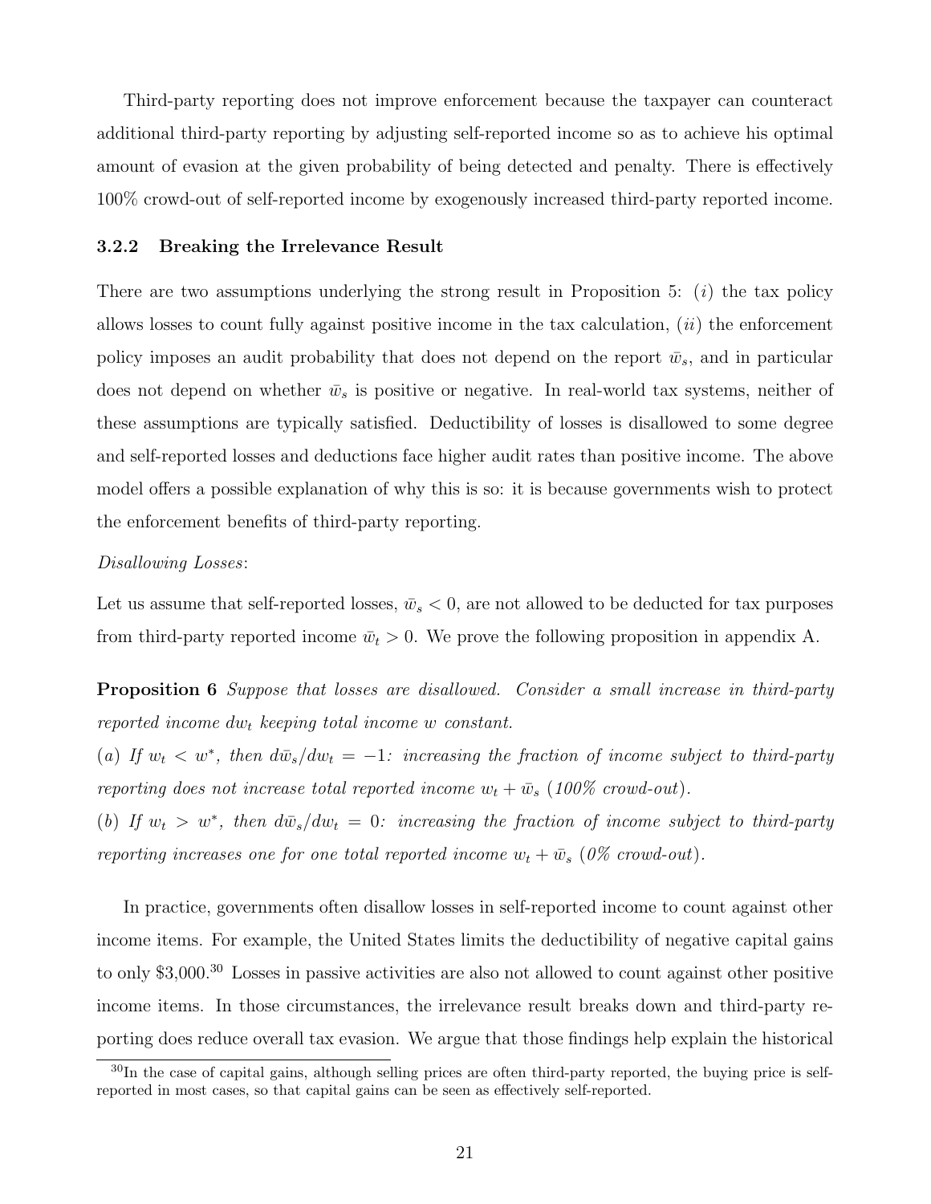Third-party reporting does not improve enforcement because the taxpayer can counteract additional third-party reporting by adjusting self-reported income so as to achieve his optimal amount of evasion at the given probability of being detected and penalty. There is effectively 100% crowd-out of self-reported income by exogenously increased third-party reported income.

### 3.2.2 Breaking the Irrelevance Result

There are two assumptions underlying the strong result in Proposition 5: (*i*) the tax policy allows losses to count fully against positive income in the tax calculation, (*ii*) the enforcement policy imposes an audit probability that does not depend on the report $\bar{w}_s$, and in particular does not depend on whether $\bar{w}_s$ is positive or negative. In real-world tax systems, neither of these assumptions are typically satisfied. Deductibility of losses is disallowed to some degree and self-reported losses and deductions face higher audit rates than positive income. The above model offers a possible explanation of why this is so: it is because governments wish to protect the enforcement benefits of third-party reporting.

*Disallowing Losses*:

Let us assume that self-reported losses, $\bar{w}_s < 0$, are not allowed to be deducted for tax purposes from third-party reported income $\bar{w}_t > 0$. We prove the following proposition in appendix A.

**Proposition 6** *Suppose that losses are disallowed. Consider a small increase in third-party reported income $dw_t$ keeping total income $w$ constant.*

*(a) If $w_t < w^*$, then $d\bar{w}_s/dw_t = -1$: increasing the fraction of income subject to third-party reporting does not increase total reported income $w_t + \bar{w}_s$ (100% crowd-out).*

*(b) If $w_t > w^*$, then $d\bar{w}_s/dw_t = 0$: increasing the fraction of income subject to third-party reporting increases one for one total reported income $w_t + \bar{w}_s$ (0% crowd-out).*

In practice, governments often disallow losses in self-reported income to count against other income items. For example, the United States limits the deductibility of negative capital gains to only \$3,000.[30] Losses in passive activities are also not allowed to count against other positive income items. In those circumstances, the irrelevance result breaks down and third-party reporting does reduce overall tax evasion. We argue that those findings help explain the historical

[30] In the case of capital gains, although selling prices are often third-party reported, the buying price is self-reported in most cases, so that capital gains can be seen as effectively self-reported.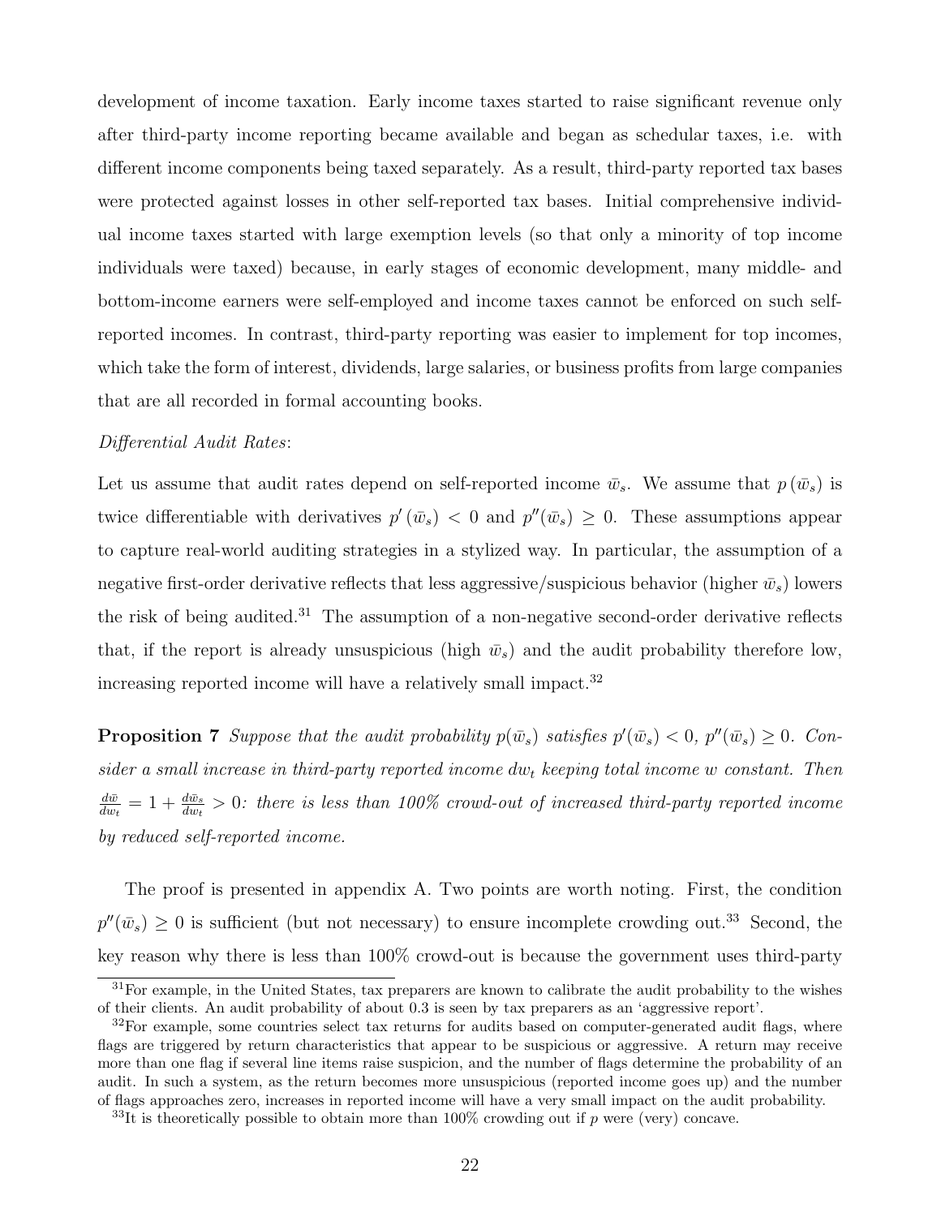development of income taxation. Early income taxes started to raise significant revenue only after third-party income reporting became available and began as schedular taxes, i.e. with different income components being taxed separately. As a result, third-party reported tax bases were protected against losses in other self-reported tax bases. Initial comprehensive individual income taxes started with large exemption levels (so that only a minority of top income individuals were taxed) because, in early stages of economic development, many middle- and bottom-income earners were self-employed and income taxes cannot be enforced on such self-reported incomes. In contrast, third-party reporting was easier to implement for top incomes, which take the form of interest, dividends, large salaries, or business profits from large companies that are all recorded in formal accounting books.

*Differential Audit Rates*:

Let us assume that audit rates depend on self-reported income $\bar{w}_s$. We assume that $p(\bar{w}_s)$ is twice differentiable with derivatives $p'(\bar{w}_s) < 0$ and $p''(\bar{w}_s) \geq 0$. These assumptions appear to capture real-world auditing strategies in a stylized way. In particular, the assumption of a negative first-order derivative reflects that less aggressive/suspicious behavior (higher $\bar{w}_s$) lowers the risk of being audited.[31] The assumption of a non-negative second-order derivative reflects that, if the report is already unsuspicious (high $\bar{w}_s$) and the audit probability therefore low, increasing reported income will have a relatively small impact.[32]

**Proposition 7** *Suppose that the audit probability $p(\bar{w}_s)$ satisfies $p'(\bar{w}_s) < 0$, $p''(\bar{w}_s) \geq 0$. Consider a small increase in third-party reported income $dw_t$ keeping total income $w$ constant. Then $\frac{d\bar{w}}{dw_t} = 1 + \frac{d\bar{w}_s}{dw_t} > 0$: there is less than 100% crowd-out of increased third-party reported income by reduced self-reported income.*

The proof is presented in appendix A. Two points are worth noting. First, the condition $p''(\bar{w}_s) \geq 0$ is sufficient (but not necessary) to ensure incomplete crowding out.[33] Second, the key reason why there is less than 100% crowd-out is because the government uses third-party

[31] For example, in the United States, tax preparers are known to calibrate the audit probability to the wishes of their clients. An audit probability of about 0.3 is seen by tax preparers as an 'aggressive report'.

[32] For example, some countries select tax returns for audits based on computer-generated audit flags, where flags are triggered by return characteristics that appear to be suspicious or aggressive. A return may receive more than one flag if several line items raise suspicion, and the number of flags determine the probability of an audit. In such a system, as the return becomes more unsuspicious (reported income goes up) and the number of flags approaches zero, increases in reported income will have a very small impact on the audit probability.

[33] It is theoretically possible to obtain more than 100% crowding out if $p$ were (very) concave.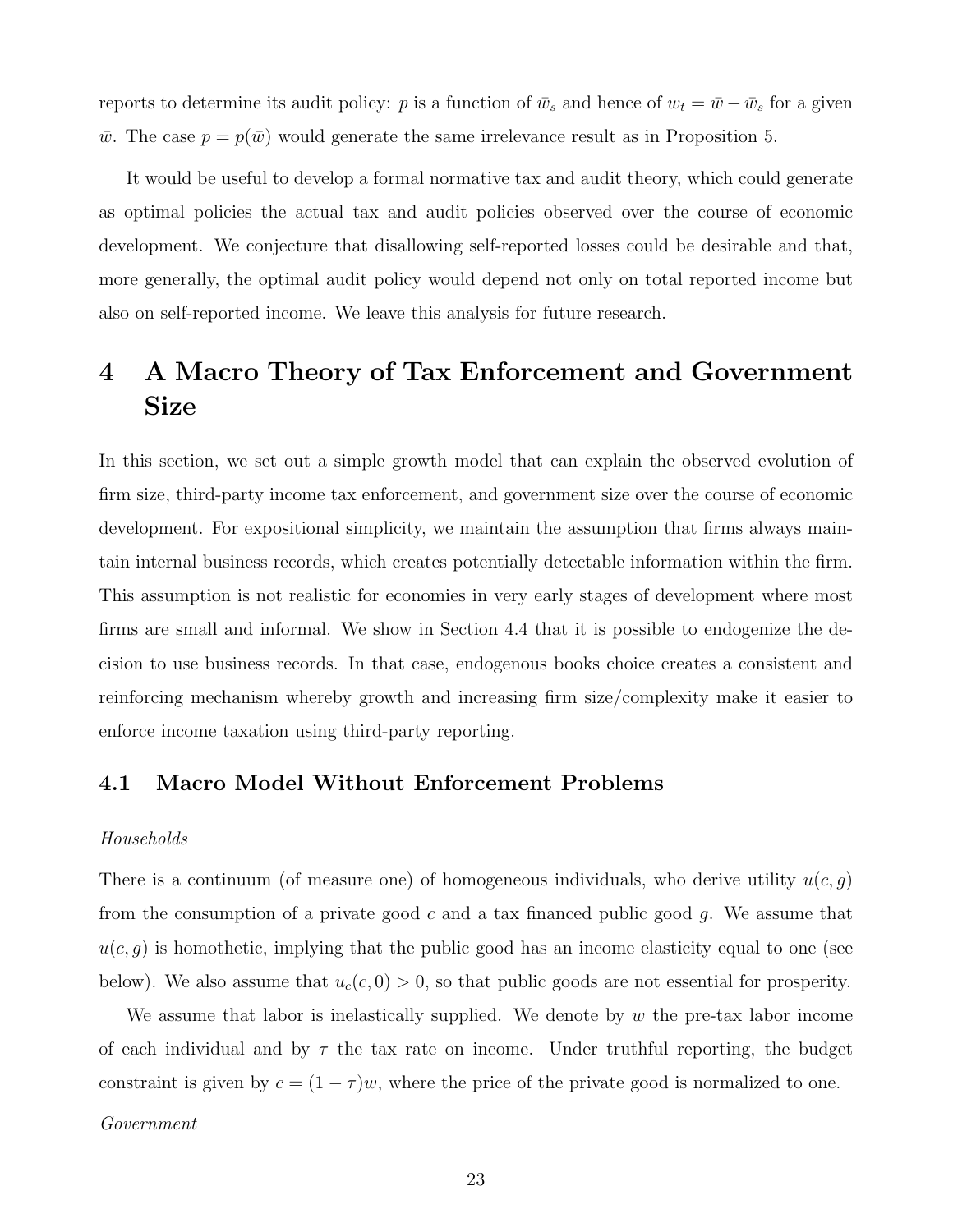reports to determine its audit policy: $p$ is a function of $\bar{w}_s$ and hence of $w_t = \bar{w} - \bar{w}_s$ for a given $\bar{w}$. The case $p = p(\bar{w})$ would generate the same irrelevance result as in Proposition 5.

It would be useful to develop a formal normative tax and audit theory, which could generate as optimal policies the actual tax and audit policies observed over the course of economic development. We conjecture that disallowing self-reported losses could be desirable and that, more generally, the optimal audit policy would depend not only on total reported income but also on self-reported income. We leave this analysis for future research.

# 4 A Macro Theory of Tax Enforcement and Government Size

In this section, we set out a simple growth model that can explain the observed evolution of firm size, third-party income tax enforcement, and government size over the course of economic development. For expositional simplicity, we maintain the assumption that firms always maintain internal business records, which creates potentially detectable information within the firm. This assumption is not realistic for economies in very early stages of development where most firms are small and informal. We show in Section 4.4 that it is possible to endogenize the decision to use business records. In that case, endogenous books choice creates a consistent and reinforcing mechanism whereby growth and increasing firm size/complexity make it easier to enforce income taxation using third-party reporting.

## 4.1 Macro Model Without Enforcement Problems

*Households*

There is a continuum (of measure one) of homogeneous individuals, who derive utility $u(c, g)$ from the consumption of a private good $c$ and a tax financed public good $g$. We assume that $u(c, g)$ is homothetic, implying that the public good has an income elasticity equal to one (see below). We also assume that $u_c(c, 0) > 0$, so that public goods are not essential for prosperity.

We assume that labor is inelastically supplied. We denote by $w$ the pre-tax labor income of each individual and by $\tau$ the tax rate on income. Under truthful reporting, the budget constraint is given by $c = (1 - \tau)w$, where the price of the private good is normalized to one.

*Government*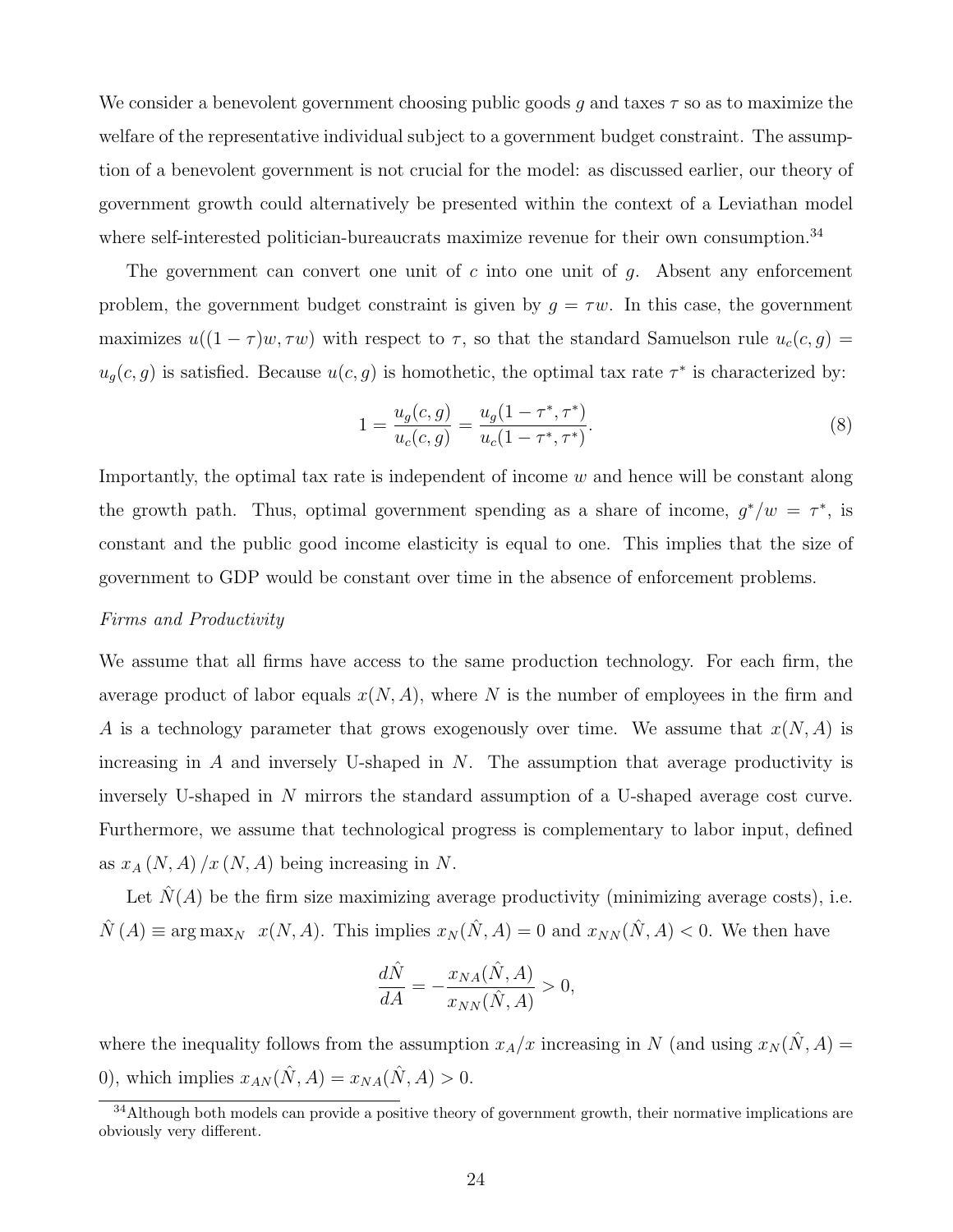We consider a benevolent government choosing public goods $g$ and taxes $\tau$ so as to maximize the welfare of the representative individual subject to a government budget constraint. The assumption of a benevolent government is not crucial for the model: as discussed earlier, our theory of government growth could alternatively be presented within the context of a Leviathan model where self-interested politician-bureaucrats maximize revenue for their own consumption.[34]

The government can convert one unit of $c$ into one unit of $g$. Absent any enforcement problem, the government budget constraint is given by $g = \tau w$. In this case, the government maximizes $u((1-\tau)w, \tau w)$ with respect to $\tau$, so that the standard Samuelson rule $u_c(c,g) = u_g(c,g)$ is satisfied. Because $u(c,g)$ is homothetic, the optimal tax rate $\tau^*$ is characterized by:

$$1 = \frac{u_g(c,g)}{u_c(c,g)} = \frac{u_g(1-\tau^*, \tau^*)}{u_c(1-\tau^*, \tau^*)}. \tag{8}$$

Importantly, the optimal tax rate is independent of income $w$ and hence will be constant along the growth path. Thus, optimal government spending as a share of income, $g^*/w = \tau^*$, is constant and the public good income elasticity is equal to one. This implies that the size of government to GDP would be constant over time in the absence of enforcement problems.

*Firms and Productivity*

We assume that all firms have access to the same production technology. For each firm, the average product of labor equals $x(N, A)$, where $N$ is the number of employees in the firm and $A$ is a technology parameter that grows exogenously over time. We assume that $x(N, A)$ is increasing in $A$ and inversely U-shaped in $N$. The assumption that average productivity is inversely U-shaped in $N$ mirrors the standard assumption of a U-shaped average cost curve. Furthermore, we assume that technological progress is complementary to labor input, defined as $x_A(N, A)/x(N, A)$ being increasing in $N$.

Let $\hat{N}(A)$ be the firm size maximizing average productivity (minimizing average costs), i.e. $\hat{N}(A) \equiv \arg\max_N \; x(N, A)$. This implies $x_N(\hat{N}, A) = 0$ and $x_{NN}(\hat{N}, A) < 0$. We then have

$$\frac{d\hat{N}}{dA} = -\frac{x_{NA}(\hat{N}, A)}{x_{NN}(\hat{N}, A)} > 0,$$

where the inequality follows from the assumption $x_A/x$ increasing in $N$ (and using $x_N(\hat{N}, A) = 0$), which implies $x_{AN}(\hat{N}, A) = x_{NA}(\hat{N}, A) > 0$.

[34] Although both models can provide a positive theory of government growth, their normative implications are obviously very different.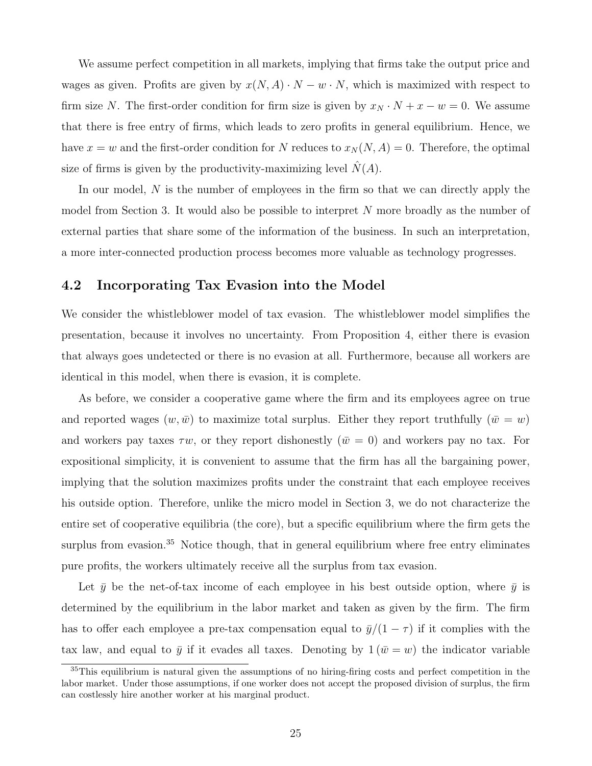We assume perfect competition in all markets, implying that firms take the output price and wages as given. Profits are given by $x(N, A) \cdot N - w \cdot N$, which is maximized with respect to firm size $N$. The first-order condition for firm size is given by $x_N \cdot N + x - w = 0$. We assume that there is free entry of firms, which leads to zero profits in general equilibrium. Hence, we have $x = w$ and the first-order condition for $N$ reduces to $x_N(N, A) = 0$. Therefore, the optimal size of firms is given by the productivity-maximizing level $\hat{N}(A)$.

In our model, $N$ is the number of employees in the firm so that we can directly apply the model from Section 3. It would also be possible to interpret $N$ more broadly as the number of external parties that share some of the information of the business. In such an interpretation, a more inter-connected production process becomes more valuable as technology progresses.

## 4.2 Incorporating Tax Evasion into the Model

We consider the whistleblower model of tax evasion. The whistleblower model simplifies the presentation, because it involves no uncertainty. From Proposition 4, either there is evasion that always goes undetected or there is no evasion at all. Furthermore, because all workers are identical in this model, when there is evasion, it is complete.

As before, we consider a cooperative game where the firm and its employees agree on true and reported wages $(w, \bar{w})$ to maximize total surplus. Either they report truthfully ($\bar{w} = w$) and workers pay taxes $\tau w$, or they report dishonestly ($\bar{w} = 0$) and workers pay no tax. For expositional simplicity, it is convenient to assume that the firm has all the bargaining power, implying that the solution maximizes profits under the constraint that each employee receives his outside option. Therefore, unlike the micro model in Section 3, we do not characterize the entire set of cooperative equilibria (the core), but a specific equilibrium where the firm gets the surplus from evasion.[35] Notice though, that in general equilibrium where free entry eliminates pure profits, the workers ultimately receive all the surplus from tax evasion.

Let $\bar{y}$ be the net-of-tax income of each employee in his best outside option, where $\bar{y}$ is determined by the equilibrium in the labor market and taken as given by the firm. The firm has to offer each employee a pre-tax compensation equal to $\bar{y}/(1 - \tau)$ if it complies with the tax law, and equal to $\bar{y}$ if it evades all taxes. Denoting by $1(\bar{w} = w)$ the indicator variable

[35] This equilibrium is natural given the assumptions of no hiring-firing costs and perfect competition in the labor market. Under those assumptions, if one worker does not accept the proposed division of surplus, the firm can costlessly hire another worker at his marginal product.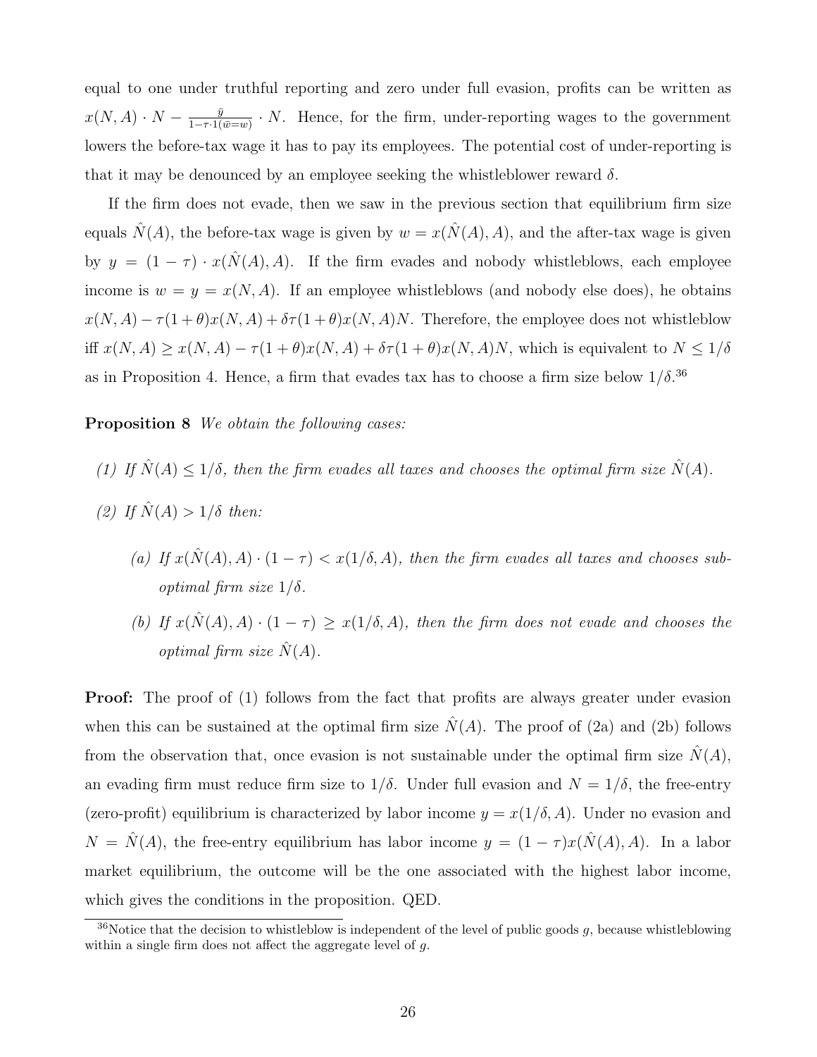equal to one under truthful reporting and zero under full evasion, profits can be written as $x(N, A) \cdot N - \frac{\bar{y}}{1-\tau \cdot 1(\bar{w}=w)} \cdot N$. Hence, for the firm, under-reporting wages to the government lowers the before-tax wage it has to pay its employees. The potential cost of under-reporting is that it may be denounced by an employee seeking the whistleblower reward $\delta$.

If the firm does not evade, then we saw in the previous section that equilibrium firm size equals $\hat{N}(A)$, the before-tax wage is given by $w = x(\hat{N}(A), A)$, and the after-tax wage is given by $y = (1 - \tau) \cdot x(\hat{N}(A), A)$. If the firm evades and nobody whistleblows, each employee income is $w = y = x(N, A)$. If an employee whistleblows (and nobody else does), he obtains $x(N, A) - \tau(1 + \theta)x(N, A) + \delta\tau(1 + \theta)x(N, A)N$. Therefore, the employee does not whistleblow iff $x(N, A) \geq x(N, A) - \tau(1 + \theta)x(N, A) + \delta\tau(1 + \theta)x(N, A)N$, which is equivalent to $N \leq 1/\delta$ as in Proposition 4. Hence, a firm that evades tax has to choose a firm size below $1/\delta$.[36]

**Proposition 8** *We obtain the following cases:*

*(1) If $\hat{N}(A) \leq 1/\delta$, then the firm evades all taxes and chooses the optimal firm size $\hat{N}(A)$.*

*(2) If $\hat{N}(A) > 1/\delta$ then:*

*(a) If $x(\hat{N}(A), A) \cdot (1 - \tau) < x(1/\delta, A)$, then the firm evades all taxes and chooses sub-optimal firm size $1/\delta$.*

*(b) If $x(\hat{N}(A), A) \cdot (1 - \tau) \geq x(1/\delta, A)$, then the firm does not evade and chooses the optimal firm size $\hat{N}(A)$.*

**Proof:** The proof of (1) follows from the fact that profits are always greater under evasion when this can be sustained at the optimal firm size $\hat{N}(A)$. The proof of (2a) and (2b) follows from the observation that, once evasion is not sustainable under the optimal firm size $\hat{N}(A)$, an evading firm must reduce firm size to $1/\delta$. Under full evasion and $N = 1/\delta$, the free-entry (zero-profit) equilibrium is characterized by labor income $y = x(1/\delta, A)$. Under no evasion and $N = \hat{N}(A)$, the free-entry equilibrium has labor income $y = (1 - \tau)x(\hat{N}(A), A)$. In a labor market equilibrium, the outcome will be the one associated with the highest labor income, which gives the conditions in the proposition. QED.

[36] Notice that the decision to whistleblow is independent of the level of public goods $g$, because whistleblowing within a single firm does not affect the aggregate level of $g$.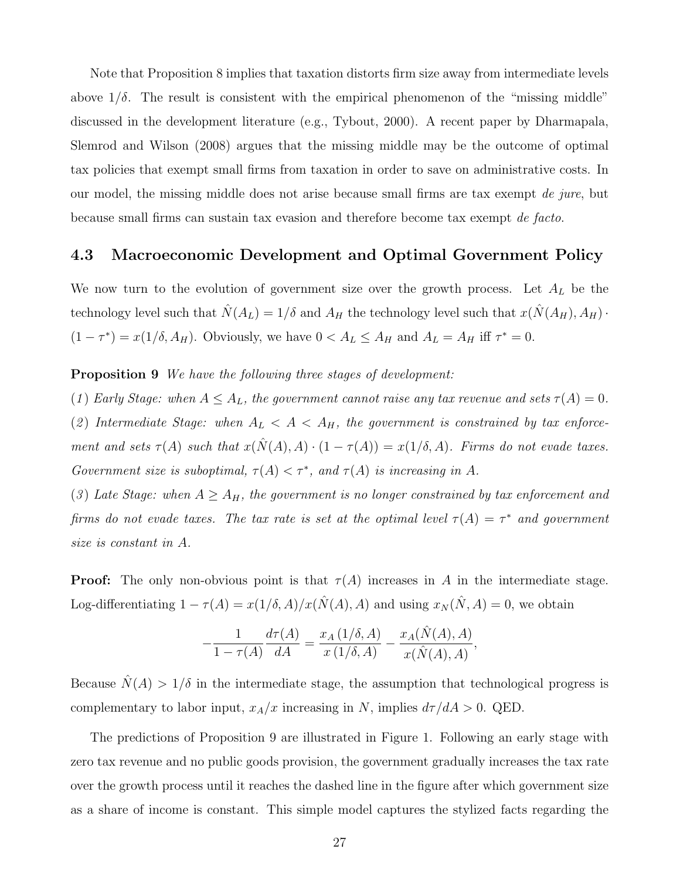Note that Proposition 8 implies that taxation distorts firm size away from intermediate levels above $1/\delta$. The result is consistent with the empirical phenomenon of the "missing middle" discussed in the development literature (e.g., Tybout, 2000). A recent paper by Dharmapala, Slemrod and Wilson (2008) argues that the missing middle may be the outcome of optimal tax policies that exempt small firms from taxation in order to save on administrative costs. In our model, the missing middle does not arise because small firms are tax exempt *de jure*, but because small firms can sustain tax evasion and therefore become tax exempt *de facto*.

## 4.3 Macroeconomic Development and Optimal Government Policy

We now turn to the evolution of government size over the growth process. Let $A_L$ be the technology level such that $\hat{N}(A_L) = 1/\delta$ and $A_H$ the technology level such that $x(\hat{N}(A_H), A_H) \cdot (1 - \tau^*) = x(1/\delta, A_H)$. Obviously, we have $0 < A_L \leq A_H$ and $A_L = A_H$ iff $\tau^* = 0$.

**Proposition 9** *We have the following three stages of development:*

(*1*) *Early Stage: when $A \leq A_L$, the government cannot raise any tax revenue and sets $\tau(A) = 0$.*

(*2*) *Intermediate Stage: when $A_L < A < A_H$, the government is constrained by tax enforcement and sets $\tau(A)$ such that $x(\hat{N}(A), A) \cdot (1 - \tau(A)) = x(1/\delta, A)$. Firms do not evade taxes. Government size is suboptimal, $\tau(A) < \tau^*$, and $\tau(A)$ is increasing in $A$.*

(*3*) *Late Stage: when $A \geq A_H$, the government is no longer constrained by tax enforcement and firms do not evade taxes. The tax rate is set at the optimal level $\tau(A) = \tau^*$ and government size is constant in $A$.*

**Proof:** The only non-obvious point is that $\tau(A)$ increases in $A$ in the intermediate stage. Log-differentiating $1 - \tau(A) = x(1/\delta, A)/x(\hat{N}(A), A)$ and using $x_N(\hat{N}, A) = 0$, we obtain

$$-\frac{1}{1 - \tau(A)} \frac{d\tau(A)}{dA} = \frac{x_A(1/\delta, A)}{x(1/\delta, A)} - \frac{x_A(\hat{N}(A), A)}{x(\hat{N}(A), A)},$$

Because $\hat{N}(A) > 1/\delta$ in the intermediate stage, the assumption that technological progress is complementary to labor input, $x_A/x$ increasing in $N$, implies $d\tau/dA > 0$. QED.

The predictions of Proposition 9 are illustrated in Figure 1. Following an early stage with zero tax revenue and no public goods provision, the government gradually increases the tax rate over the growth process until it reaches the dashed line in the figure after which government size as a share of income is constant. This simple model captures the stylized facts regarding the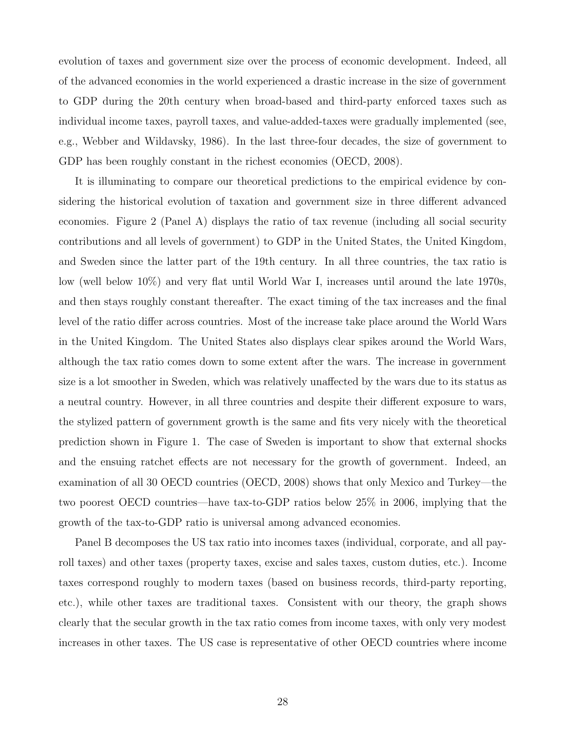evolution of taxes and government size over the process of economic development. Indeed, all of the advanced economies in the world experienced a drastic increase in the size of government to GDP during the 20th century when broad-based and third-party enforced taxes such as individual income taxes, payroll taxes, and value-added-taxes were gradually implemented (see, e.g., Webber and Wildavsky, 1986). In the last three-four decades, the size of government to GDP has been roughly constant in the richest economies (OECD, 2008).

It is illuminating to compare our theoretical predictions to the empirical evidence by considering the historical evolution of taxation and government size in three different advanced economies. Figure 2 (Panel A) displays the ratio of tax revenue (including all social security contributions and all levels of government) to GDP in the United States, the United Kingdom, and Sweden since the latter part of the 19th century. In all three countries, the tax ratio is low (well below 10%) and very flat until World War I, increases until around the late 1970s, and then stays roughly constant thereafter. The exact timing of the tax increases and the final level of the ratio differ across countries. Most of the increase take place around the World Wars in the United Kingdom. The United States also displays clear spikes around the World Wars, although the tax ratio comes down to some extent after the wars. The increase in government size is a lot smoother in Sweden, which was relatively unaffected by the wars due to its status as a neutral country. However, in all three countries and despite their different exposure to wars, the stylized pattern of government growth is the same and fits very nicely with the theoretical prediction shown in Figure 1. The case of Sweden is important to show that external shocks and the ensuing ratchet effects are not necessary for the growth of government. Indeed, an examination of all 30 OECD countries (OECD, 2008) shows that only Mexico and Turkey—the two poorest OECD countries—have tax-to-GDP ratios below 25% in 2006, implying that the growth of the tax-to-GDP ratio is universal among advanced economies.

Panel B decomposes the US tax ratio into incomes taxes (individual, corporate, and all payroll taxes) and other taxes (property taxes, excise and sales taxes, custom duties, etc.). Income taxes correspond roughly to modern taxes (based on business records, third-party reporting, etc.), while other taxes are traditional taxes. Consistent with our theory, the graph shows clearly that the secular growth in the tax ratio comes from income taxes, with only very modest increases in other taxes. The US case is representative of other OECD countries where income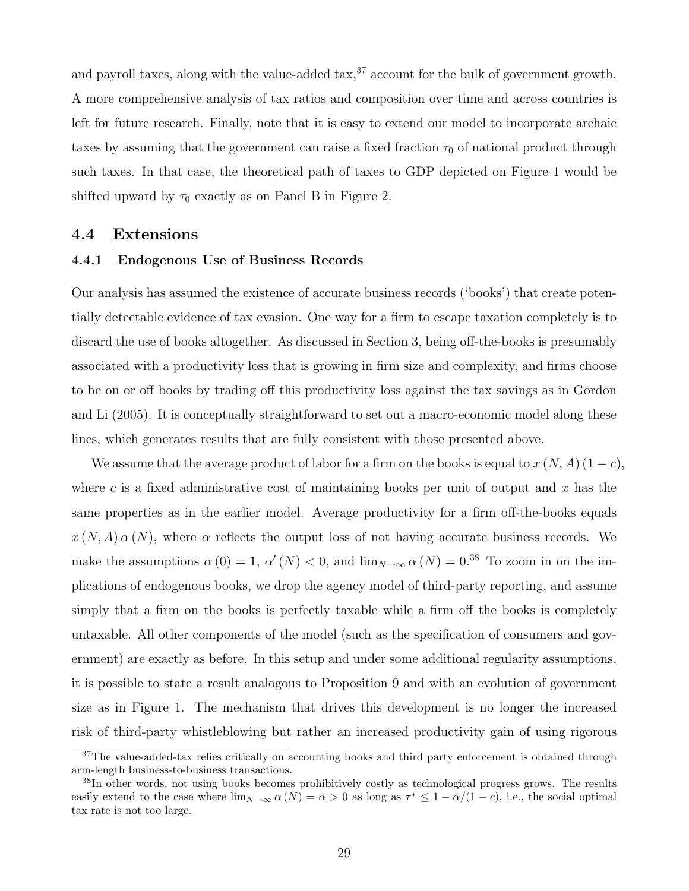and payroll taxes, along with the value-added tax,[37] account for the bulk of government growth. A more comprehensive analysis of tax ratios and composition over time and across countries is left for future research. Finally, note that it is easy to extend our model to incorporate archaic taxes by assuming that the government can raise a fixed fraction $\tau_0$ of national product through such taxes. In that case, the theoretical path of taxes to GDP depicted on Figure 1 would be shifted upward by $\tau_0$ exactly as on Panel B in Figure 2.

## 4.4 Extensions

### 4.4.1 Endogenous Use of Business Records

Our analysis has assumed the existence of accurate business records ('books') that create potentially detectable evidence of tax evasion. One way for a firm to escape taxation completely is to discard the use of books altogether. As discussed in Section 3, being off-the-books is presumably associated with a productivity loss that is growing in firm size and complexity, and firms choose to be on or off books by trading off this productivity loss against the tax savings as in Gordon and Li (2005). It is conceptually straightforward to set out a macro-economic model along these lines, which generates results that are fully consistent with those presented above.

We assume that the average product of labor for a firm on the books is equal to $x(N, A)(1 - c)$, where $c$ is a fixed administrative cost of maintaining books per unit of output and $x$ has the same properties as in the earlier model. Average productivity for a firm off-the-books equals $x(N, A)\alpha(N)$, where $\alpha$ reflects the output loss of not having accurate business records. We make the assumptions $\alpha(0) = 1$, $\alpha'(N) < 0$, and $\lim_{N\to\infty} \alpha(N) = 0$.[38] To zoom in on the implications of endogenous books, we drop the agency model of third-party reporting, and assume simply that a firm on the books is perfectly taxable while a firm off the books is completely untaxable. All other components of the model (such as the specification of consumers and government) are exactly as before. In this setup and under some additional regularity assumptions, it is possible to state a result analogous to Proposition 9 and with an evolution of government size as in Figure 1. The mechanism that drives this development is no longer the increased risk of third-party whistleblowing but rather an increased productivity gain of using rigorous

[37] The value-added-tax relies critically on accounting books and third party enforcement is obtained through arm-length business-to-business transactions.

[38] In other words, not using books becomes prohibitively costly as technological progress grows. The results easily extend to the case where $\lim_{N\to\infty} \alpha(N) = \bar{\alpha} > 0$ as long as $\tau^* \leq 1 - \bar{\alpha}/(1 - c)$, i.e., the social optimal tax rate is not too large.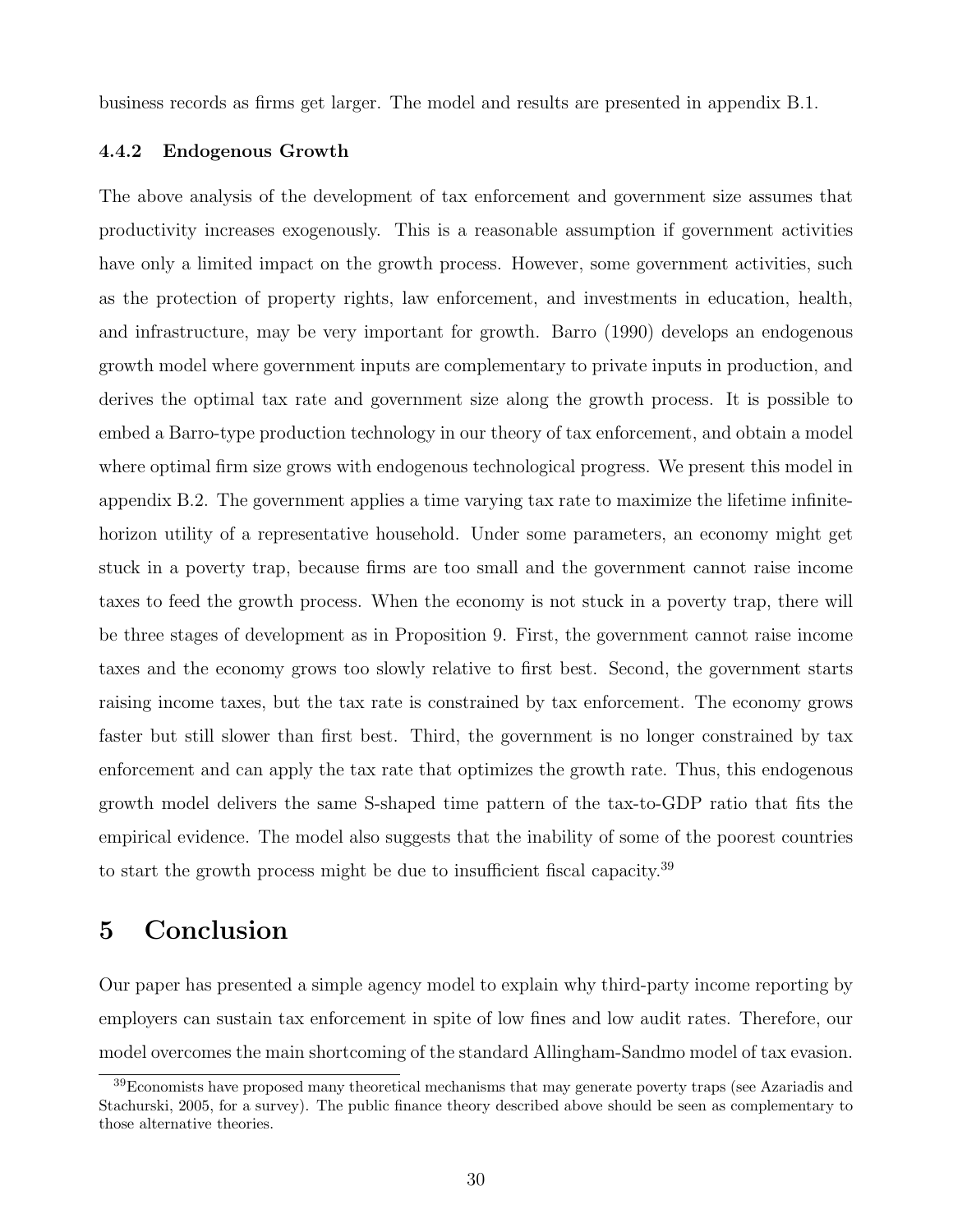business records as firms get larger. The model and results are presented in appendix B.1.

#### 4.4.2 Endogenous Growth

The above analysis of the development of tax enforcement and government size assumes that productivity increases exogenously. This is a reasonable assumption if government activities have only a limited impact on the growth process. However, some government activities, such as the protection of property rights, law enforcement, and investments in education, health, and infrastructure, may be very important for growth. Barro (1990) develops an endogenous growth model where government inputs are complementary to private inputs in production, and derives the optimal tax rate and government size along the growth process. It is possible to embed a Barro-type production technology in our theory of tax enforcement, and obtain a model where optimal firm size grows with endogenous technological progress. We present this model in appendix B.2. The government applies a time varying tax rate to maximize the lifetime infinite-horizon utility of a representative household. Under some parameters, an economy might get stuck in a poverty trap, because firms are too small and the government cannot raise income taxes to feed the growth process. When the economy is not stuck in a poverty trap, there will be three stages of development as in Proposition 9. First, the government cannot raise income taxes and the economy grows too slowly relative to first best. Second, the government starts raising income taxes, but the tax rate is constrained by tax enforcement. The economy grows faster but still slower than first best. Third, the government is no longer constrained by tax enforcement and can apply the tax rate that optimizes the growth rate. Thus, this endogenous growth model delivers the same S-shaped time pattern of the tax-to-GDP ratio that fits the empirical evidence. The model also suggests that the inability of some of the poorest countries to start the growth process might be due to insufficient fiscal capacity.[39]

## 5 Conclusion

Our paper has presented a simple agency model to explain why third-party income reporting by employers can sustain tax enforcement in spite of low fines and low audit rates. Therefore, our model overcomes the main shortcoming of the standard Allingham-Sandmo model of tax evasion.

[39] Economists have proposed many theoretical mechanisms that may generate poverty traps (see Azariadis and Stachurski, 2005, for a survey). The public finance theory described above should be seen as complementary to those alternative theories.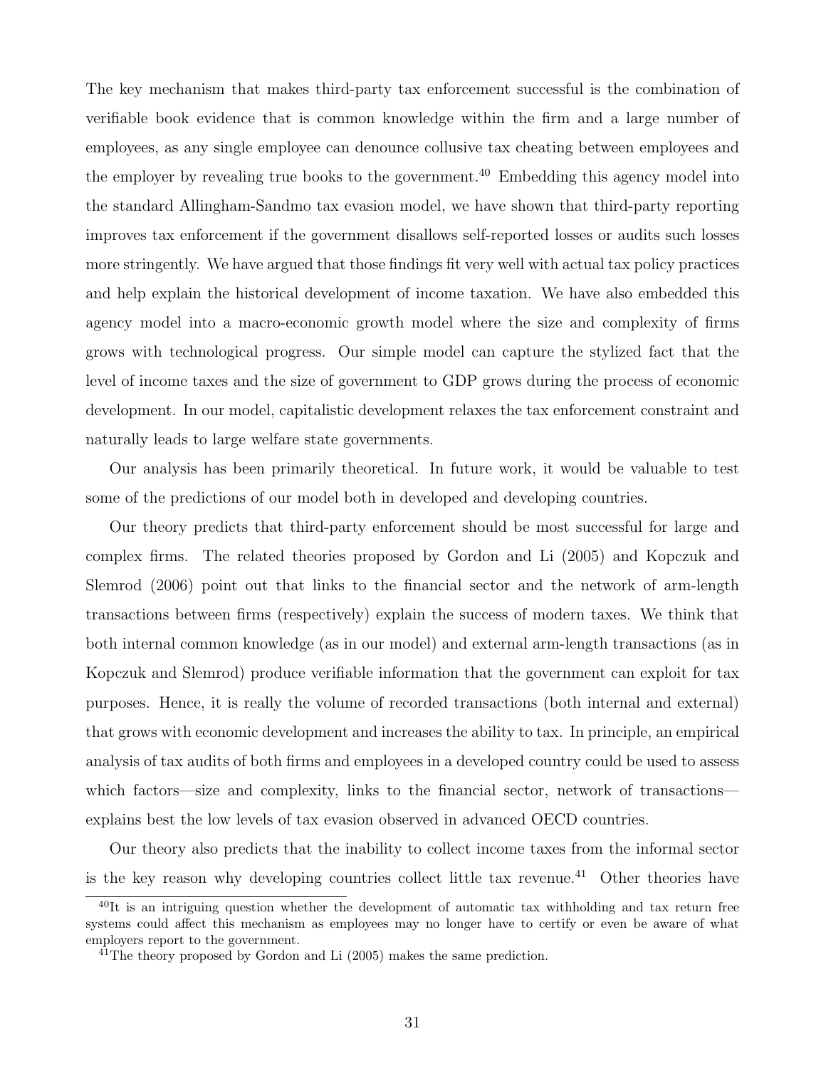The key mechanism that makes third-party tax enforcement successful is the combination of verifiable book evidence that is common knowledge within the firm and a large number of employees, as any single employee can denounce collusive tax cheating between employees and the employer by revealing true books to the government.[40] Embedding this agency model into the standard Allingham-Sandmo tax evasion model, we have shown that third-party reporting improves tax enforcement if the government disallows self-reported losses or audits such losses more stringently. We have argued that those findings fit very well with actual tax policy practices and help explain the historical development of income taxation. We have also embedded this agency model into a macro-economic growth model where the size and complexity of firms grows with technological progress. Our simple model can capture the stylized fact that the level of income taxes and the size of government to GDP grows during the process of economic development. In our model, capitalistic development relaxes the tax enforcement constraint and naturally leads to large welfare state governments.

Our analysis has been primarily theoretical. In future work, it would be valuable to test some of the predictions of our model both in developed and developing countries.

Our theory predicts that third-party enforcement should be most successful for large and complex firms. The related theories proposed by Gordon and Li (2005) and Kopczuk and Slemrod (2006) point out that links to the financial sector and the network of arm-length transactions between firms (respectively) explain the success of modern taxes. We think that both internal common knowledge (as in our model) and external arm-length transactions (as in Kopczuk and Slemrod) produce verifiable information that the government can exploit for tax purposes. Hence, it is really the volume of recorded transactions (both internal and external) that grows with economic development and increases the ability to tax. In principle, an empirical analysis of tax audits of both firms and employees in a developed country could be used to assess which factors—size and complexity, links to the financial sector, network of transactions—explains best the low levels of tax evasion observed in advanced OECD countries.

Our theory also predicts that the inability to collect income taxes from the informal sector is the key reason why developing countries collect little tax revenue.[41] Other theories have

[40] It is an intriguing question whether the development of automatic tax withholding and tax return free systems could affect this mechanism as employees may no longer have to certify or even be aware of what employers report to the government.

[41] The theory proposed by Gordon and Li (2005) makes the same prediction.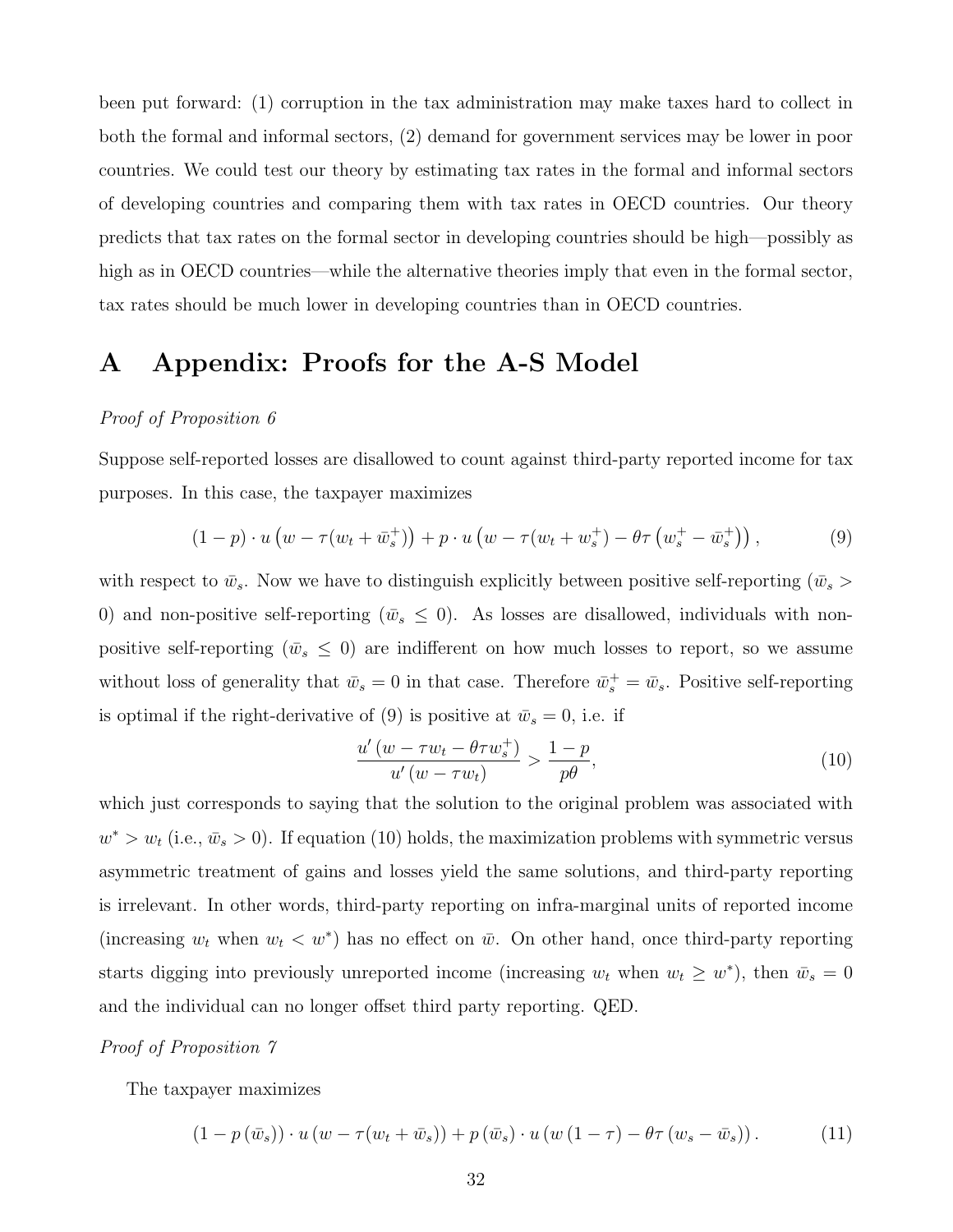been put forward: (1) corruption in the tax administration may make taxes hard to collect in both the formal and informal sectors, (2) demand for government services may be lower in poor countries. We could test our theory by estimating tax rates in the formal and informal sectors of developing countries and comparing them with tax rates in OECD countries. Our theory predicts that tax rates on the formal sector in developing countries should be high—possibly as high as in OECD countries—while the alternative theories imply that even in the formal sector, tax rates should be much lower in developing countries than in OECD countries.

# A Appendix: Proofs for the A-S Model

*Proof of Proposition 6*

Suppose self-reported losses are disallowed to count against third-party reported income for tax purposes. In this case, the taxpayer maximizes

$$(1-p) \cdot u\left(w - \tau(w_t + \bar{w}_s^+)\right) + p \cdot u\left(w - \tau(w_t + w_s^+) - \theta\tau\left(w_s^+ - \bar{w}_s^+\right)\right), \tag{9}$$

with respect to $\bar{w}_s$. Now we have to distinguish explicitly between positive self-reporting ($\bar{w}_s > 0$) and non-positive self-reporting ($\bar{w}_s \leq 0$). As losses are disallowed, individuals with non-positive self-reporting ($\bar{w}_s \leq 0$) are indifferent on how much losses to report, so we assume without loss of generality that $\bar{w}_s = 0$ in that case. Therefore $\bar{w}_s^+ = \bar{w}_s$. Positive self-reporting is optimal if the right-derivative of (9) is positive at $\bar{w}_s = 0$, i.e. if

$$\frac{u'\left(w - \tau w_t - \theta\tau w_s^+\right)}{u'\left(w - \tau w_t\right)} > \frac{1-p}{p\theta}, \tag{10}$$

which just corresponds to saying that the solution to the original problem was associated with $w^* > w_t$ (i.e., $\bar{w}_s > 0$). If equation (10) holds, the maximization problems with symmetric versus asymmetric treatment of gains and losses yield the same solutions, and third-party reporting is irrelevant. In other words, third-party reporting on infra-marginal units of reported income (increasing $w_t$ when $w_t < w^*$) has no effect on $\bar{w}$. On other hand, once third-party reporting starts digging into previously unreported income (increasing $w_t$ when $w_t \geq w^*$), then $\bar{w}_s = 0$ and the individual can no longer offset third party reporting. QED.

*Proof of Proposition 7*

The taxpayer maximizes

$$\left(1 - p\left(\bar{w}_s\right)\right) \cdot u\left(w - \tau(w_t + \bar{w}_s)\right) + p\left(\bar{w}_s\right) \cdot u\left(w\left(1-\tau\right) - \theta\tau\left(w_s - \bar{w}_s\right)\right). \tag{11}$$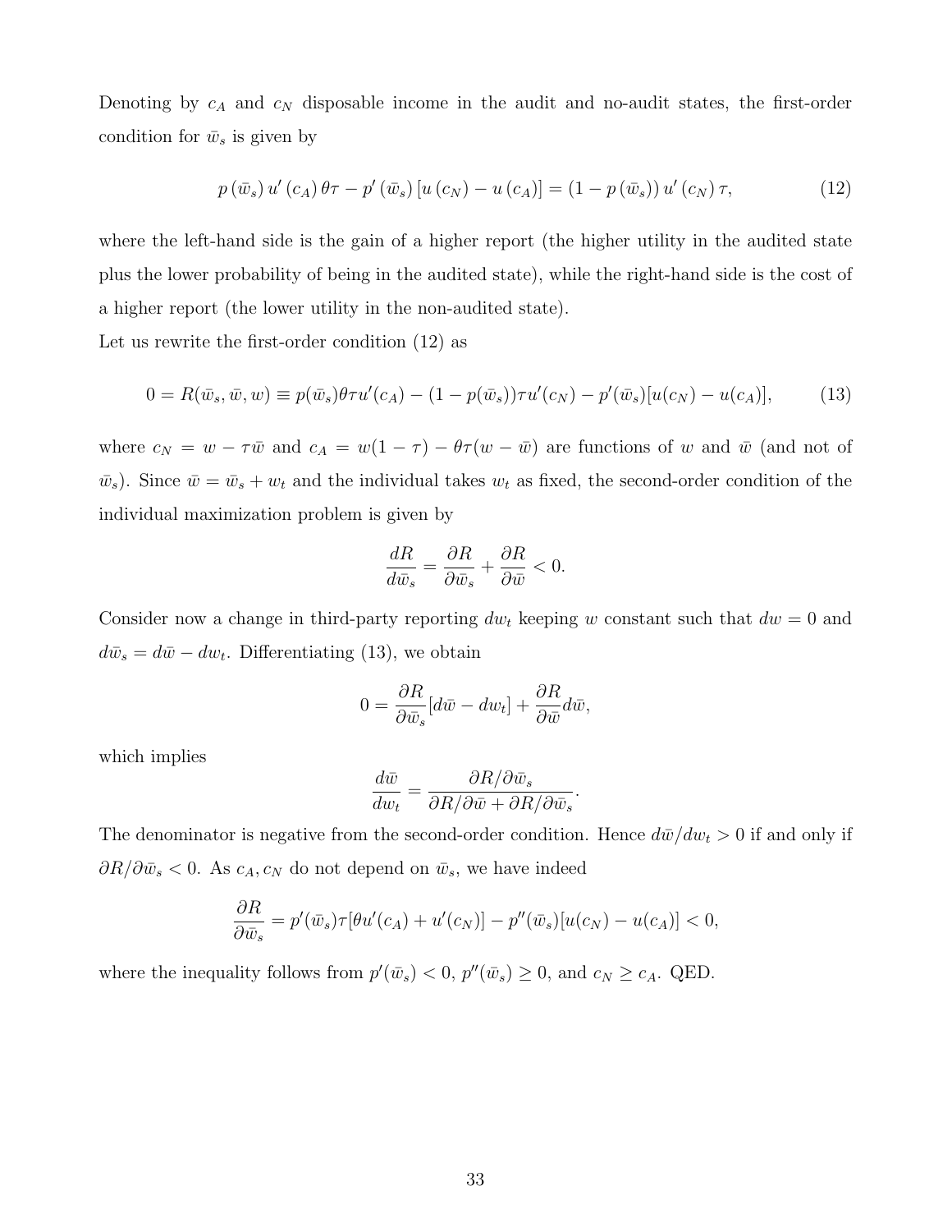Denoting by $c_A$ and $c_N$ disposable income in the audit and no-audit states, the first-order condition for $\bar{w}_s$ is given by

$$p(\bar{w}_s)\, u'(c_A)\, \theta\tau - p'(\bar{w}_s)\left[u(c_N) - u(c_A)\right] = (1 - p(\bar{w}_s))\, u'(c_N)\, \tau, \tag{12}$$

where the left-hand side is the gain of a higher report (the higher utility in the audited state plus the lower probability of being in the audited state), while the right-hand side is the cost of a higher report (the lower utility in the non-audited state).

Let us rewrite the first-order condition (12) as

$$0 = R(\bar{w}_s, \bar{w}, w) \equiv p(\bar{w}_s)\theta\tau u'(c_A) - (1 - p(\bar{w}_s))\tau u'(c_N) - p'(\bar{w}_s)[u(c_N) - u(c_A)], \tag{13}$$

where $c_N = w - \tau\bar{w}$ and $c_A = w(1-\tau) - \theta\tau(w - \bar{w})$ are functions of $w$ and $\bar{w}$ (and not of $\bar{w}_s$). Since $\bar{w} = \bar{w}_s + w_t$ and the individual takes $w_t$ as fixed, the second-order condition of the individual maximization problem is given by

$$\frac{dR}{d\bar{w}_s} = \frac{\partial R}{\partial \bar{w}_s} + \frac{\partial R}{\partial \bar{w}} < 0.$$

Consider now a change in third-party reporting $dw_t$ keeping $w$ constant such that $dw = 0$ and $d\bar{w}_s = d\bar{w} - dw_t$. Differentiating (13), we obtain

$$0 = \frac{\partial R}{\partial \bar{w}_s}[d\bar{w} - dw_t] + \frac{\partial R}{\partial \bar{w}} d\bar{w},$$

which implies

$$\frac{d\bar{w}}{dw_t} = \frac{\partial R/\partial \bar{w}_s}{\partial R/\partial \bar{w} + \partial R/\partial \bar{w}_s}.$$

The denominator is negative from the second-order condition. Hence $d\bar{w}/dw_t > 0$ if and only if $\partial R/\partial \bar{w}_s < 0$. As $c_A, c_N$ do not depend on $\bar{w}_s$, we have indeed

$$\frac{\partial R}{\partial \bar{w}_s} = p'(\bar{w}_s)\tau[\theta u'(c_A) + u'(c_N)] - p''(\bar{w}_s)[u(c_N) - u(c_A)] < 0,$$

where the inequality follows from $p'(\bar{w}_s) < 0$, $p''(\bar{w}_s) \geq 0$, and $c_N \geq c_A$. QED.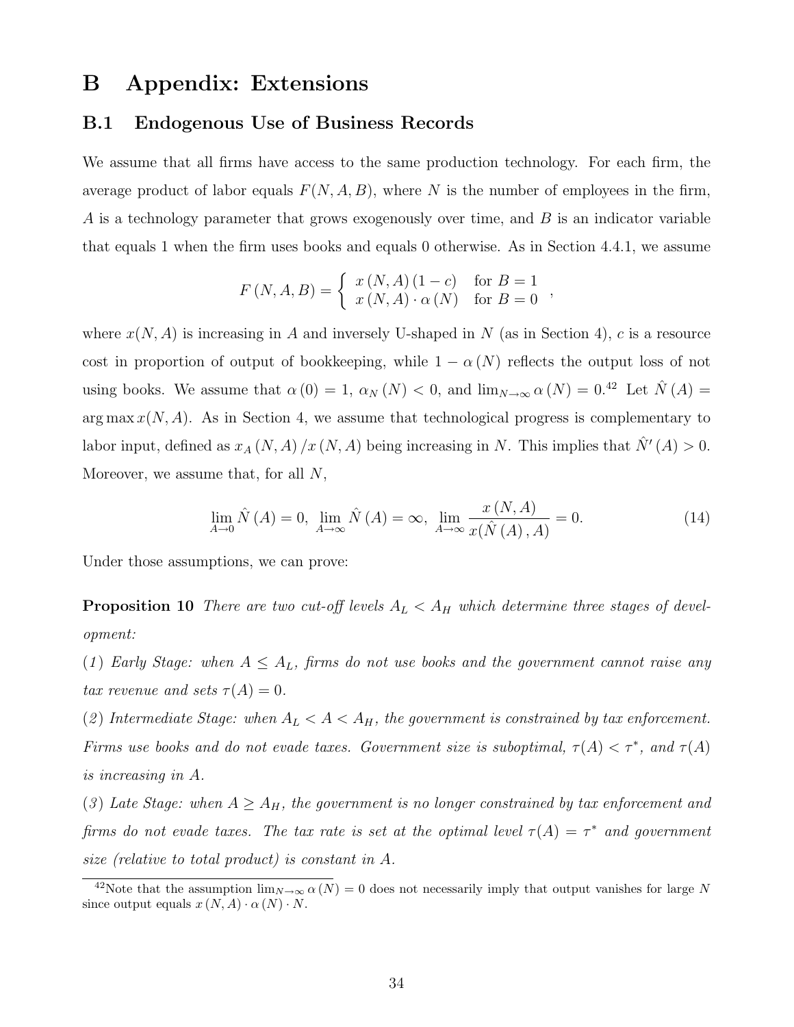# B Appendix: Extensions

## B.1 Endogenous Use of Business Records

We assume that all firms have access to the same production technology. For each firm, the average product of labor equals $F(N, A, B)$, where $N$ is the number of employees in the firm, $A$ is a technology parameter that grows exogenously over time, and $B$ is an indicator variable that equals 1 when the firm uses books and equals 0 otherwise. As in Section 4.4.1, we assume

$$F(N, A, B) = \begin{cases} x(N, A)(1 - c) & \text{for } B = 1 \\ x(N, A) \cdot \alpha(N) & \text{for } B = 0 \end{cases},$$

where $x(N, A)$ is increasing in $A$ and inversely U-shaped in $N$ (as in Section 4), $c$ is a resource cost in proportion of output of bookkeeping, while $1 - \alpha(N)$ reflects the output loss of not using books. We assume that $\alpha(0) = 1$, $\alpha_N(N) < 0$, and $\lim_{N \to \infty} \alpha(N) = 0$.[42] Let $\hat{N}(A) = \arg\max x(N, A)$. As in Section 4, we assume that technological progress is complementary to labor input, defined as $x_A(N, A)/x(N, A)$ being increasing in $N$. This implies that $\hat{N}'(A) > 0$. Moreover, we assume that, for all $N$,

$$\lim_{A \to 0} \hat{N}(A) = 0, \; \lim_{A \to \infty} \hat{N}(A) = \infty, \; \lim_{A \to \infty} \frac{x(N, A)}{x(\hat{N}(A), A)} = 0. \tag{14}$$

Under those assumptions, we can prove:

**Proposition 10** *There are two cut-off levels $A_L < A_H$ which determine three stages of development:*

*(1) Early Stage: when $A \leq A_L$, firms do not use books and the government cannot raise any tax revenue and sets $\tau(A) = 0$.*

*(2) Intermediate Stage: when $A_L < A < A_H$, the government is constrained by tax enforcement. Firms use books and do not evade taxes. Government size is suboptimal, $\tau(A) < \tau^*$, and $\tau(A)$ is increasing in $A$.*

*(3) Late Stage: when $A \geq A_H$, the government is no longer constrained by tax enforcement and firms do not evade taxes. The tax rate is set at the optimal level $\tau(A) = \tau^*$ and government size (relative to total product) is constant in $A$.*

[42] Note that the assumption $\lim_{N \to \infty} \alpha(N) = 0$ does not necessarily imply that output vanishes for large $N$ since output equals $x(N, A) \cdot \alpha(N) \cdot N$.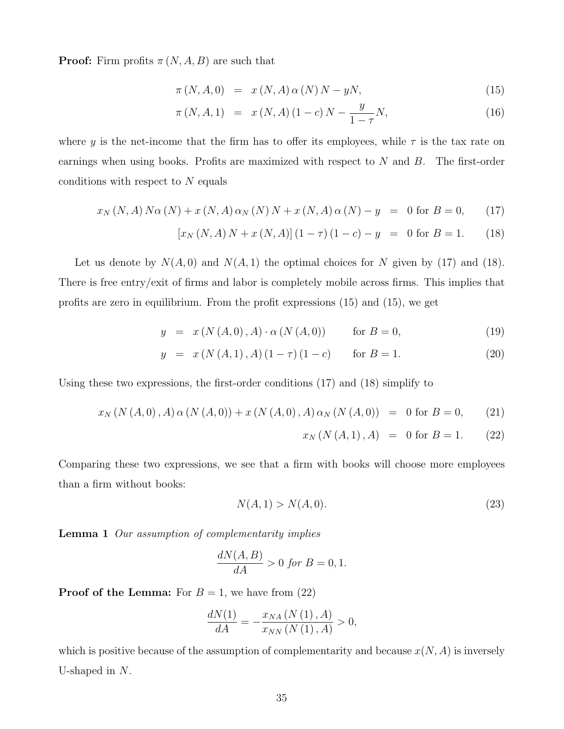**Proof:** Firm profits $\pi(N, A, B)$ are such that

$$\pi(N, A, 0) = x(N, A)\alpha(N) N - yN, \tag{15}$$

$$\pi(N, A, 1) = x(N, A)(1-c) N - \frac{y}{1-\tau}N, \tag{16}$$

where $y$ is the net-income that the firm has to offer its employees, while $\tau$ is the tax rate on earnings when using books. Profits are maximized with respect to $N$ and $B$. The first-order conditions with respect to $N$ equals

$$x_N(N, A) N\alpha(N) + x(N, A)\alpha_N(N) N + x(N, A)\alpha(N) - y = 0 \text{ for } B = 0, \tag{17}$$

$$[x_N(N, A) N + x(N, A)](1-\tau)(1-c) - y = 0 \text{ for } B = 1. \tag{18}$$

Let us denote by $N(A, 0)$ and $N(A, 1)$ the optimal choices for $N$ given by (17) and (18). There is free entry/exit of firms and labor is completely mobile across firms. This implies that profits are zero in equilibrium. From the profit expressions (15) and (15), we get

$$y = x(N(A, 0), A) \cdot \alpha(N(A, 0)) \qquad \text{for } B = 0, \tag{19}$$

$$y = x(N(A, 1), A)(1-\tau)(1-c) \qquad \text{for } B = 1. \tag{20}$$

Using these two expressions, the first-order conditions (17) and (18) simplify to

$$x_N(N(A, 0), A)\alpha(N(A, 0)) + x(N(A, 0), A)\alpha_N(N(A, 0)) = 0 \text{ for } B = 0, \tag{21}$$

$$x_N(N(A, 1), A) = 0 \text{ for } B = 1. \tag{22}$$

Comparing these two expressions, we see that a firm with books will choose more employees than a firm without books:

$$N(A, 1) > N(A, 0). \tag{23}$$

**Lemma 1** *Our assumption of complementarity implies*

$$\frac{dN(A, B)}{dA} > 0 \text{ } for \text{ } B = 0, 1.$$

**Proof of the Lemma:** For $B = 1$, we have from (22)

$$\frac{dN(1)}{dA} = -\frac{x_{NA}(N(1), A)}{x_{NN}(N(1), A)} > 0,$$

which is positive because of the assumption of complementarity and because $x(N, A)$ is inversely U-shaped in $N$.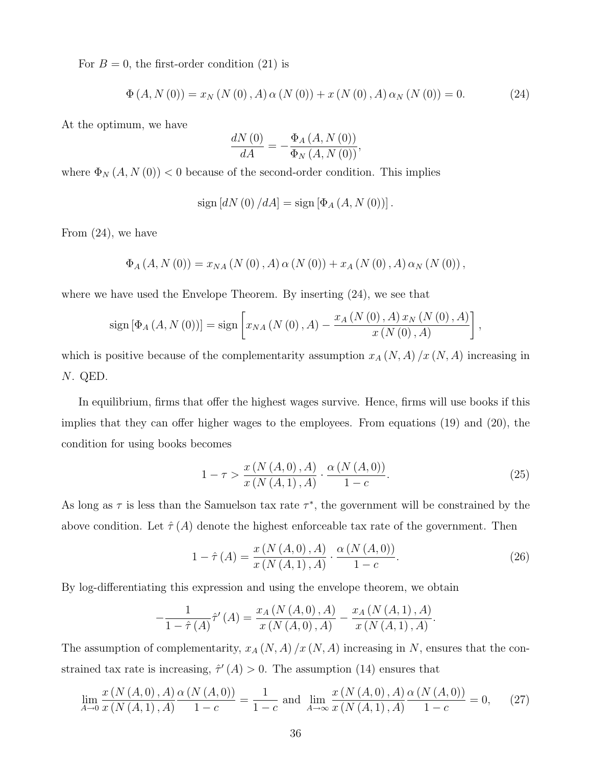For $B = 0$, the first-order condition (21) is

$$\Phi(A, N(0)) = x_N(N(0), A)\alpha(N(0)) + x(N(0), A)\alpha_N(N(0)) = 0. \tag{24}$$

At the optimum, we have

$$\frac{dN(0)}{dA} = -\frac{\Phi_A(A, N(0))}{\Phi_N(A, N(0))},$$

where $\Phi_N(A, N(0)) < 0$ because of the second-order condition. This implies

$$\text{sign}[dN(0)/dA] = \text{sign}[\Phi_A(A, N(0))].$$

From (24), we have

$$\Phi_A(A, N(0)) = x_{NA}(N(0), A)\alpha(N(0)) + x_A(N(0), A)\alpha_N(N(0)),$$

where we have used the Envelope Theorem. By inserting (24), we see that

$$\text{sign}[\Phi_A(A, N(0))] = \text{sign}\left[x_{NA}(N(0), A) - \frac{x_A(N(0), A)\, x_N(N(0), A)}{x(N(0), A)}\right],$$

which is positive because of the complementarity assumption $x_A(N, A)/x(N, A)$ increasing in $N$. QED.

In equilibrium, firms that offer the highest wages survive. Hence, firms will use books if this implies that they can offer higher wages to the employees. From equations (19) and (20), the condition for using books becomes

$$1 - \tau > \frac{x(N(A,0), A)}{x(N(A,1), A)} \cdot \frac{\alpha(N(A,0))}{1-c}. \tag{25}$$

As long as $\tau$ is less than the Samuelson tax rate $\tau^*$, the government will be constrained by the above condition. Let $\hat{\tau}(A)$ denote the highest enforceable tax rate of the government. Then

$$1 - \hat{\tau}(A) = \frac{x(N(A,0), A)}{x(N(A,1), A)} \cdot \frac{\alpha(N(A,0))}{1-c}. \tag{26}$$

By log-differentiating this expression and using the envelope theorem, we obtain

$$-\frac{1}{1-\hat{\tau}(A)}\hat{\tau}'(A) = \frac{x_A(N(A,0), A)}{x(N(A,0), A)} - \frac{x_A(N(A,1), A)}{x(N(A,1), A)}.$$

The assumption of complementarity, $x_A(N, A)/x(N, A)$ increasing in $N$, ensures that the constrained tax rate is increasing, $\hat{\tau}'(A) > 0$. The assumption (14) ensures that

$$\lim_{A \to 0} \frac{x(N(A,0), A)}{x(N(A,1), A)} \frac{\alpha(N(A,0))}{1-c} = \frac{1}{1-c} \text{ and } \lim_{A \to \infty} \frac{x(N(A,0), A)}{x(N(A,1), A)} \frac{\alpha(N(A,0))}{1-c} = 0, \tag{27}$$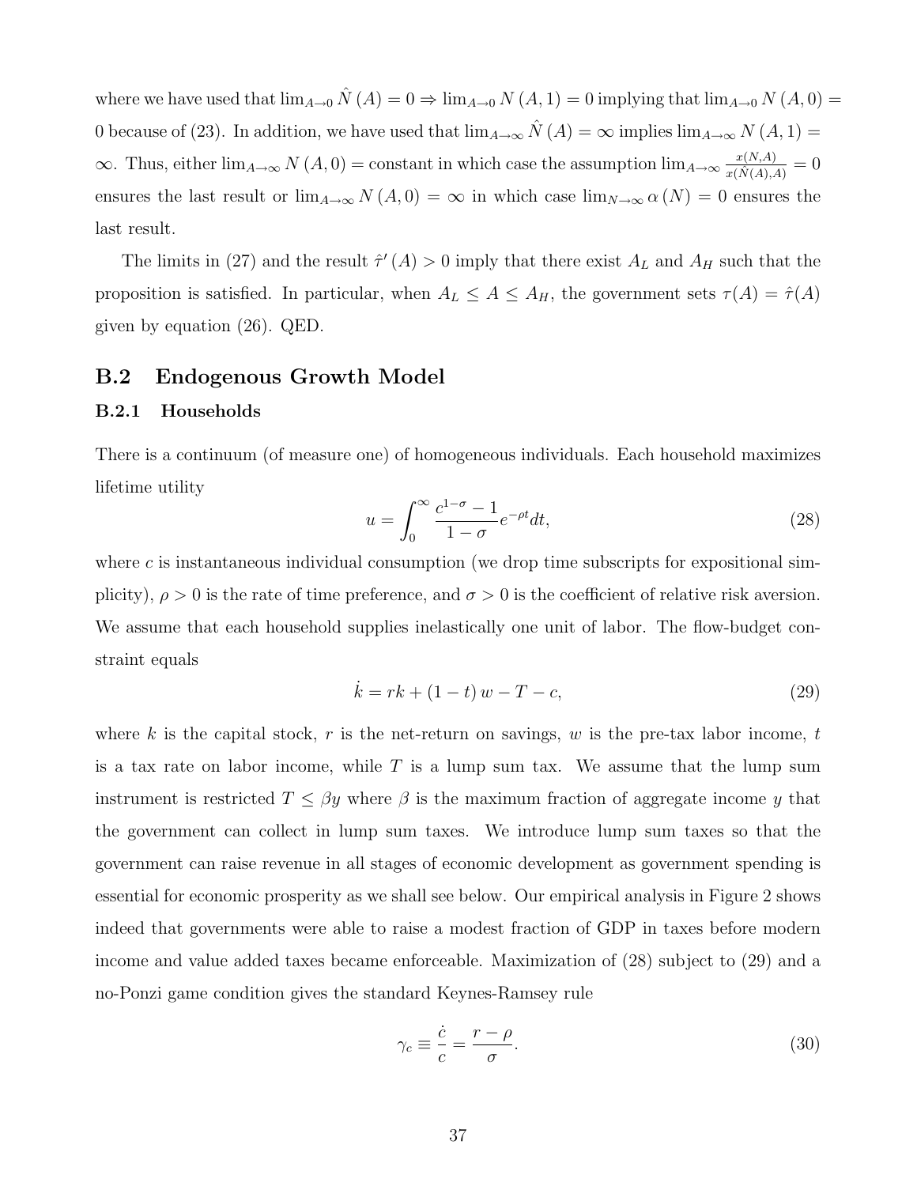where we have used that $\lim_{A\to 0} \hat{N}(A) = 0 \Rightarrow \lim_{A\to 0} N(A,1) = 0$ implying that $\lim_{A\to 0} N(A,0) = 0$ because of (23). In addition, we have used that $\lim_{A\to\infty} \hat{N}(A) = \infty$ implies $\lim_{A\to\infty} N(A,1) = \infty$. Thus, either $\lim_{A\to\infty} N(A,0) = \text{constant}$ in which case the assumption $\lim_{A\to\infty} \frac{x(N,A)}{x(\hat{N}(A),A)} = 0$ ensures the last result or $\lim_{A\to\infty} N(A,0) = \infty$ in which case $\lim_{N\to\infty} \alpha(N) = 0$ ensures the last result.

The limits in (27) and the result $\hat{\tau}'(A) > 0$ imply that there exist $A_L$ and $A_H$ such that the proposition is satisfied. In particular, when $A_L \leq A \leq A_H$, the government sets $\tau(A) = \hat{\tau}(A)$ given by equation (26). QED.

## B.2 Endogenous Growth Model

### B.2.1 Households

There is a continuum (of measure one) of homogeneous individuals. Each household maximizes lifetime utility

$$u = \int_0^\infty \frac{c^{1-\sigma} - 1}{1-\sigma} e^{-\rho t} dt, \tag{28}$$

where $c$ is instantaneous individual consumption (we drop time subscripts for expositional simplicity), $\rho > 0$ is the rate of time preference, and $\sigma > 0$ is the coefficient of relative risk aversion. We assume that each household supplies inelastically one unit of labor. The flow-budget constraint equals

$$\dot{k} = rk + (1-t)w - T - c, \tag{29}$$

where $k$ is the capital stock, $r$ is the net-return on savings, $w$ is the pre-tax labor income, $t$ is a tax rate on labor income, while $T$ is a lump sum tax. We assume that the lump sum instrument is restricted $T \leq \beta y$ where $\beta$ is the maximum fraction of aggregate income $y$ that the government can collect in lump sum taxes. We introduce lump sum taxes so that the government can raise revenue in all stages of economic development as government spending is essential for economic prosperity as we shall see below. Our empirical analysis in Figure 2 shows indeed that governments were able to raise a modest fraction of GDP in taxes before modern income and value added taxes became enforceable. Maximization of (28) subject to (29) and a no-Ponzi game condition gives the standard Keynes-Ramsey rule

$$\gamma_c \equiv \frac{\dot{c}}{c} = \frac{r-\rho}{\sigma}. \tag{30}$$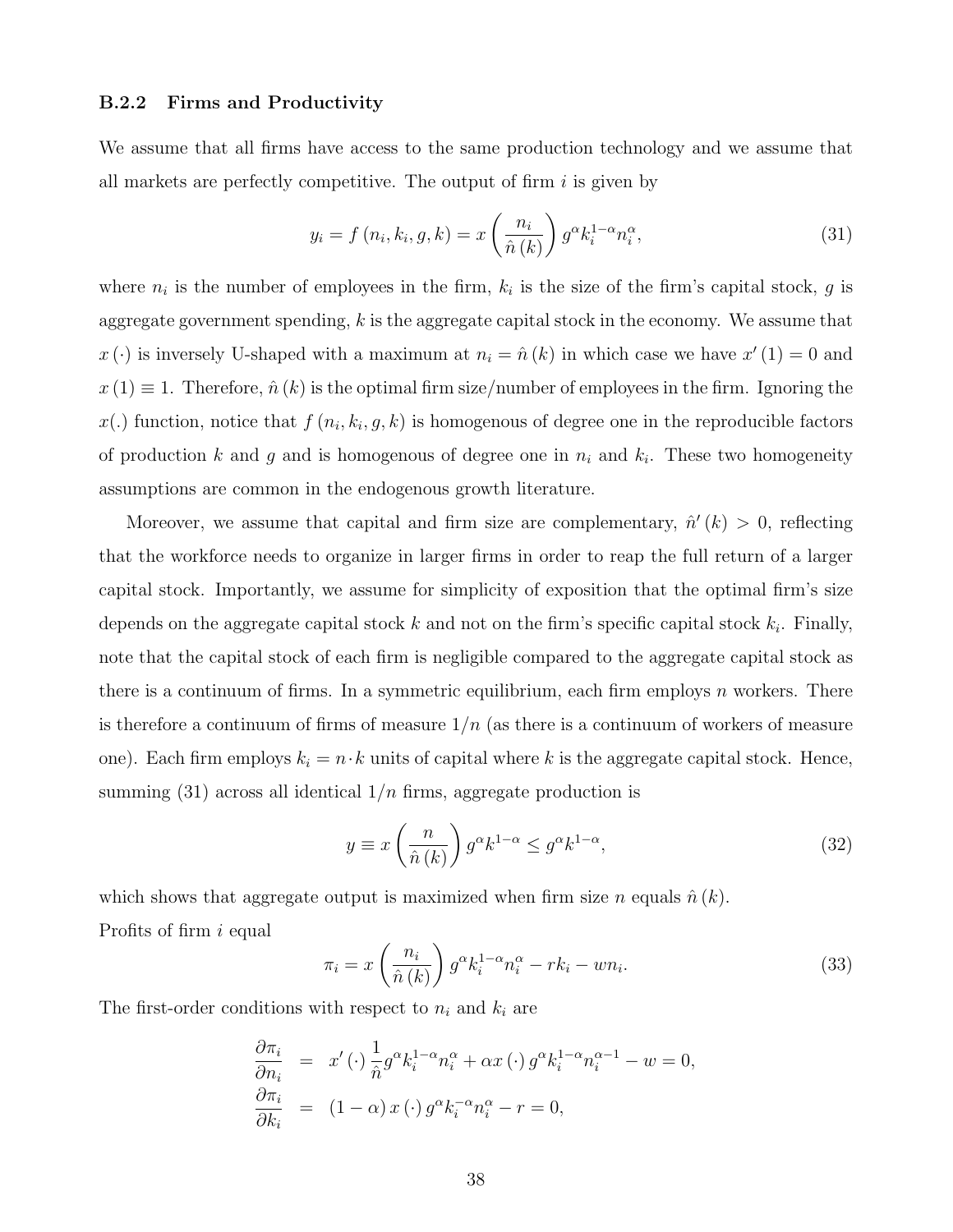### B.2.2 Firms and Productivity

We assume that all firms have access to the same production technology and we assume that all markets are perfectly competitive. The output of firm $i$ is given by

$$y_i = f(n_i, k_i, g, k) = x\left(\frac{n_i}{\hat{n}(k)}\right) g^{\alpha} k_i^{1-\alpha} n_i^{\alpha}, \tag{31}$$

where $n_i$ is the number of employees in the firm, $k_i$ is the size of the firm's capital stock, $g$ is aggregate government spending, $k$ is the aggregate capital stock in the economy. We assume that $x(\cdot)$ is inversely U-shaped with a maximum at $n_i = \hat{n}(k)$ in which case we have $x'(1) = 0$ and $x(1) \equiv 1$. Therefore, $\hat{n}(k)$ is the optimal firm size/number of employees in the firm. Ignoring the $x(.)$ function, notice that $f(n_i, k_i, g, k)$ is homogenous of degree one in the reproducible factors of production $k$ and $g$ and is homogenous of degree one in $n_i$ and $k_i$. These two homogeneity assumptions are common in the endogenous growth literature.

Moreover, we assume that capital and firm size are complementary, $\hat{n}'(k) > 0$, reflecting that the workforce needs to organize in larger firms in order to reap the full return of a larger capital stock. Importantly, we assume for simplicity of exposition that the optimal firm's size depends on the aggregate capital stock $k$ and not on the firm's specific capital stock $k_i$. Finally, note that the capital stock of each firm is negligible compared to the aggregate capital stock as there is a continuum of firms. In a symmetric equilibrium, each firm employs $n$ workers. There is therefore a continuum of firms of measure $1/n$ (as there is a continuum of workers of measure one). Each firm employs $k_i = n \cdot k$ units of capital where $k$ is the aggregate capital stock. Hence, summing (31) across all identical $1/n$ firms, aggregate production is

$$y \equiv x\left(\frac{n}{\hat{n}(k)}\right) g^{\alpha} k^{1-\alpha} \leq g^{\alpha} k^{1-\alpha}, \tag{32}$$

which shows that aggregate output is maximized when firm size $n$ equals $\hat{n}(k)$.

Profits of firm $i$ equal

$$\pi_i = x\left(\frac{n_i}{\hat{n}(k)}\right) g^{\alpha} k_i^{1-\alpha} n_i^{\alpha} - r k_i - w n_i. \tag{33}$$

The first-order conditions with respect to $n_i$ and $k_i$ are

$$\begin{aligned}
\frac{\partial \pi_i}{\partial n_i} &= x'(\cdot) \frac{1}{\hat{n}} g^{\alpha} k_i^{1-\alpha} n_i^{\alpha} + \alpha x(\cdot) g^{\alpha} k_i^{1-\alpha} n_i^{\alpha-1} - w = 0, \\
\frac{\partial \pi_i}{\partial k_i} &= (1-\alpha) x(\cdot) g^{\alpha} k_i^{-\alpha} n_i^{\alpha} - r = 0,
\end{aligned}$$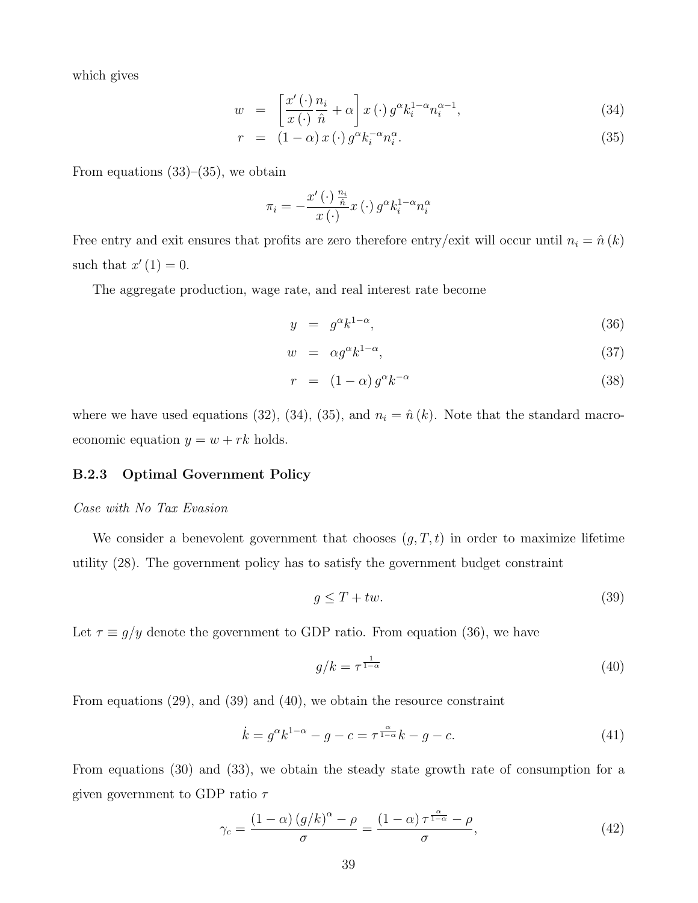which gives

$$
\begin{aligned}
w &= \left[\frac{x'(\cdot)}{x(\cdot)}\frac{n_i}{\hat{n}} + \alpha\right] x(\cdot)\, g^{\alpha} k_i^{1-\alpha} n_i^{\alpha-1}, & (34)\\
r &= (1-\alpha)\, x(\cdot)\, g^{\alpha} k_i^{-\alpha} n_i^{\alpha}. & (35)
\end{aligned}
$$

From equations (33)–(35), we obtain

$$
\pi_i = -\frac{x'(\cdot)\frac{n_i}{\hat{n}}}{x(\cdot)} x(\cdot)\, g^{\alpha} k_i^{1-\alpha} n_i^{\alpha}
$$

Free entry and exit ensures that profits are zero therefore entry/exit will occur until $n_i = \hat{n}(k)$ such that $x'(1) = 0$.

The aggregate production, wage rate, and real interest rate become

$$
\begin{aligned}
y &= g^{\alpha} k^{1-\alpha}, & (36)\\
w &= \alpha g^{\alpha} k^{1-\alpha}, & (37)\\
r &= (1-\alpha)\, g^{\alpha} k^{-\alpha} & (38)
\end{aligned}
$$

where we have used equations (32), (34), (35), and $n_i = \hat{n}(k)$. Note that the standard macroeconomic equation $y = w + rk$ holds.

### B.2.3 Optimal Government Policy

*Case with No Tax Evasion*

We consider a benevolent government that chooses $(g, T, t)$ in order to maximize lifetime utility (28). The government policy has to satisfy the government budget constraint

$$
g \leq T + tw. \tag{39}
$$

Let $\tau \equiv g/y$ denote the government to GDP ratio. From equation (36), we have

$$
g/k = \tau^{\frac{1}{1-\alpha}} \tag{40}
$$

From equations (29), and (39) and (40), we obtain the resource constraint

$$
\dot{k} = g^{\alpha} k^{1-\alpha} - g - c = \tau^{\frac{\alpha}{1-\alpha}} k - g - c. \tag{41}
$$

From equations (30) and (33), we obtain the steady state growth rate of consumption for a given government to GDP ratio $\tau$

$$
\gamma_c = \frac{(1-\alpha)(g/k)^{\alpha} - \rho}{\sigma} = \frac{(1-\alpha)\,\tau^{\frac{\alpha}{1-\alpha}} - \rho}{\sigma}, \tag{42}
$$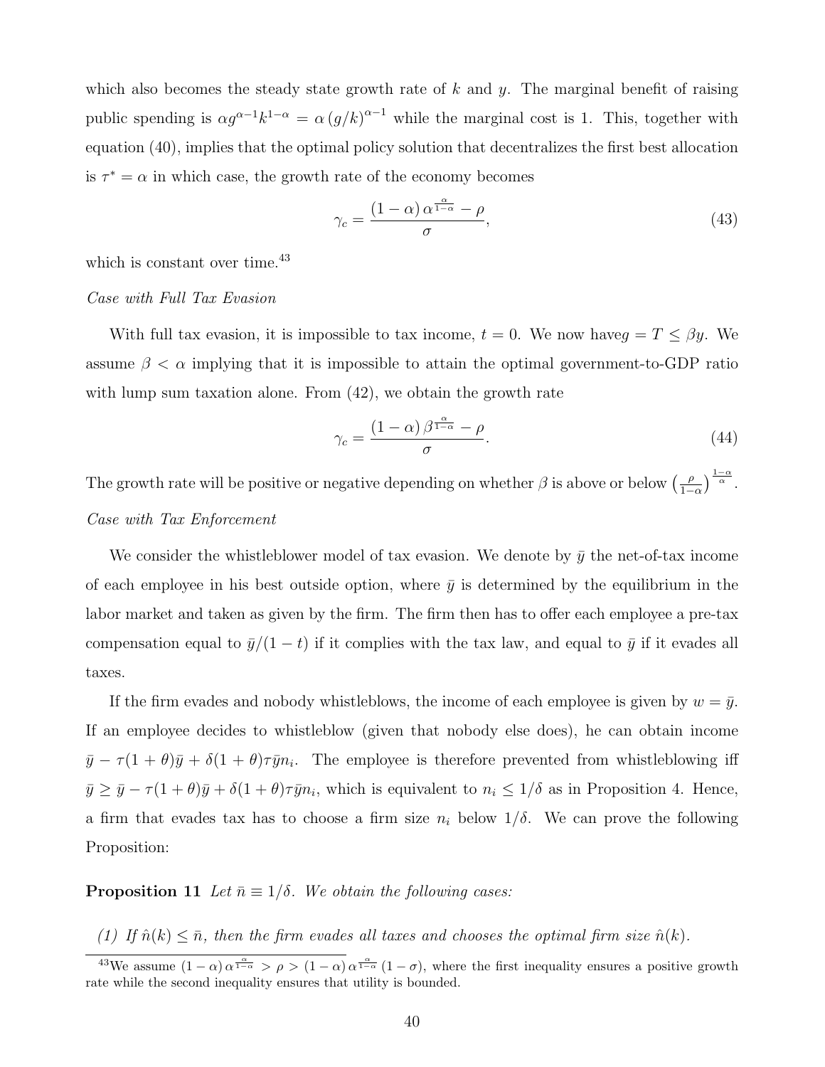which also becomes the steady state growth rate of $k$ and $y$. The marginal benefit of raising public spending is $\alpha g^{\alpha-1}k^{1-\alpha} = \alpha (g/k)^{\alpha-1}$ while the marginal cost is 1. This, together with equation (40), implies that the optimal policy solution that decentralizes the first best allocation is $\tau^* = \alpha$ in which case, the growth rate of the economy becomes

$$\gamma_c = \frac{(1-\alpha)\,\alpha^{\frac{\alpha}{1-\alpha}} - \rho}{\sigma}, \tag{43}$$

which is constant over time.[43]

*Case with Full Tax Evasion*

With full tax evasion, it is impossible to tax income, $t = 0$. We now have$g = T \leq \beta y$. We assume $\beta < \alpha$ implying that it is impossible to attain the optimal government-to-GDP ratio with lump sum taxation alone. From (42), we obtain the growth rate

$$\gamma_c = \frac{(1-\alpha)\,\beta^{\frac{\alpha}{1-\alpha}} - \rho}{\sigma}. \tag{44}$$

The growth rate will be positive or negative depending on whether $\beta$ is above or below $\left(\frac{\rho}{1-\alpha}\right)^{\frac{1-\alpha}{\alpha}}$.

*Case with Tax Enforcement*

We consider the whistleblower model of tax evasion. We denote by $\bar{y}$ the net-of-tax income of each employee in his best outside option, where $\bar{y}$ is determined by the equilibrium in the labor market and taken as given by the firm. The firm then has to offer each employee a pre-tax compensation equal to $\bar{y}/(1-t)$ if it complies with the tax law, and equal to $\bar{y}$ if it evades all taxes.

If the firm evades and nobody whistleblows, the income of each employee is given by $w = \bar{y}$. If an employee decides to whistleblow (given that nobody else does), he can obtain income $\bar{y} - \tau(1+\theta)\bar{y} + \delta(1+\theta)\tau\bar{y}n_i$. The employee is therefore prevented from whistleblowing iff $\bar{y} \geq \bar{y} - \tau(1+\theta)\bar{y} + \delta(1+\theta)\tau\bar{y}n_i$, which is equivalent to $n_i \leq 1/\delta$ as in Proposition 4. Hence, a firm that evades tax has to choose a firm size $n_i$ below $1/\delta$. We can prove the following Proposition:

**Proposition 11** *Let $\bar{n} \equiv 1/\delta$. We obtain the following cases:*

*(1) If $\hat{n}(k) \leq \bar{n}$, then the firm evades all taxes and chooses the optimal firm size $\hat{n}(k)$.*

[43] We assume $(1-\alpha)\,\alpha^{\frac{\alpha}{1-\alpha}} > \rho > (1-\alpha)\,\alpha^{\frac{\alpha}{1-\alpha}}(1-\sigma)$, where the first inequality ensures a positive growth rate while the second inequality ensures that utility is bounded.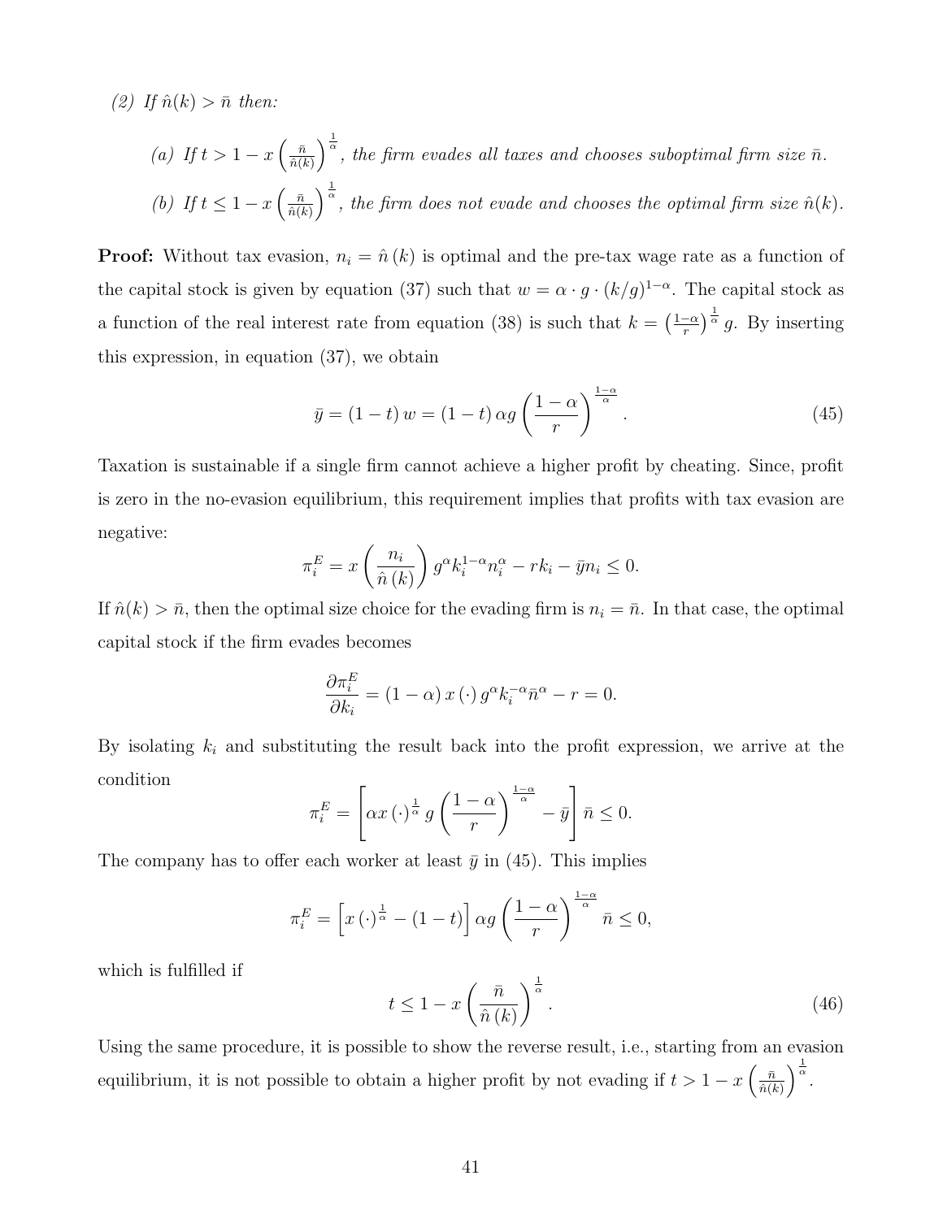*(2) If $\hat{n}(k) > \bar{n}$ then:*

> *(a) If $t > 1 - x\left(\frac{\bar{n}}{\hat{n}(k)}\right)^{\frac{1}{\alpha}}$, the firm evades all taxes and chooses suboptimal firm size $\bar{n}$.*
>
> *(b) If $t \leq 1 - x\left(\frac{\bar{n}}{\hat{n}(k)}\right)^{\frac{1}{\alpha}}$, the firm does not evade and chooses the optimal firm size $\hat{n}(k)$.*

**Proof:** Without tax evasion, $n_i = \hat{n}(k)$ is optimal and the pre-tax wage rate as a function of the capital stock is given by equation (37) such that $w = \alpha \cdot g \cdot (k/g)^{1-\alpha}$. The capital stock as a function of the real interest rate from equation (38) is such that $k = \left(\frac{1-\alpha}{r}\right)^{\frac{1}{\alpha}} g$. By inserting this expression, in equation (37), we obtain

$$\bar{y} = (1-t)\, w = (1-t)\, \alpha g \left(\frac{1-\alpha}{r}\right)^{\frac{1-\alpha}{\alpha}}. \tag{45}$$

Taxation is sustainable if a single firm cannot achieve a higher profit by cheating. Since, profit is zero in the no-evasion equilibrium, this requirement implies that profits with tax evasion are negative:

$$\pi_i^E = x\left(\frac{n_i}{\hat{n}(k)}\right) g^{\alpha} k_i^{1-\alpha} n_i^{\alpha} - r k_i - \bar{y} n_i \leq 0.$$

If $\hat{n}(k) > \bar{n}$, then the optimal size choice for the evading firm is $n_i = \bar{n}$. In that case, the optimal capital stock if the firm evades becomes

$$\frac{\partial \pi_i^E}{\partial k_i} = (1-\alpha)\, x(\cdot)\, g^{\alpha} k_i^{-\alpha} \bar{n}^{\alpha} - r = 0.$$

By isolating $k_i$ and substituting the result back into the profit expression, we arrive at the condition

$$\pi_i^E = \left[\alpha x(\cdot)^{\frac{1}{\alpha}}\, g \left(\frac{1-\alpha}{r}\right)^{\frac{1-\alpha}{\alpha}} - \bar{y}\right] \bar{n} \leq 0.$$

The company has to offer each worker at least $\bar{y}$ in (45). This implies

$$\pi_i^E = \left[x(\cdot)^{\frac{1}{\alpha}} - (1-t)\right] \alpha g \left(\frac{1-\alpha}{r}\right)^{\frac{1-\alpha}{\alpha}} \bar{n} \leq 0,$$

which is fulfilled if

$$t \leq 1 - x\left(\frac{\bar{n}}{\hat{n}(k)}\right)^{\frac{1}{\alpha}}. \tag{46}$$

Using the same procedure, it is possible to show the reverse result, i.e., starting from an evasion equilibrium, it is not possible to obtain a higher profit by not evading if $t > 1 - x\left(\frac{\bar{n}}{\hat{n}(k)}\right)^{\frac{1}{\alpha}}$.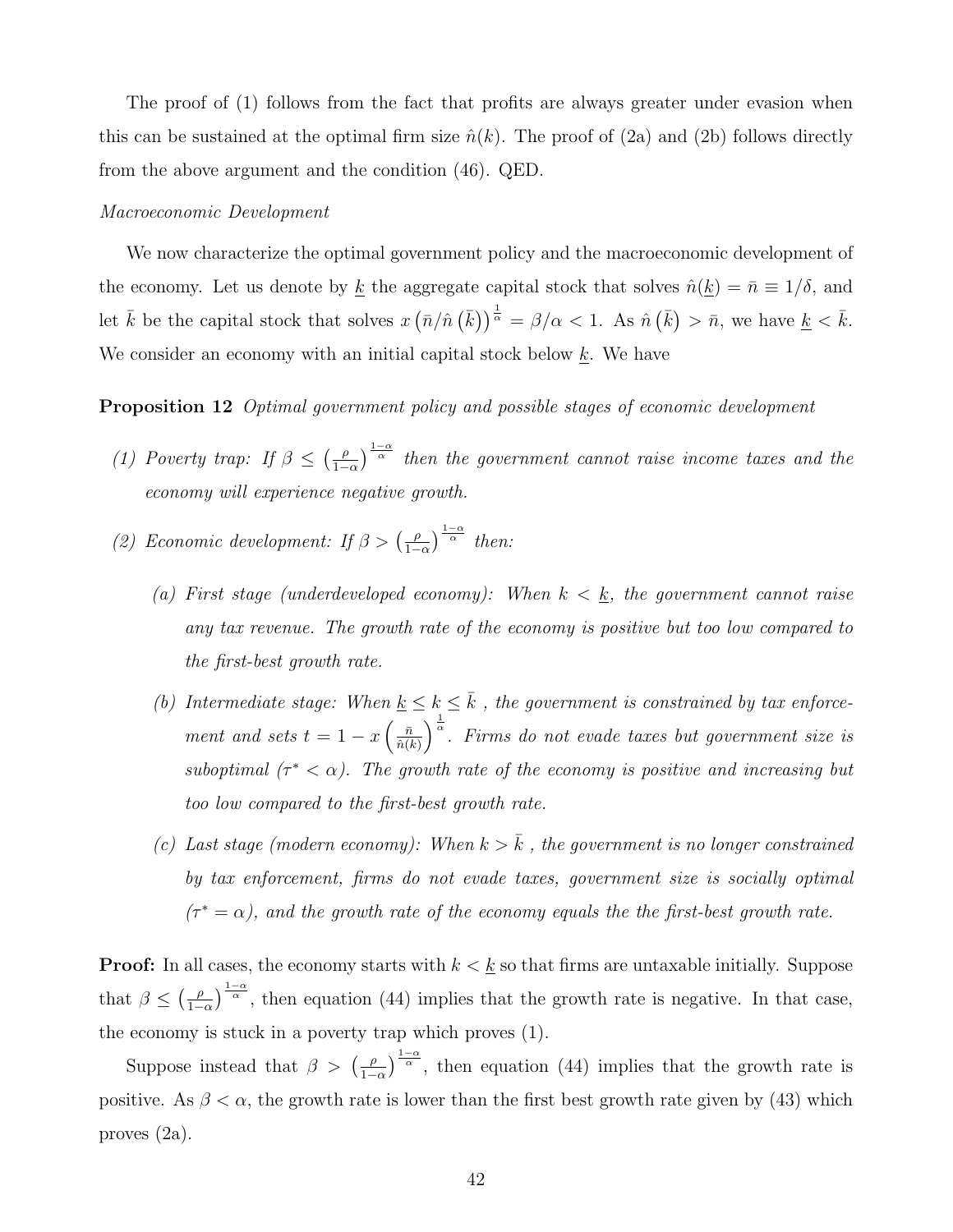The proof of (1) follows from the fact that profits are always greater under evasion when this can be sustained at the optimal firm size $\hat{n}(k)$. The proof of (2a) and (2b) follows directly from the above argument and the condition (46). QED.

*Macroeconomic Development*

We now characterize the optimal government policy and the macroeconomic development of the economy. Let us denote by $\underline{k}$ the aggregate capital stock that solves $\hat{n}(\underline{k}) = \bar{n} \equiv 1/\delta$, and let $\bar{k}$ be the capital stock that solves $x\left(\bar{n}/\hat{n}\left(\bar{k}\right)\right)^{\frac{1}{\alpha}} = \beta/\alpha < 1$. As $\hat{n}\left(\bar{k}\right) > \bar{n}$, we have $\underline{k} < \bar{k}$. We consider an economy with an initial capital stock below $\underline{k}$. We have

**Proposition 12** *Optimal government policy and possible stages of economic development*

*(1) Poverty trap: If $\beta \leq \left(\frac{\rho}{1-\alpha}\right)^{\frac{1-\alpha}{\alpha}}$ then the government cannot raise income taxes and the economy will experience negative growth.*

*(2) Economic development: If $\beta > \left(\frac{\rho}{1-\alpha}\right)^{\frac{1-\alpha}{\alpha}}$ then:*

*(a) First stage (underdeveloped economy): When $k < \underline{k}$, the government cannot raise any tax revenue. The growth rate of the economy is positive but too low compared to the first-best growth rate.*

*(b) Intermediate stage: When $\underline{k} \leq k \leq \bar{k}$ , the government is constrained by tax enforcement and sets $t = 1 - x\left(\frac{\bar{n}}{\hat{n}(k)}\right)^{\frac{1}{\alpha}}$. Firms do not evade taxes but government size is suboptimal ($\tau^* < \alpha$). The growth rate of the economy is positive and increasing but too low compared to the first-best growth rate.*

*(c) Last stage (modern economy): When $k > \bar{k}$ , the government is no longer constrained by tax enforcement, firms do not evade taxes, government size is socially optimal ($\tau^* = \alpha$), and the growth rate of the economy equals the the first-best growth rate.*

**Proof:** In all cases, the economy starts with $k < \underline{k}$ so that firms are untaxable initially. Suppose that $\beta \leq \left(\frac{\rho}{1-\alpha}\right)^{\frac{1-\alpha}{\alpha}}$, then equation (44) implies that the growth rate is negative. In that case, the economy is stuck in a poverty trap which proves (1).

Suppose instead that $\beta > \left(\frac{\rho}{1-\alpha}\right)^{\frac{1-\alpha}{\alpha}}$, then equation (44) implies that the growth rate is positive. As $\beta < \alpha$, the growth rate is lower than the first best growth rate given by (43) which proves (2a).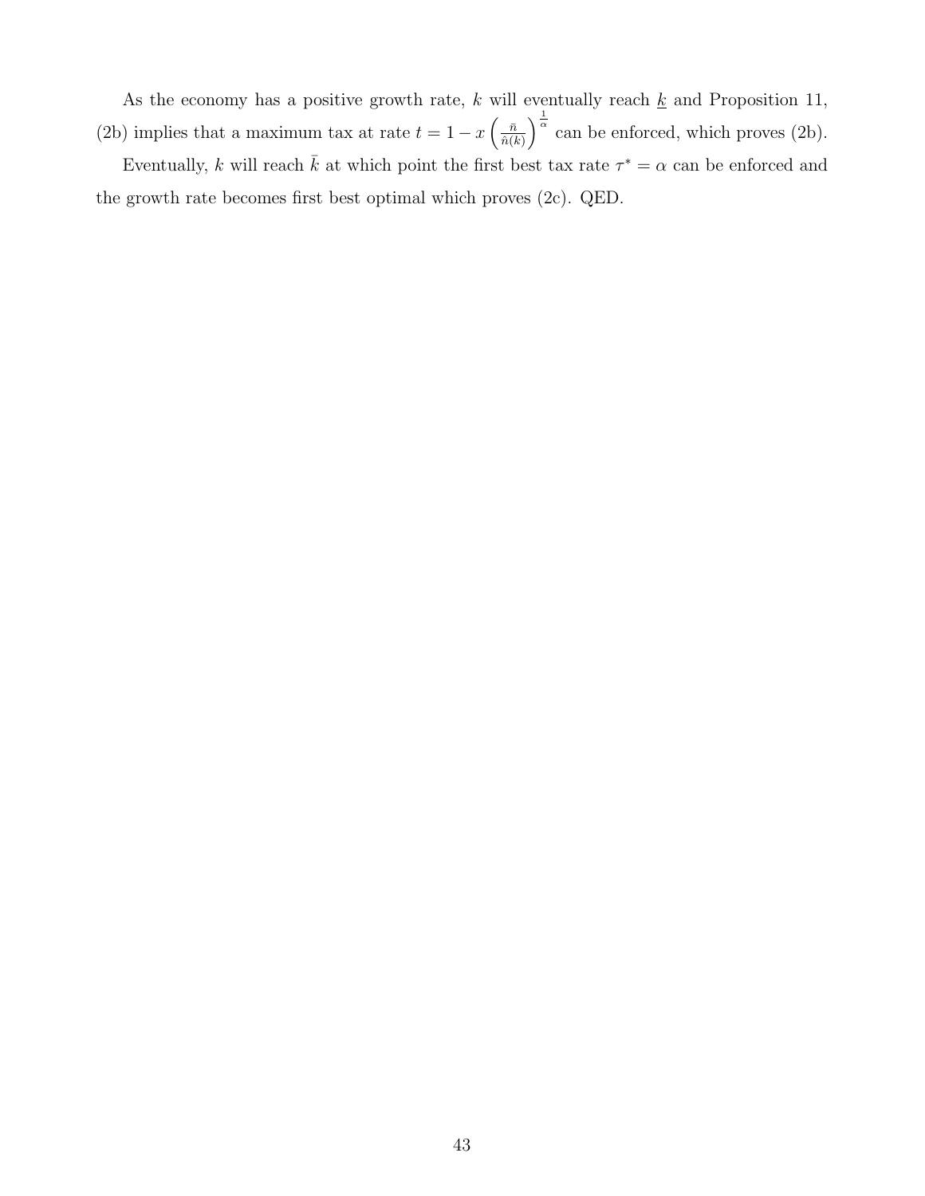As the economy has a positive growth rate, $k$ will eventually reach $\underline{k}$ and Proposition 11, (2b) implies that a maximum tax at rate $t = 1 - x\left(\frac{\bar{n}}{\hat{n}(k)}\right)^{\frac{1}{\alpha}}$ can be enforced, which proves (2b).

Eventually, $k$ will reach $\bar{k}$ at which point the first best tax rate $\tau^* = \alpha$ can be enforced and the growth rate becomes first best optimal which proves (2c). QED.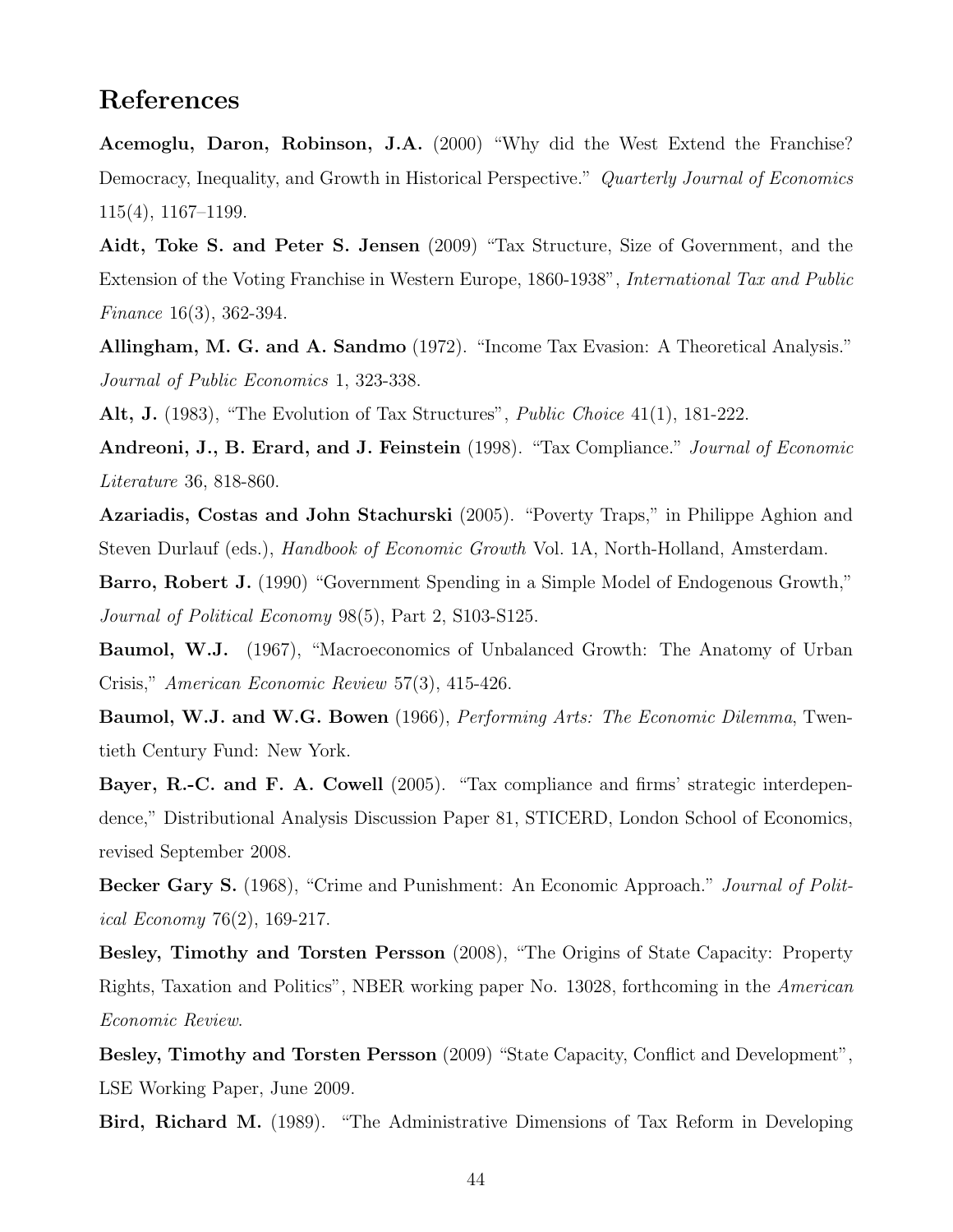# References

**Acemoglu, Daron, Robinson, J.A.** (2000) "Why did the West Extend the Franchise? Democracy, Inequality, and Growth in Historical Perspective." *Quarterly Journal of Economics* 115(4), 1167–1199.

**Aidt, Toke S. and Peter S. Jensen** (2009) "Tax Structure, Size of Government, and the Extension of the Voting Franchise in Western Europe, 1860-1938", *International Tax and Public Finance* 16(3), 362-394.

**Allingham, M. G. and A. Sandmo** (1972). "Income Tax Evasion: A Theoretical Analysis." *Journal of Public Economics* 1, 323-338.

**Alt, J.** (1983), "The Evolution of Tax Structures", *Public Choice* 41(1), 181-222.

**Andreoni, J., B. Erard, and J. Feinstein** (1998). "Tax Compliance." *Journal of Economic Literature* 36, 818-860.

**Azariadis, Costas and John Stachurski** (2005). "Poverty Traps," in Philippe Aghion and Steven Durlauf (eds.), *Handbook of Economic Growth* Vol. 1A, North-Holland, Amsterdam.

**Barro, Robert J.** (1990) "Government Spending in a Simple Model of Endogenous Growth," *Journal of Political Economy* 98(5), Part 2, S103-S125.

**Baumol, W.J.** (1967), "Macroeconomics of Unbalanced Growth: The Anatomy of Urban Crisis," *American Economic Review* 57(3), 415-426.

**Baumol, W.J. and W.G. Bowen** (1966), *Performing Arts: The Economic Dilemma*, Twentieth Century Fund: New York.

**Bayer, R.-C. and F. A. Cowell** (2005). "Tax compliance and firms' strategic interdependence," Distributional Analysis Discussion Paper 81, STICERD, London School of Economics, revised September 2008.

**Becker Gary S.** (1968), "Crime and Punishment: An Economic Approach." *Journal of Political Economy* 76(2), 169-217.

**Besley, Timothy and Torsten Persson** (2008), "The Origins of State Capacity: Property Rights, Taxation and Politics", NBER working paper No. 13028, forthcoming in the *American Economic Review*.

**Besley, Timothy and Torsten Persson** (2009) "State Capacity, Conflict and Development", LSE Working Paper, June 2009.

**Bird, Richard M.** (1989). "The Administrative Dimensions of Tax Reform in Developing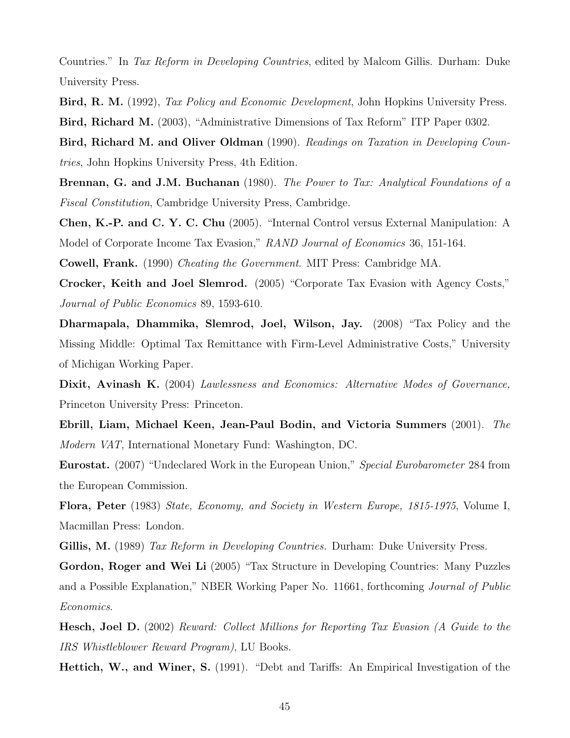Countries." In *Tax Reform in Developing Countries*, edited by Malcom Gillis. Durham: Duke University Press.

**Bird, R. M.** (1992), *Tax Policy and Economic Development*, John Hopkins University Press.

**Bird, Richard M.** (2003), "Administrative Dimensions of Tax Reform" ITP Paper 0302.

**Bird, Richard M. and Oliver Oldman** (1990). *Readings on Taxation in Developing Countries*, John Hopkins University Press, 4th Edition.

**Brennan, G. and J.M. Buchanan** (1980). *The Power to Tax: Analytical Foundations of a Fiscal Constitution*, Cambridge University Press, Cambridge.

**Chen, K.-P. and C. Y. C. Chu** (2005). "Internal Control versus External Manipulation: A Model of Corporate Income Tax Evasion," *RAND Journal of Economics* 36, 151-164.

**Cowell, Frank.** (1990) *Cheating the Government*. MIT Press: Cambridge MA.

**Crocker, Keith and Joel Slemrod.** (2005) "Corporate Tax Evasion with Agency Costs," *Journal of Public Economics* 89, 1593-610.

**Dharmapala, Dhammika, Slemrod, Joel, Wilson, Jay.** (2008) "Tax Policy and the Missing Middle: Optimal Tax Remittance with Firm-Level Administrative Costs," University of Michigan Working Paper.

**Dixit, Avinash K.** (2004) *Lawlessness and Economics: Alternative Modes of Governance,* Princeton University Press: Princeton.

**Ebrill, Liam, Michael Keen, Jean-Paul Bodin, and Victoria Summers** (2001). *The Modern VAT,* International Monetary Fund: Washington, DC.

**Eurostat.** (2007) "Undeclared Work in the European Union," *Special Eurobarometer* 284 from the European Commission.

**Flora, Peter** (1983) *State, Economy, and Society in Western Europe, 1815-1975*, Volume I, Macmillan Press: London.

**Gillis, M.** (1989) *Tax Reform in Developing Countries.* Durham: Duke University Press.

**Gordon, Roger and Wei Li** (2005) "Tax Structure in Developing Countries: Many Puzzles and a Possible Explanation," NBER Working Paper No. 11661, forthcoming *Journal of Public Economics*.

**Hesch, Joel D.** (2002) *Reward: Collect Millions for Reporting Tax Evasion (A Guide to the IRS Whistleblower Reward Program)*, LU Books.

**Hettich, W., and Winer, S.** (1991). "Debt and Tariffs: An Empirical Investigation of the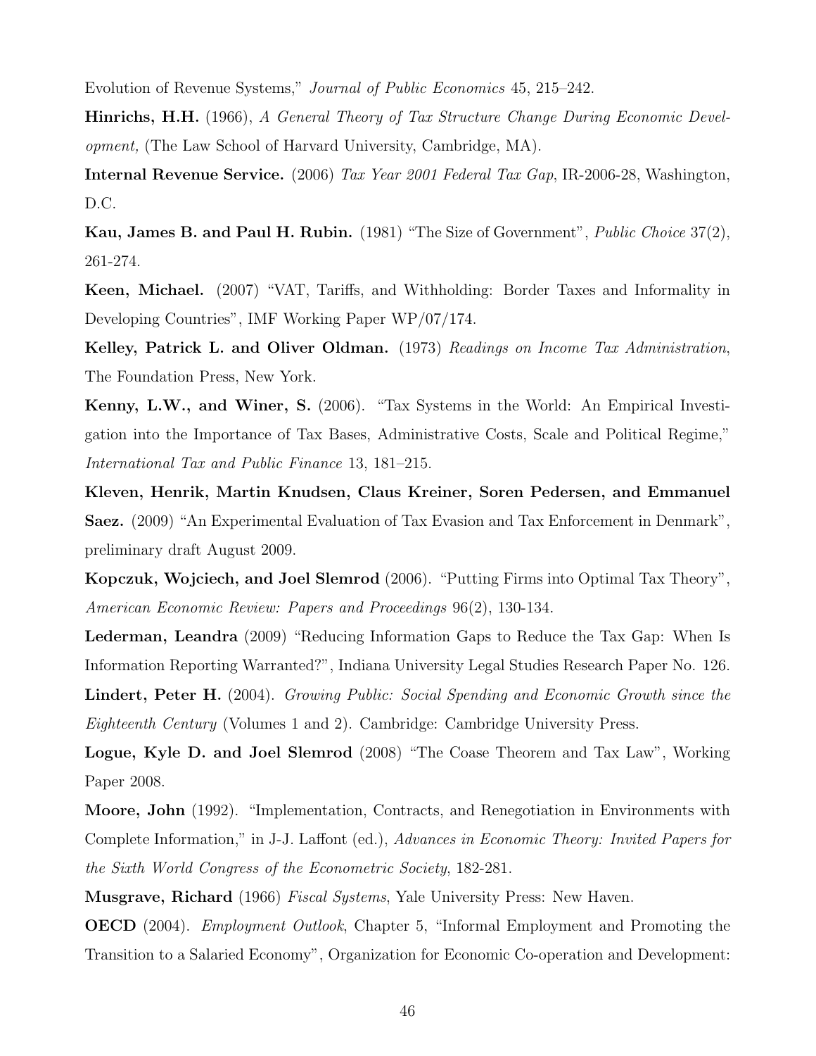Evolution of Revenue Systems," *Journal of Public Economics* 45, 215–242.

**Hinrichs, H.H.** (1966), *A General Theory of Tax Structure Change During Economic Development,* (The Law School of Harvard University, Cambridge, MA).

**Internal Revenue Service.** (2006) *Tax Year 2001 Federal Tax Gap*, IR-2006-28, Washington, D.C.

**Kau, James B. and Paul H. Rubin.** (1981) "The Size of Government", *Public Choice* 37(2), 261-274.

**Keen, Michael.** (2007) "VAT, Tariffs, and Withholding: Border Taxes and Informality in Developing Countries", IMF Working Paper WP/07/174.

**Kelley, Patrick L. and Oliver Oldman.** (1973) *Readings on Income Tax Administration*, The Foundation Press, New York.

**Kenny, L.W., and Winer, S.** (2006). "Tax Systems in the World: An Empirical Investigation into the Importance of Tax Bases, Administrative Costs, Scale and Political Regime," *International Tax and Public Finance* 13, 181–215.

**Kleven, Henrik, Martin Knudsen, Claus Kreiner, Soren Pedersen, and Emmanuel Saez.** (2009) "An Experimental Evaluation of Tax Evasion and Tax Enforcement in Denmark", preliminary draft August 2009.

**Kopczuk, Wojciech, and Joel Slemrod** (2006). "Putting Firms into Optimal Tax Theory", *American Economic Review: Papers and Proceedings* 96(2), 130-134.

**Lederman, Leandra** (2009) "Reducing Information Gaps to Reduce the Tax Gap: When Is Information Reporting Warranted?", Indiana University Legal Studies Research Paper No. 126.

**Lindert, Peter H.** (2004). *Growing Public: Social Spending and Economic Growth since the Eighteenth Century* (Volumes 1 and 2). Cambridge: Cambridge University Press.

**Logue, Kyle D. and Joel Slemrod** (2008) "The Coase Theorem and Tax Law", Working Paper 2008.

**Moore, John** (1992). "Implementation, Contracts, and Renegotiation in Environments with Complete Information," in J-J. Laffont (ed.), *Advances in Economic Theory: Invited Papers for the Sixth World Congress of the Econometric Society*, 182-281.

**Musgrave, Richard** (1966) *Fiscal Systems*, Yale University Press: New Haven.

**OECD** (2004). *Employment Outlook*, Chapter 5, "Informal Employment and Promoting the Transition to a Salaried Economy", Organization for Economic Co-operation and Development: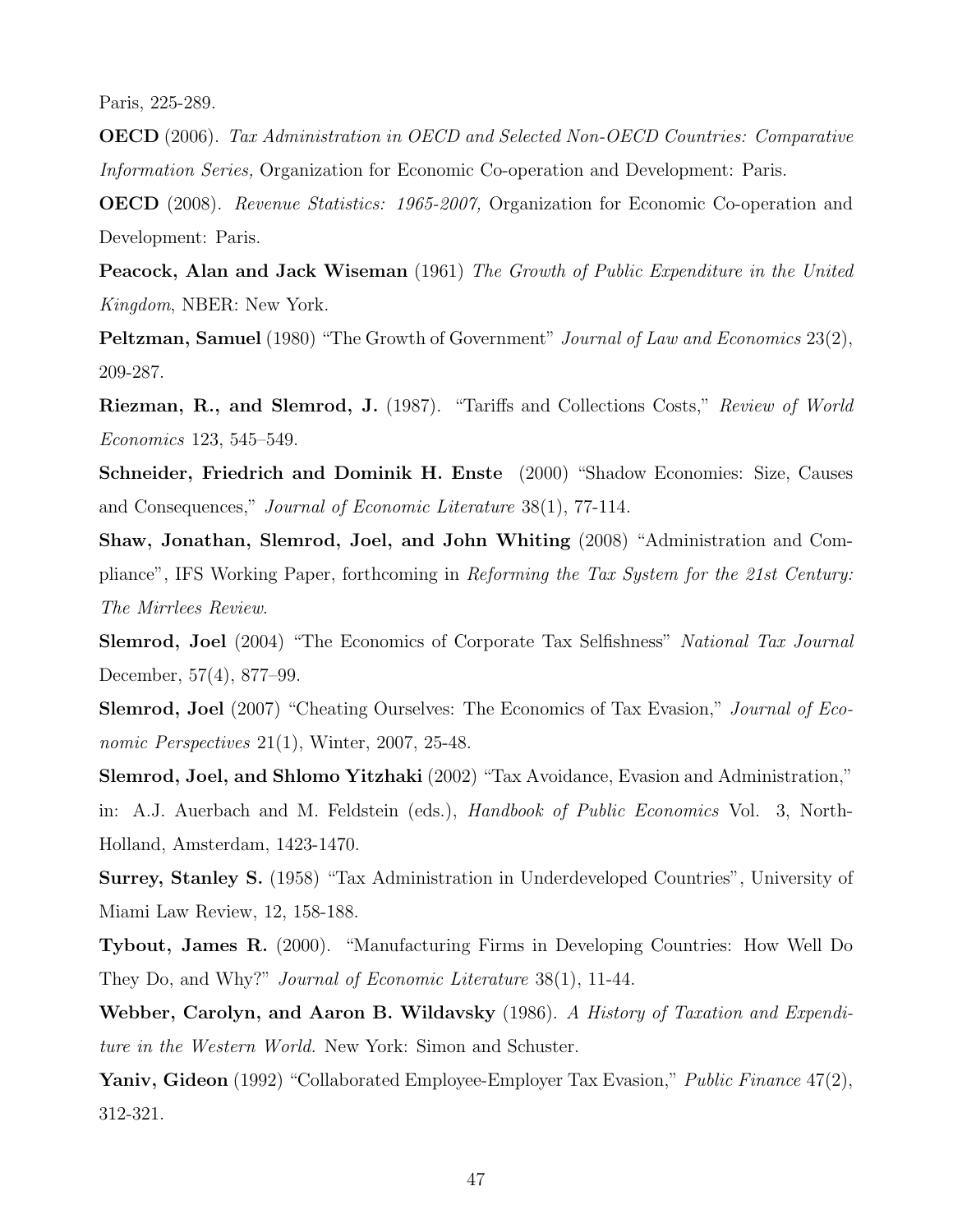Paris, 225-289.

**OECD** (2006). *Tax Administration in OECD and Selected Non-OECD Countries: Comparative Information Series,* Organization for Economic Co-operation and Development: Paris.

**OECD** (2008). *Revenue Statistics: 1965-2007,* Organization for Economic Co-operation and Development: Paris.

**Peacock, Alan and Jack Wiseman** (1961) *The Growth of Public Expenditure in the United Kingdom*, NBER: New York.

**Peltzman, Samuel** (1980) "The Growth of Government" *Journal of Law and Economics* 23(2), 209-287.

**Riezman, R., and Slemrod, J.** (1987). "Tariffs and Collections Costs," *Review of World Economics* 123, 545–549.

**Schneider, Friedrich and Dominik H. Enste** (2000) "Shadow Economies: Size, Causes and Consequences," *Journal of Economic Literature* 38(1), 77-114.

**Shaw, Jonathan, Slemrod, Joel, and John Whiting** (2008) "Administration and Compliance", IFS Working Paper, forthcoming in *Reforming the Tax System for the 21st Century: The Mirrlees Review*.

**Slemrod, Joel** (2004) "The Economics of Corporate Tax Selfishness" *National Tax Journal* December, 57(4), 877–99.

**Slemrod, Joel** (2007) "Cheating Ourselves: The Economics of Tax Evasion," *Journal of Economic Perspectives* 21(1), Winter, 2007, 25-48.

**Slemrod, Joel, and Shlomo Yitzhaki** (2002) "Tax Avoidance, Evasion and Administration," in: A.J. Auerbach and M. Feldstein (eds.), *Handbook of Public Economics* Vol. 3, North-Holland, Amsterdam, 1423-1470.

**Surrey, Stanley S.** (1958) "Tax Administration in Underdeveloped Countries", University of Miami Law Review, 12, 158-188.

**Tybout, James R.** (2000). "Manufacturing Firms in Developing Countries: How Well Do They Do, and Why?" *Journal of Economic Literature* 38(1), 11-44.

**Webber, Carolyn, and Aaron B. Wildavsky** (1986). *A History of Taxation and Expenditure in the Western World.* New York: Simon and Schuster.

**Yaniv, Gideon** (1992) "Collaborated Employee-Employer Tax Evasion," *Public Finance* 47(2), 312-321.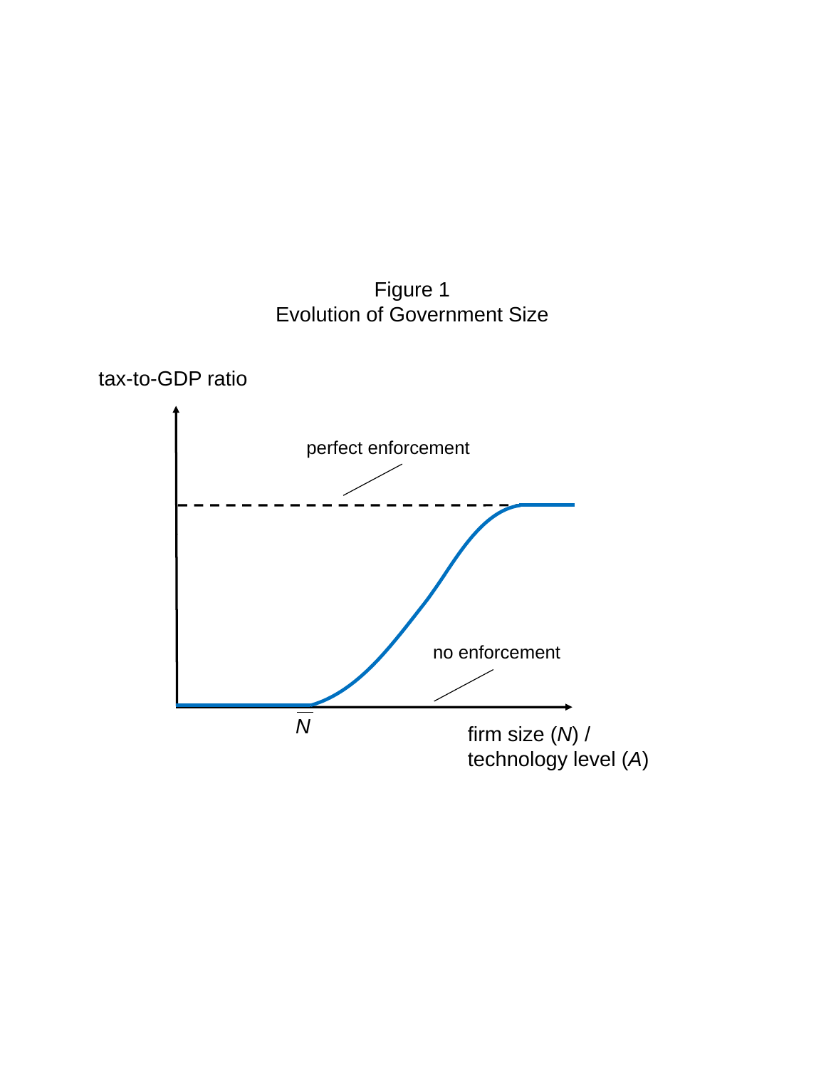Figure 1
Evolution of Government Size

tax-to-GDP ratio

perfect enforcement

no enforcement

$\overline{N}$

firm size ($N$) / technology level ($A$)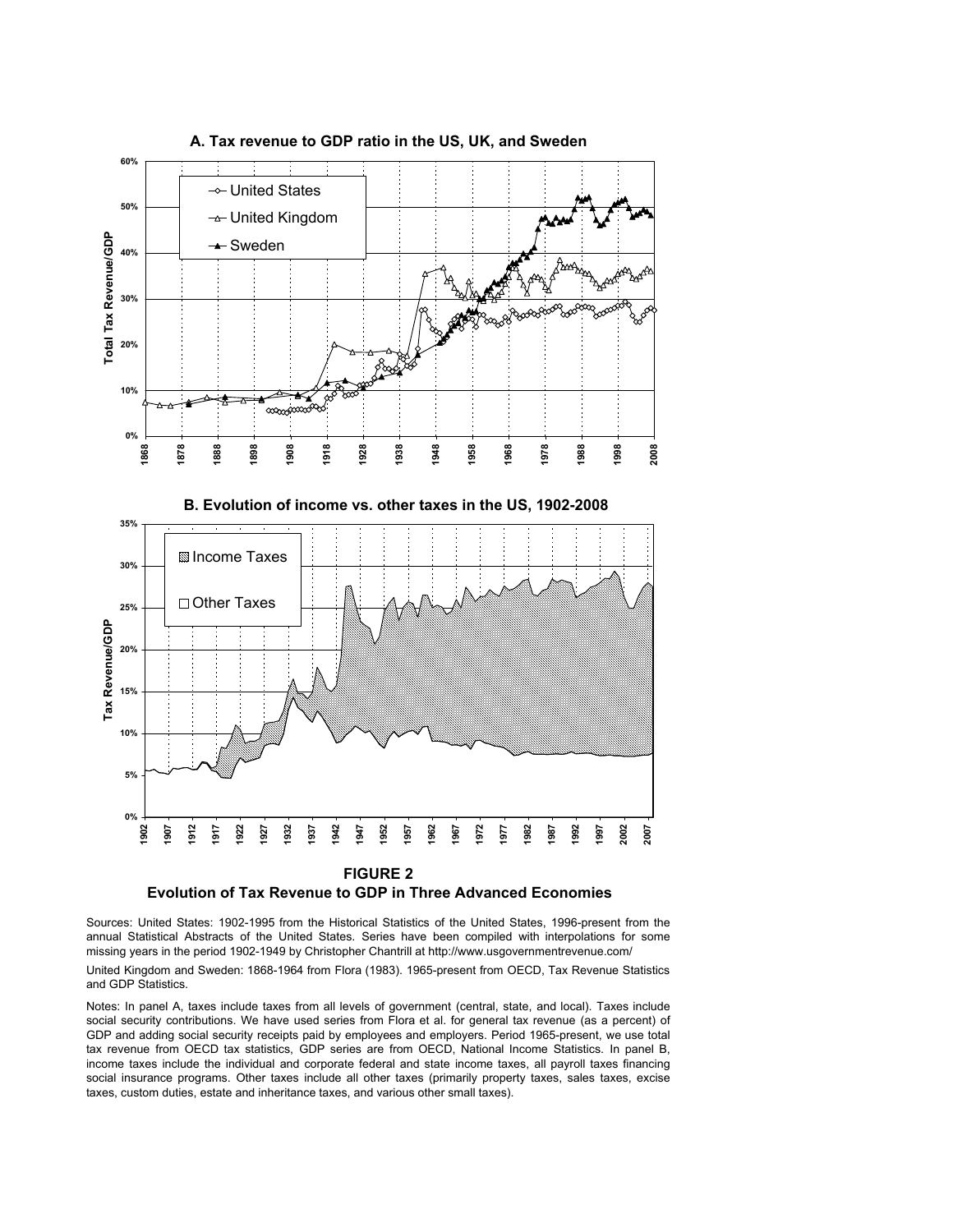**A. Tax revenue to GDP ratio in the US, UK, and Sweden**

Total Tax Revenue/GDP

60%
50%
40%
30%
20%
10%
0%

United States
United Kingdom
Sweden

1868 1878 1888 1898 1908 1918 1928 1938 1948 1958 1968 1978 1988 1998 2008

**B. Evolution of income vs. other taxes in the US, 1902-2008**

Tax Revenue/GDP

35%
30%
25%
20%
15%
10%
5%
0%

Income Taxes

Other Taxes

1902 1907 1912 1917 1922 1927 1932 1937 1942 1947 1952 1957 1962 1967 1972 1977 1982 1987 1992 1997 2002 2007

**FIGURE 2**
**Evolution of Tax Revenue to GDP in Three Advanced Economies**

Sources: United States: 1902-1995 from the Historical Statistics of the United States, 1996-present from the annual Statistical Abstracts of the United States. Series have been compiled with interpolations for some missing years in the period 1902-1949 by Christopher Chantrill at http://www.usgovernmentrevenue.com/

United Kingdom and Sweden: 1868-1964 from Flora (1983). 1965-present from OECD, Tax Revenue Statistics and GDP Statistics.

Notes: In panel A, taxes include taxes from all levels of government (central, state, and local). Taxes include social security contributions. We have used series from Flora et al. for general tax revenue (as a percent) of GDP and adding social security receipts paid by employees and employers. Period 1965-present, we use total tax revenue from OECD tax statistics, GDP series are from OECD, National Income Statistics. In panel B, income taxes include the individual and corporate federal and state income taxes, all payroll taxes financing social insurance programs. Other taxes include all other taxes (primarily property taxes, sales taxes, excise taxes, custom duties, estate and inheritance taxes, and various other small taxes).